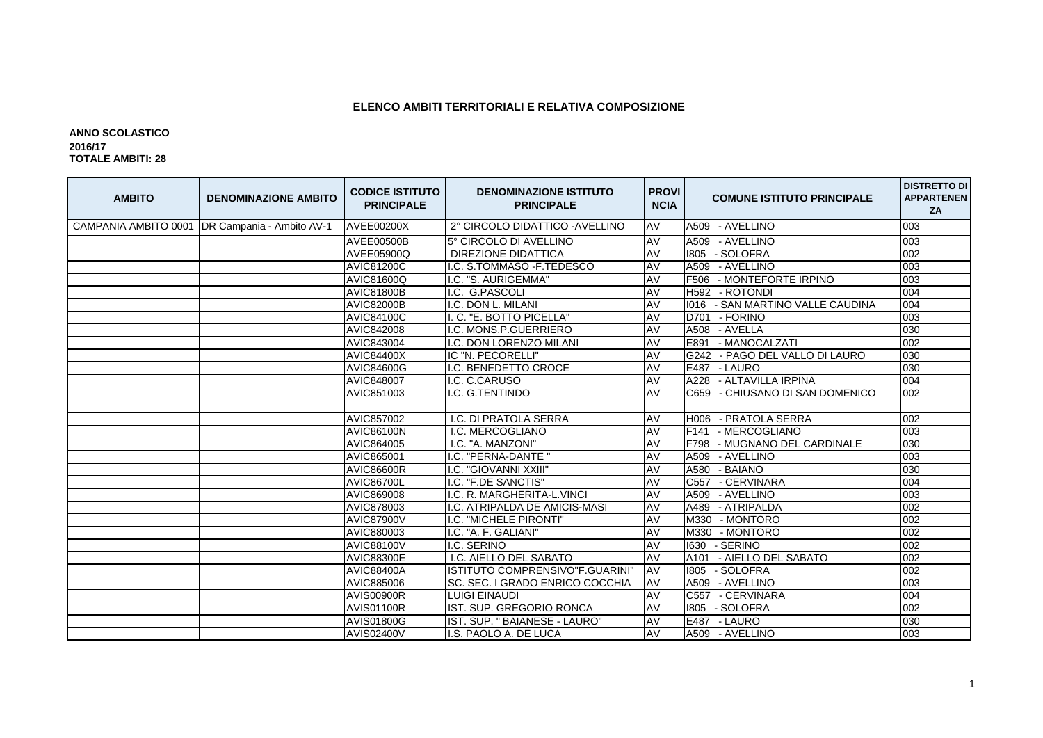## ELENCO AMBITI TERRITORIALI E RELATIVA COMPOSIZIONE

**ANNO SCOLASTICO**
**2016/17**
**TOTALE AMBITI: 28**

| AMBITO | DENOMINAZIONE AMBITO | CODICE ISTITUTO PRINCIPALE | DENOMINAZIONE ISTITUTO PRINCIPALE | PROVINCIA | COMUNE ISTITUTO PRINCIPALE | DISTRETTO DI APPARTENENZA |
|---|---|---|---|---|---|---|
| CAMPANIA AMBITO 0001 | DR Campania - Ambito AV-1 | AVEE00200X | 2° CIRCOLO DIDATTICO -AVELLINO | AV | A509 - AVELLINO | 003 |
| | | AVEE00500B | 5° CIRCOLO DI AVELLINO | AV | A509 - AVELLINO | 003 |
| | | AVEE05900Q | DIREZIONE DIDATTICA | AV | I805 - SOLOFRA | 002 |
| | | AVIC81200C | I.C. S.TOMMASO -F.TEDESCO | AV | A509 - AVELLINO | 003 |
| | | AVIC81600Q | I.C. "S. AURIGEMMA" | AV | F506 - MONTEFORTE IRPINO | 003 |
| | | AVIC81800B | I.C. G.PASCOLI | AV | H592 - ROTONDI | 004 |
| | | AVIC82000B | I.C. DON L. MILANI | AV | I016 - SAN MARTINO VALLE CAUDINA | 004 |
| | | AVIC84100C | I. C. "E. BOTTO PICELLA" | AV | D701 - FORINO | 003 |
| | | AVIC842008 | I.C. MONS.P.GUERRIERO | AV | A508 - AVELLA | 030 |
| | | AVIC843004 | I.C. DON LORENZO MILANI | AV | E891 - MANOCALZATI | 002 |
| | | AVIC84400X | IC "N. PECORELLI" | AV | G242 - PAGO DEL VALLO DI LAURO | 030 |
| | | AVIC84600G | I.C. BENEDETTO CROCE | AV | E487 - LAURO | 030 |
| | | AVIC848007 | I.C. C.CARUSO | AV | A228 - ALTAVILLA IRPINA | 004 |
| | | AVIC851003 | I.C. G.TENTINDO | AV | C659 - CHIUSANO DI SAN DOMENICO | 002 |
| | | AVIC857002 | I.C. DI PRATOLA SERRA | AV | H006 - PRATOLA SERRA | 002 |
| | | AVIC86100N | I.C. MERCOGLIANO | AV | F141 - MERCOGLIANO | 003 |
| | | AVIC864005 | I.C. "A. MANZONI" | AV | F798 - MUGNANO DEL CARDINALE | 030 |
| | | AVIC865001 | I.C. "PERNA-DANTE " | AV | A509 - AVELLINO | 003 |
| | | AVIC86600R | I.C. "GIOVANNI XXIII" | AV | A580 - BAIANO | 030 |
| | | AVIC86700L | I.C. "F.DE SANCTIS" | AV | C557 - CERVINARA | 004 |
| | | AVIC869008 | I.C. R. MARGHERITA-L.VINCI | AV | A509 - AVELLINO | 003 |
| | | AVIC878003 | I.C. ATRIPALDA DE AMICIS-MASI | AV | A489 - ATRIPALDA | 002 |
| | | AVIC87900V | I.C. "MICHELE PIRONTI" | AV | M330 - MONTORO | 002 |
| | | AVIC880003 | I.C. "A. F. GALIANI" | AV | M330 - MONTORO | 002 |
| | | AVIC88100V | I.C. SERINO | AV | I630 - SERINO | 002 |
| | | AVIC88300E | I.C. AIELLO DEL SABATO | AV | A101 - AIELLO DEL SABATO | 002 |
| | | AVIC88400A | ISTITUTO COMPRENSIVO"F.GUARINI" | AV | I805 - SOLOFRA | 002 |
| | | AVIC885006 | SC. SEC. I GRADO ENRICO COCCHIA | AV | A509 - AVELLINO | 003 |
| | | AVIS00900R | LUIGI EINAUDI | AV | C557 - CERVINARA | 004 |
| | | AVIS01100R | IST. SUP. GREGORIO RONCA | AV | I805 - SOLOFRA | 002 |
| | | AVIS01800G | IST. SUP. " BAIANESE - LAURO" | AV | E487 - LAURO | 030 |
| | | AVIS02400V | I.S. PAOLO A. DE LUCA | AV | A509 - AVELLINO | 003 |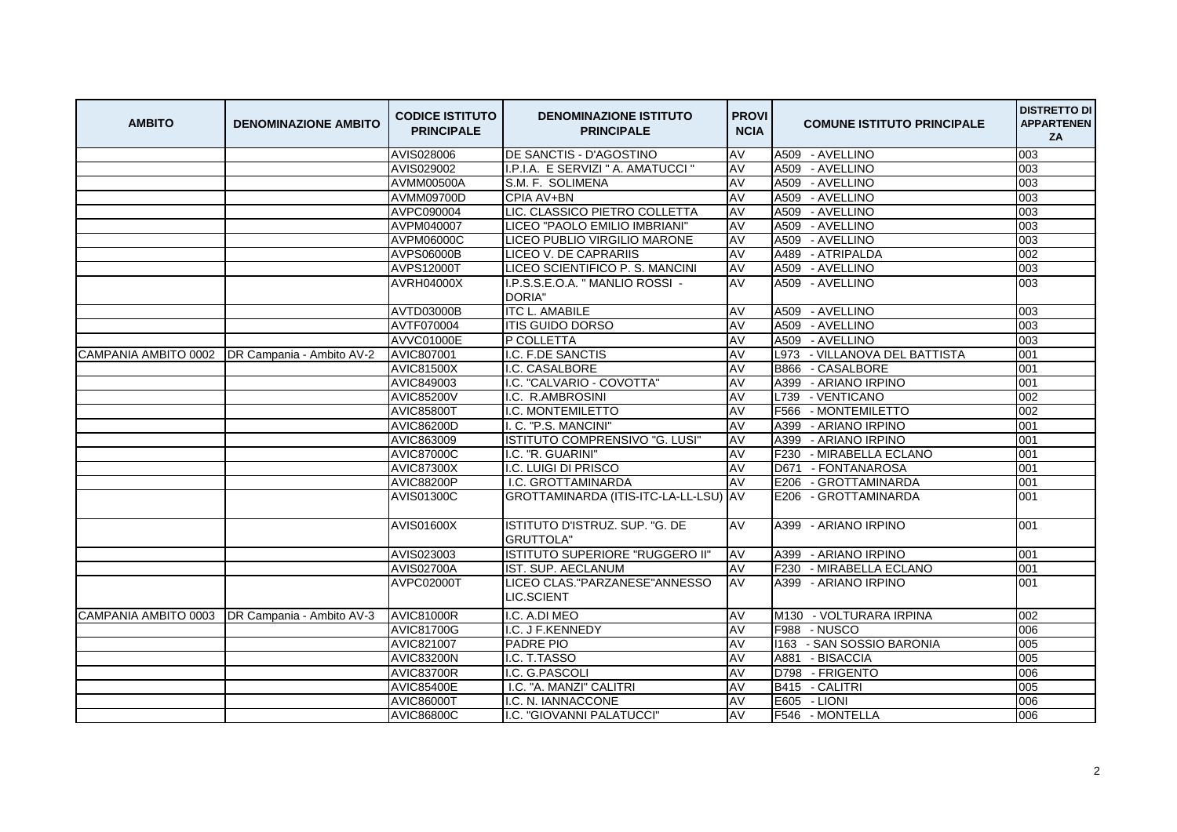| AMBITO | DENOMINAZIONE AMBITO | CODICE ISTITUTO PRINCIPALE | DENOMINAZIONE ISTITUTO PRINCIPALE | PROVINCIA | COMUNE ISTITUTO PRINCIPALE | DISTRETTO DI APPARTENENZA |
|---|---|---|---|---|---|---|
| | | AVIS028006 | DE SANCTIS - D'AGOSTINO | AV | A509 - AVELLINO | 003 |
| | | AVIS029002 | I.P.I.A. E SERVIZI " A. AMATUCCI " | AV | A509 - AVELLINO | 003 |
| | | AVMM00500A | S.M. F. SOLIMENA | AV | A509 - AVELLINO | 003 |
| | | AVMM09700D | CPIA AV+BN | AV | A509 - AVELLINO | 003 |
| | | AVPC090004 | LIC. CLASSICO PIETRO COLLETTA | AV | A509 - AVELLINO | 003 |
| | | AVPM040007 | LICEO "PAOLO EMILIO IMBRIANI" | AV | A509 - AVELLINO | 003 |
| | | AVPM06000C | LICEO PUBLIO VIRGILIO MARONE | AV | A509 - AVELLINO | 003 |
| | | AVPS06000B | LICEO V. DE CAPRARIIS | AV | A489 - ATRIPALDA | 002 |
| | | AVPS12000T | LICEO SCIENTIFICO P. S. MANCINI | AV | A509 - AVELLINO | 003 |
| | | AVRH04000X | I.P.S.S.E.O.A. " MANLIO ROSSI - DORIA" | AV | A509 - AVELLINO | 003 |
| | | AVTD03000B | ITC L. AMABILE | AV | A509 - AVELLINO | 003 |
| | | AVTF070004 | ITIS GUIDO DORSO | AV | A509 - AVELLINO | 003 |
| | | AVVC01000E | P COLLETTA | AV | A509 - AVELLINO | 003 |
| CAMPANIA AMBITO 0002 | DR Campania - Ambito AV-2 | AVIC807001 | I.C. F.DE SANCTIS | AV | L973 - VILLANOVA DEL BATTISTA | 001 |
| | | AVIC81500X | I.C. CASALBORE | AV | B866 - CASALBORE | 001 |
| | | AVIC849003 | I.C. "CALVARIO - COVOTTA" | AV | A399 - ARIANO IRPINO | 001 |
| | | AVIC85200V | I.C. R.AMBROSINI | AV | L739 - VENTICANO | 002 |
| | | AVIC85800T | I.C. MONTEMILETTO | AV | F566 - MONTEMILETTO | 002 |
| | | AVIC86200D | I. C. "P.S. MANCINI" | AV | A399 - ARIANO IRPINO | 001 |
| | | AVIC863009 | ISTITUTO COMPRENSIVO "G. LUSI" | AV | A399 - ARIANO IRPINO | 001 |
| | | AVIC87000C | I.C. "R. GUARINI" | AV | F230 - MIRABELLA ECLANO | 001 |
| | | AVIC87300X | I.C. LUIGI DI PRISCO | AV | D671 - FONTANAROSA | 001 |
| | | AVIC88200P | I.C. GROTTAMINARDA | AV | E206 - GROTTAMINARDA | 001 |
| | | AVIS01300C | GROTTAMINARDA (ITIS-ITC-LA-LL-LSU) | AV | E206 - GROTTAMINARDA | 001 |
| | | AVIS01600X | ISTITUTO D'ISTRUZ. SUP. "G. DE GRUTTOLA" | AV | A399 - ARIANO IRPINO | 001 |
| | | AVIS023003 | ISTITUTO SUPERIORE "RUGGERO II" | AV | A399 - ARIANO IRPINO | 001 |
| | | AVIS02700A | IST. SUP. AECLANUM | AV | F230 - MIRABELLA ECLANO | 001 |
| | | AVPC02000T | LICEO CLAS."PARZANESE"ANNESSO LIC.SCIENT | AV | A399 - ARIANO IRPINO | 001 |
| CAMPANIA AMBITO 0003 | DR Campania - Ambito AV-3 | AVIC81000R | I.C. A.DI MEO | AV | M130 - VOLTURARA IRPINA | 002 |
| | | AVIC81700G | I.C. J F.KENNEDY | AV | F988 - NUSCO | 006 |
| | | AVIC821007 | PADRE PIO | AV | I163 - SAN SOSSIO BARONIA | 005 |
| | | AVIC83200N | I.C. T.TASSO | AV | A881 - BISACCIA | 005 |
| | | AVIC83700R | I.C. G.PASCOLI | AV | D798 - FRIGENTO | 006 |
| | | AVIC85400E | I.C. "A. MANZI" CALITRI | AV | B415 - CALITRI | 005 |
| | | AVIC86000T | I.C. N. IANNACCONE | AV | E605 - LIONI | 006 |
| | | AVIC86800C | I.C. "GIOVANNI PALATUCCI" | AV | F546 - MONTELLA | 006 |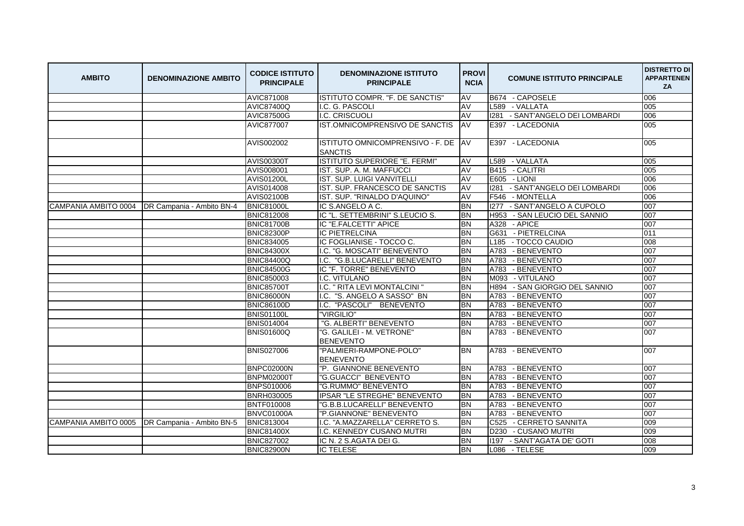| AMBITO | DENOMINAZIONE AMBITO | CODICE ISTITUTO PRINCIPALE | DENOMINAZIONE ISTITUTO PRINCIPALE | PROVINCIA | COMUNE ISTITUTO PRINCIPALE | DISTRETTO DI APPARTENENZA |
|---|---|---|---|---|---|---|
| | | AVIC871008 | ISTITUTO COMPR. "F. DE SANCTIS" | AV | B674 - CAPOSELE | 006 |
| | | AVIC87400Q | I.C. G. PASCOLI | AV | L589 - VALLATA | 005 |
| | | AVIC87500G | I.C. CRISCUOLI | AV | I281 - SANT'ANGELO DEI LOMBARDI | 006 |
| | | AVIC877007 | IST.OMNICOMPRENSIVO DE SANCTIS | AV | E397 - LACEDONIA | 005 |
| | | AVIS002002 | ISTITUTO OMNICOMPRENSIVO - F. DE SANCTIS | AV | E397 - LACEDONIA | 005 |
| | | AVIS00300T | ISTITUTO SUPERIORE "E. FERMI" | AV | L589 - VALLATA | 005 |
| | | AVIS008001 | IST. SUP. A. M. MAFFUCCI | AV | B415 - CALITRI | 005 |
| | | AVIS01200L | IST. SUP. LUIGI VANVITELLI | AV | E605 - LIONI | 006 |
| | | AVIS014008 | IST. SUP. FRANCESCO DE SANCTIS | AV | I281 - SANT'ANGELO DEI LOMBARDI | 006 |
| | | AVIS02100B | IST. SUP. "RINALDO D'AQUINO" | AV | F546 - MONTELLA | 006 |
| CAMPANIA AMBITO 0004 | DR Campania - Ambito BN-4 | BNIC81000L | IC S.ANGELO A C. | BN | I277 - SANT'ANGELO A CUPOLO | 007 |
| | | BNIC812008 | IC "L. SETTEMBRINI" S.LEUCIO S. | BN | H953 - SAN LEUCIO DEL SANNIO | 007 |
| | | BNIC81700B | IC "E.FALCETTI" APICE | BN | A328 - APICE | 007 |
| | | BNIC82300P | IC PIETRELCINA | BN | G631 - PIETRELCINA | 011 |
| | | BNIC834005 | IC FOGLIANISE - TOCCO C. | BN | L185 - TOCCO CAUDIO | 008 |
| | | BNIC84300X | I.C. "G. MOSCATI" BENEVENTO | BN | A783 - BENEVENTO | 007 |
| | | BNIC84400Q | I.C. "G.B.LUCARELLI" BENEVENTO | BN | A783 - BENEVENTO | 007 |
| | | BNIC84500G | IC "F. TORRE" BENEVENTO | BN | A783 - BENEVENTO | 007 |
| | | BNIC850003 | I.C. VITULANO | BN | M093 - VITULANO | 007 |
| | | BNIC85700T | I.C. " RITA LEVI MONTALCINI " | BN | H894 - SAN GIORGIO DEL SANNIO | 007 |
| | | BNIC86000N | I.C. "S. ANGELO A SASSO" BN | BN | A783 - BENEVENTO | 007 |
| | | BNIC86100D | I.C. "PASCOLI" BENEVENTO | BN | A783 - BENEVENTO | 007 |
| | | BNIS01100L | "VIRGILIO" | BN | A783 - BENEVENTO | 007 |
| | | BNIS014004 | "G. ALBERTI" BENEVENTO | BN | A783 - BENEVENTO | 007 |
| | | BNIS01600Q | "G. GALILEI - M. VETRONE" BENEVENTO | BN | A783 - BENEVENTO | 007 |
| | | BNIS027006 | "PALMIERI-RAMPONE-POLO" BENEVENTO | BN | A783 - BENEVENTO | 007 |
| | | BNPC02000N | "P. GIANNONE BENEVENTO | BN | A783 - BENEVENTO | 007 |
| | | BNPM02000T | "G.GUACCI" BENEVENTO | BN | A783 - BENEVENTO | 007 |
| | | BNPS010006 | "G.RUMMO" BENEVENTO | BN | A783 - BENEVENTO | 007 |
| | | BNRH030005 | IPSAR "LE STREGHE" BENEVENTO | BN | A783 - BENEVENTO | 007 |
| | | BNTF010008 | "G.B.B.LUCARELLI" BENEVENTO | BN | A783 - BENEVENTO | 007 |
| | | BNVC01000A | "P.GIANNONE" BENEVENTO | BN | A783 - BENEVENTO | 007 |
| CAMPANIA AMBITO 0005 | DR Campania - Ambito BN-5 | BNIC813004 | I.C. "A.MAZZARELLA" CERRETO S. | BN | C525 - CERRETO SANNITA | 009 |
| | | BNIC81400X | I.C. KENNEDY CUSANO MUTRI | BN | D230 - CUSANO MUTRI | 009 |
| | | BNIC827002 | IC N. 2 S.AGATA DEI G. | BN | I197 - SANT'AGATA DE' GOTI | 008 |
| | | BNIC82900N | IC TELESE | BN | L086 - TELESE | 009 |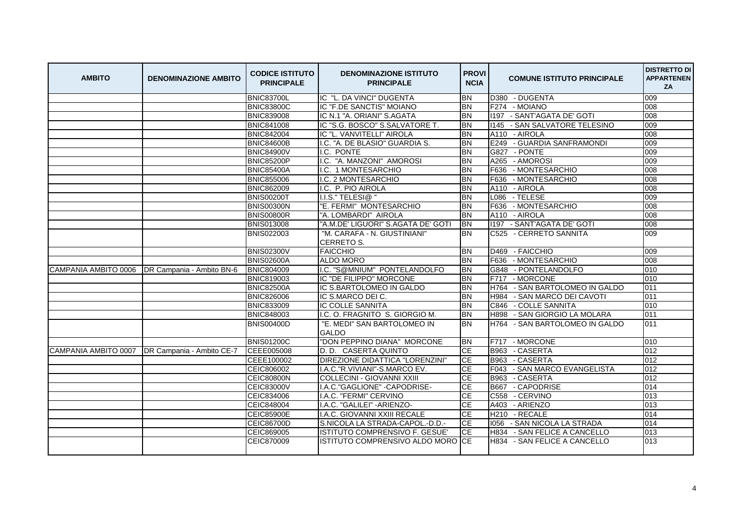| AMBITO | DENOMINAZIONE AMBITO | CODICE ISTITUTO PRINCIPALE | DENOMINAZIONE ISTITUTO PRINCIPALE | PROVINCIA | COMUNE ISTITUTO PRINCIPALE | DISTRETTO DI APPARTENENZA |
|---|---|---|---|---|---|---|
| | | BNIC83700L | IC "L. DA VINCI" DUGENTA | BN | D380 - DUGENTA | 009 |
| | | BNIC83800C | IC "F.DE SANCTIS" MOIANO | BN | F274 - MOIANO | 008 |
| | | BNIC839008 | IC N.1 "A. ORIANI" S.AGATA | BN | I197 - SANT'AGATA DE' GOTI | 008 |
| | | BNIC841008 | IC "S.G. BOSCO" S.SALVATORE T. | BN | I145 - SAN SALVATORE TELESINO | 009 |
| | | BNIC842004 | IC "L. VANVITELLI" AIROLA | BN | A110 - AIROLA | 008 |
| | | BNIC84600B | I.C. "A. DE BLASIO" GUARDIA S. | BN | E249 - GUARDIA SANFRAMONDI | 009 |
| | | BNIC84900V | I.C. PONTE | BN | G827 - PONTE | 009 |
| | | BNIC85200P | I.C. "A. MANZONI" AMOROSI | BN | A265 - AMOROSI | 009 |
| | | BNIC85400A | I.C. 1 MONTESARCHIO | BN | F636 - MONTESARCHIO | 008 |
| | | BNIC855006 | I.C. 2 MONTESARCHIO | BN | F636 - MONTESARCHIO | 008 |
| | | BNIC862009 | I.C. P. PIO AIROLA | BN | A110 - AIROLA | 008 |
| | | BNIS00200T | I.I.S." TELESI@ " | BN | L086 - TELESE | 009 |
| | | BNIS00300N | "E. FERMI" MONTESARCHIO | BN | F636 - MONTESARCHIO | 008 |
| | | BNIS00800R | "A. LOMBARDI" AIROLA | BN | A110 - AIROLA | 008 |
| | | BNIS013008 | "A.M.DE' LIGUORI" S.AGATA DE' GOTI | BN | I197 - SANT'AGATA DE' GOTI | 008 |
| | | BNIS022003 | "M. CARAFA - N. GIUSTINIANI" CERRETO S. | BN | C525 - CERRETO SANNITA | 009 |
| | | BNIS02300V | FAICCHIO | BN | D469 - FAICCHIO | 009 |
| | | BNIS02600A | ALDO MORO | BN | F636 - MONTESARCHIO | 008 |
| CAMPANIA AMBITO 0006 | DR Campania - Ambito BN-6 | BNIC804009 | I.C. "S@MNIUM" PONTELANDOLFO | BN | G848 - PONTELANDOLFO | 010 |
| | | BNIC819003 | IC "DE FILIPPO" MORCONE | BN | F717 - MORCONE | 010 |
| | | BNIC82500A | IC S.BARTOLOMEO IN GALDO | BN | H764 - SAN BARTOLOMEO IN GALDO | 011 |
| | | BNIC826006 | IC S.MARCO DEI C. | BN | H984 - SAN MARCO DEI CAVOTI | 011 |
| | | BNIC833009 | IC COLLE SANNITA | BN | C846 - COLLE SANNITA | 010 |
| | | BNIC848003 | I.C. O. FRAGNITO S. GIORGIO M. | BN | H898 - SAN GIORGIO LA MOLARA | 011 |
| | | BNIS00400D | "E. MEDI" SAN BARTOLOMEO IN GALDO | BN | H764 - SAN BARTOLOMEO IN GALDO | 011 |
| | | BNIS01200C | "DON PEPPINO DIANA" MORCONE | BN | F717 - MORCONE | 010 |
| CAMPANIA AMBITO 0007 | DR Campania - Ambito CE-7 | CEEE005008 | D. D. CASERTA QUINTO | CE | B963 - CASERTA | 012 |
| | | CEEE100002 | DIREZIONE DIDATTICA "LORENZINI" | CE | B963 - CASERTA | 012 |
| | | CEIC806002 | I.A.C."R.VIVIANI"-S.MARCO EV. | CE | F043 - SAN MARCO EVANGELISTA | 012 |
| | | CEIC80800N | COLLECINI - GIOVANNI XXIII | CE | B963 - CASERTA | 012 |
| | | CEIC83000V | I.A.C."GAGLIONE" -CAPODRISE- | CE | B667 - CAPODRISE | 014 |
| | | CEIC834006 | I.A.C. "FERMI" CERVINO | CE | C558 - CERVINO | 013 |
| | | CEIC848004 | I.A.C. "GALILEI" -ARIENZO- | CE | A403 - ARIENZO | 013 |
| | | CEIC85900E | I.A.C. GIOVANNI XXIII RECALE | CE | H210 - RECALE | 014 |
| | | CEIC86700D | S.NICOLA LA STRADA-CAPOL.-D.D.- | CE | I056 - SAN NICOLA LA STRADA | 014 |
| | | CEIC869005 | ISTITUTO COMPRENSIVO F. GESUE' | CE | H834 - SAN FELICE A CANCELLO | 013 |
| | | CEIC870009 | ISTITUTO COMPRENSIVO ALDO MORO | CE | H834 - SAN FELICE A CANCELLO | 013 |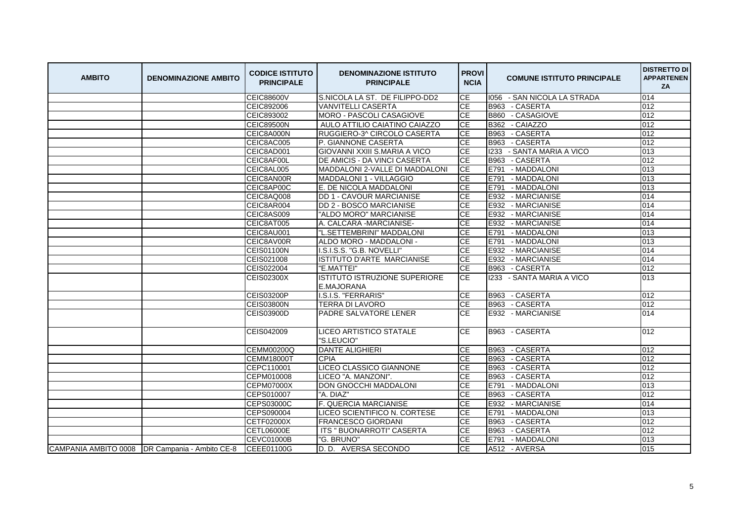| AMBITO | DENOMINAZIONE AMBITO | CODICE ISTITUTO PRINCIPALE | DENOMINAZIONE ISTITUTO PRINCIPALE | PROVINCIA | COMUNE ISTITUTO PRINCIPALE | DISTRETTO DI APPARTENENZA |
|---|---|---|---|---|---|---|
| | | CEIC88600V | S.NICOLA LA ST. DE FILIPPO-DD2 | CE | I056 - SAN NICOLA LA STRADA | 014 |
| | | CEIC892006 | VANVITELLI CASERTA | CE | B963 - CASERTA | 012 |
| | | CEIC893002 | MORO - PASCOLI CASAGIOVE | CE | B860 - CASAGIOVE | 012 |
| | | CEIC89500N | AULO ATTILIO CAIATINO CAIAZZO | CE | B362 - CAIAZZO | 012 |
| | | CEIC8A000N | RUGGIERO-3^ CIRCOLO CASERTA | CE | B963 - CASERTA | 012 |
| | | CEIC8AC005 | P. GIANNONE CASERTA | CE | B963 - CASERTA | 012 |
| | | CEIC8AD001 | GIOVANNI XXIII S.MARIA A VICO | CE | I233 - SANTA MARIA A VICO | 013 |
| | | CEIC8AF00L | DE AMICIS - DA VINCI CASERTA | CE | B963 - CASERTA | 012 |
| | | CEIC8AL005 | MADDALONI 2-VALLE DI MADDALONI | CE | E791 - MADDALONI | 013 |
| | | CEIC8AN00R | MADDALONI 1 - VILLAGGIO | CE | E791 - MADDALONI | 013 |
| | | CEIC8AP00C | E. DE NICOLA MADDALONI | CE | E791 - MADDALONI | 013 |
| | | CEIC8AQ008 | DD 1 - CAVOUR MARCIANISE | CE | E932 - MARCIANISE | 014 |
| | | CEIC8AR004 | DD 2 - BOSCO MARCIANISE | CE | E932 - MARCIANISE | 014 |
| | | CEIC8AS009 | "ALDO MORO" MARCIANISE | CE | E932 - MARCIANISE | 014 |
| | | CEIC8AT005 | A. CALCARA -MARCIANISE- | CE | E932 - MARCIANISE | 014 |
| | | CEIC8AU001 | "L.SETTEMBRINI" MADDALONI | CE | E791 - MADDALONI | 013 |
| | | CEIC8AV00R | ALDO MORO - MADDALONI - | CE | E791 - MADDALONI | 013 |
| | | CEIS01100N | I.S.I.S.S. "G.B. NOVELLI" | CE | E932 - MARCIANISE | 014 |
| | | CEIS021008 | ISTITUTO D'ARTE MARCIANISE | CE | E932 - MARCIANISE | 014 |
| | | CEIS022004 | "E.MATTEI" | CE | B963 - CASERTA | 012 |
| | | CEIS02300X | ISTITUTO ISTRUZIONE SUPERIORE E.MAJORANA | CE | I233 - SANTA MARIA A VICO | 013 |
| | | CEIS03200P | I.S.I.S. "FERRARIS" | CE | B963 - CASERTA | 012 |
| | | CEIS03800N | TERRA DI LAVORO | CE | B963 - CASERTA | 012 |
| | | CEIS03900D | PADRE SALVATORE LENER | CE | E932 - MARCIANISE | 014 |
| | | CEIS042009 | LICEO ARTISTICO STATALE "S.LEUCIO" | CE | B963 - CASERTA | 012 |
| | | CEMM00200Q | DANTE ALIGHIERI | CE | B963 - CASERTA | 012 |
| | | CEMM18000T | CPIA | CE | B963 - CASERTA | 012 |
| | | CEPC110001 | LICEO CLASSICO GIANNONE | CE | B963 - CASERTA | 012 |
| | | CEPM010008 | LICEO "A. MANZONI". | CE | B963 - CASERTA | 012 |
| | | CEPM07000X | DON GNOCCHI MADDALONI | CE | E791 - MADDALONI | 013 |
| | | CEPS010007 | "A. DIAZ" | CE | B963 - CASERTA | 012 |
| | | CEPS03000C | F. QUERCIA MARCIANISE | CE | E932 - MARCIANISE | 014 |
| | | CEPS090004 | LICEO SCIENTIFICO N. CORTESE | CE | E791 - MADDALONI | 013 |
| | | CETF02000X | FRANCESCO GIORDANI | CE | B963 - CASERTA | 012 |
| | | CETL06000E | ITS " BUONARROTI" CASERTA | CE | B963 - CASERTA | 012 |
| | | CEVC01000B | "G. BRUNO" | CE | E791 - MADDALONI | 013 |
| CAMPANIA AMBITO 0008 | DR Campania - Ambito CE-8 | CEEE01100G | D. D. AVERSA SECONDO | CE | A512 - AVERSA | 015 |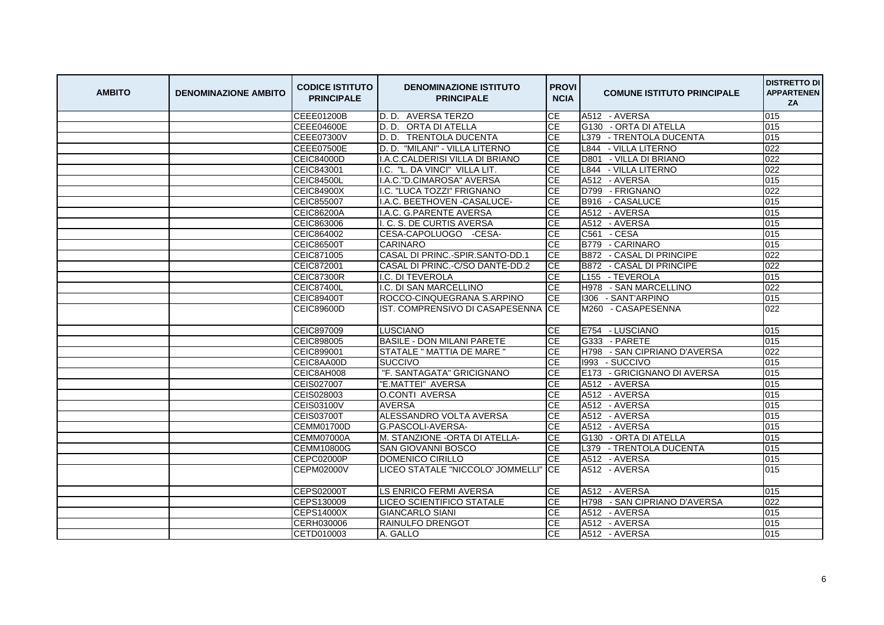| AMBITO | DENOMINAZIONE AMBITO | CODICE ISTITUTO PRINCIPALE | DENOMINAZIONE ISTITUTO PRINCIPALE | PROVINCIA | COMUNE ISTITUTO PRINCIPALE | DISTRETTO DI APPARTENENZA |
|---|---|---|---|---|---|---|
| | | CEEE01200B | D. D. AVERSA TERZO | CE | A512 - AVERSA | 015 |
| | | CEEE04600E | D. D. ORTA DI ATELLA | CE | G130 - ORTA DI ATELLA | 015 |
| | | CEEE07300V | D. D. TRENTOLA DUCENTA | CE | L379 - TRENTOLA DUCENTA | 015 |
| | | CEEE07500E | D. D. "MILANI" - VILLA LITERNO | CE | L844 - VILLA LITERNO | 022 |
| | | CEIC84000D | I.A.C.CALDERISI VILLA DI BRIANO | CE | D801 - VILLA DI BRIANO | 022 |
| | | CEIC843001 | I.C. "L. DA VINCI" VILLA LIT. | CE | L844 - VILLA LITERNO | 022 |
| | | CEIC84500L | I.A.C."D.CIMAROSA" AVERSA | CE | A512 - AVERSA | 015 |
| | | CEIC84900X | I.C. "LUCA TOZZI" FRIGNANO | CE | D799 - FRIGNANO | 022 |
| | | CEIC855007 | I.A.C. BEETHOVEN -CASALUCE- | CE | B916 - CASALUCE | 015 |
| | | CEIC86200A | I.A.C. G.PARENTE AVERSA | CE | A512 - AVERSA | 015 |
| | | CEIC863006 | I. C. S. DE CURTIS AVERSA | CE | A512 - AVERSA | 015 |
| | | CEIC864002 | CESA-CAPOLUOGO -CESA- | CE | C561 - CESA | 015 |
| | | CEIC86500T | CARINARO | CE | B779 - CARINARO | 015 |
| | | CEIC871005 | CASAL DI PRINC.-SPIR.SANTO-DD.1 | CE | B872 - CASAL DI PRINCIPE | 022 |
| | | CEIC872001 | CASAL DI PRINC.-C/SO DANTE-DD.2 | CE | B872 - CASAL DI PRINCIPE | 022 |
| | | CEIC87300R | I.C. DI TEVEROLA | CE | L155 - TEVEROLA | 015 |
| | | CEIC87400L | I.C. DI SAN MARCELLINO | CE | H978 - SAN MARCELLINO | 022 |
| | | CEIC89400T | ROCCO-CINQUEGRANA S.ARPINO | CE | I306 - SANT'ARPINO | 015 |
| | | CEIC89600D | IST. COMPRENSIVO DI CASAPESENNA | CE | M260 - CASAPESENNA | 022 |
| | | CEIC897009 | LUSCIANO | CE | E754 - LUSCIANO | 015 |
| | | CEIC898005 | BASILE - DON MILANI PARETE | CE | G333 - PARETE | 015 |
| | | CEIC899001 | STATALE " MATTIA DE MARE " | CE | H798 - SAN CIPRIANO D'AVERSA | 022 |
| | | CEIC8AA00D | SUCCIVO | CE | I993 - SUCCIVO | 015 |
| | | CEIC8AH008 | "F. SANTAGATA" GRICIGNANO | CE | E173 - GRICIGNANO DI AVERSA | 015 |
| | | CEIS027007 | "E.MATTEI" AVERSA | CE | A512 - AVERSA | 015 |
| | | CEIS028003 | O.CONTI AVERSA | CE | A512 - AVERSA | 015 |
| | | CEIS03100V | AVERSA | CE | A512 - AVERSA | 015 |
| | | CEIS03700T | ALESSANDRO VOLTA AVERSA | CE | A512 - AVERSA | 015 |
| | | CEMM01700D | G.PASCOLI-AVERSA- | CE | A512 - AVERSA | 015 |
| | | CEMM07000A | M. STANZIONE -ORTA DI ATELLA- | CE | G130 - ORTA DI ATELLA | 015 |
| | | CEMM10800G | SAN GIOVANNI BOSCO | CE | L379 - TRENTOLA DUCENTA | 015 |
| | | CEPC02000P | DOMENICO CIRILLO | CE | A512 - AVERSA | 015 |
| | | CEPM02000V | LICEO STATALE "NICCOLO' JOMMELLI" | CE | A512 - AVERSA | 015 |
| | | CEPS02000T | LS ENRICO FERMI AVERSA | CE | A512 - AVERSA | 015 |
| | | CEPS130009 | LICEO SCIENTIFICO STATALE | CE | H798 - SAN CIPRIANO D'AVERSA | 022 |
| | | CEPS14000X | GIANCARLO SIANI | CE | A512 - AVERSA | 015 |
| | | CERH030006 | RAINULFO DRENGOT | CE | A512 - AVERSA | 015 |
| | | CETD010003 | A. GALLO | CE | A512 - AVERSA | 015 |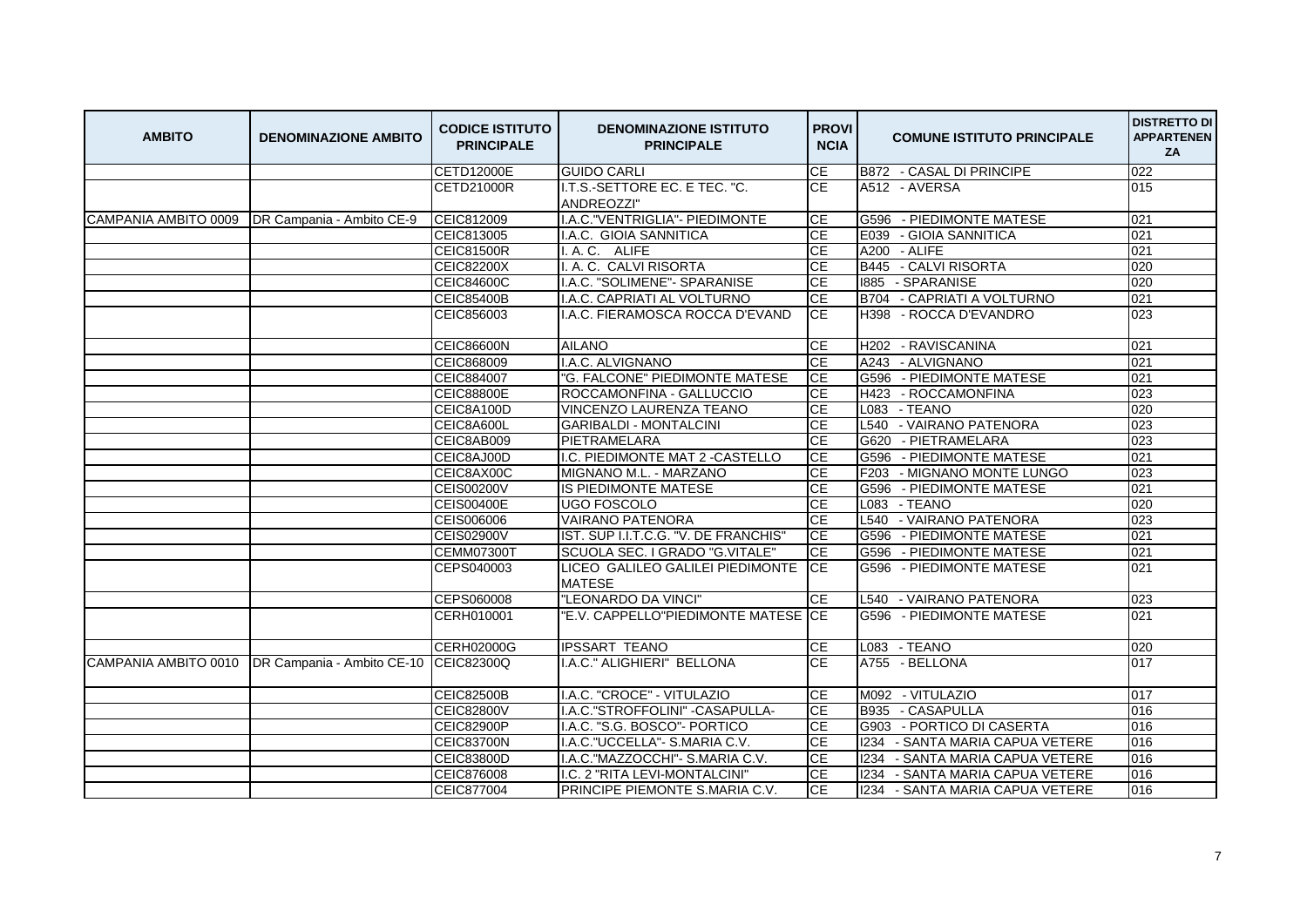| AMBITO | DENOMINAZIONE AMBITO | CODICE ISTITUTO PRINCIPALE | DENOMINAZIONE ISTITUTO PRINCIPALE | PROVINCIA | COMUNE ISTITUTO PRINCIPALE | DISTRETTO DI APPARTENENZA |
|---|---|---|---|---|---|---|
| | | CETD12000E | GUIDO CARLI | CE | B872 - CASAL DI PRINCIPE | 022 |
| | | CETD21000R | I.T.S.-SETTORE EC. E TEC. "C. ANDREOZZI" | CE | A512 - AVERSA | 015 |
| CAMPANIA AMBITO 0009 | DR Campania - Ambito CE-9 | CEIC812009 | I.A.C."VENTRIGLIA"- PIEDIMONTE | CE | G596 - PIEDIMONTE MATESE | 021 |
| | | CEIC813005 | I.A.C. GIOIA SANNITICA | CE | E039 - GIOIA SANNITICA | 021 |
| | | CEIC81500R | I. A. C. ALIFE | CE | A200 - ALIFE | 021 |
| | | CEIC82200X | I. A. C. CALVI RISORTA | CE | B445 - CALVI RISORTA | 020 |
| | | CEIC84600C | I.A.C. "SOLIMENE"- SPARANISE | CE | I885 - SPARANISE | 020 |
| | | CEIC85400B | I.A.C. CAPRIATI AL VOLTURNO | CE | B704 - CAPRIATI A VOLTURNO | 021 |
| | | CEIC856003 | I.A.C. FIERAMOSCA ROCCA D'EVAND | CE | H398 - ROCCA D'EVANDRO | 023 |
| | | CEIC86600N | AILANO | CE | H202 - RAVISCANINA | 021 |
| | | CEIC868009 | I.A.C. ALVIGNANO | CE | A243 - ALVIGNANO | 021 |
| | | CEIC884007 | "G. FALCONE" PIEDIMONTE MATESE | CE | G596 - PIEDIMONTE MATESE | 021 |
| | | CEIC88800E | ROCCAMONFINA - GALLUCCIO | CE | H423 - ROCCAMONFINA | 023 |
| | | CEIC8A100D | VINCENZO LAURENZA TEANO | CE | L083 - TEANO | 020 |
| | | CEIC8A600L | GARIBALDI - MONTALCINI | CE | L540 - VAIRANO PATENORA | 023 |
| | | CEIC8AB009 | PIETRAMELARA | CE | G620 - PIETRAMELARA | 023 |
| | | CEIC8AJ00D | I.C. PIEDIMONTE MAT 2 -CASTELLO | CE | G596 - PIEDIMONTE MATESE | 021 |
| | | CEIC8AX00C | MIGNANO M.L. - MARZANO | CE | F203 - MIGNANO MONTE LUNGO | 023 |
| | | CEIS00200V | IS PIEDIMONTE MATESE | CE | G596 - PIEDIMONTE MATESE | 021 |
| | | CEIS00400E | UGO FOSCOLO | CE | L083 - TEANO | 020 |
| | | CEIS006006 | VAIRANO PATENORA | CE | L540 - VAIRANO PATENORA | 023 |
| | | CEIS02900V | IST. SUP I.I.T.C.G. "V. DE FRANCHIS" | CE | G596 - PIEDIMONTE MATESE | 021 |
| | | CEMM07300T | SCUOLA SEC. I GRADO "G.VITALE" | CE | G596 - PIEDIMONTE MATESE | 021 |
| | | CEPS040003 | LICEO GALILEO GALILEI PIEDIMONTE MATESE | CE | G596 - PIEDIMONTE MATESE | 021 |
| | | CEPS060008 | "LEONARDO DA VINCI" | CE | L540 - VAIRANO PATENORA | 023 |
| | | CERH010001 | "E.V. CAPPELLO"PIEDIMONTE MATESE | CE | G596 - PIEDIMONTE MATESE | 021 |
| | | CERH02000G | IPSSART TEANO | CE | L083 - TEANO | 020 |
| CAMPANIA AMBITO 0010 | DR Campania - Ambito CE-10 | CEIC82300Q | I.A.C." ALIGHIERI" BELLONA | CE | A755 - BELLONA | 017 |
| | | CEIC82500B | I.A.C. "CROCE" - VITULAZIO | CE | M092 - VITULAZIO | 017 |
| | | CEIC82800V | I.A.C."STROFFOLINI" -CASAPULLA- | CE | B935 - CASAPULLA | 016 |
| | | CEIC82900P | I.A.C. "S.G. BOSCO"- PORTICO | CE | G903 - PORTICO DI CASERTA | 016 |
| | | CEIC83700N | I.A.C."UCCELLA"- S.MARIA C.V. | CE | I234 - SANTA MARIA CAPUA VETERE | 016 |
| | | CEIC83800D | I.A.C."MAZZOCCHI"- S.MARIA C.V. | CE | I234 - SANTA MARIA CAPUA VETERE | 016 |
| | | CEIC876008 | I.C. 2 "RITA LEVI-MONTALCINI" | CE | I234 - SANTA MARIA CAPUA VETERE | 016 |
| | | CEIC877004 | PRINCIPE PIEMONTE S.MARIA C.V. | CE | I234 - SANTA MARIA CAPUA VETERE | 016 |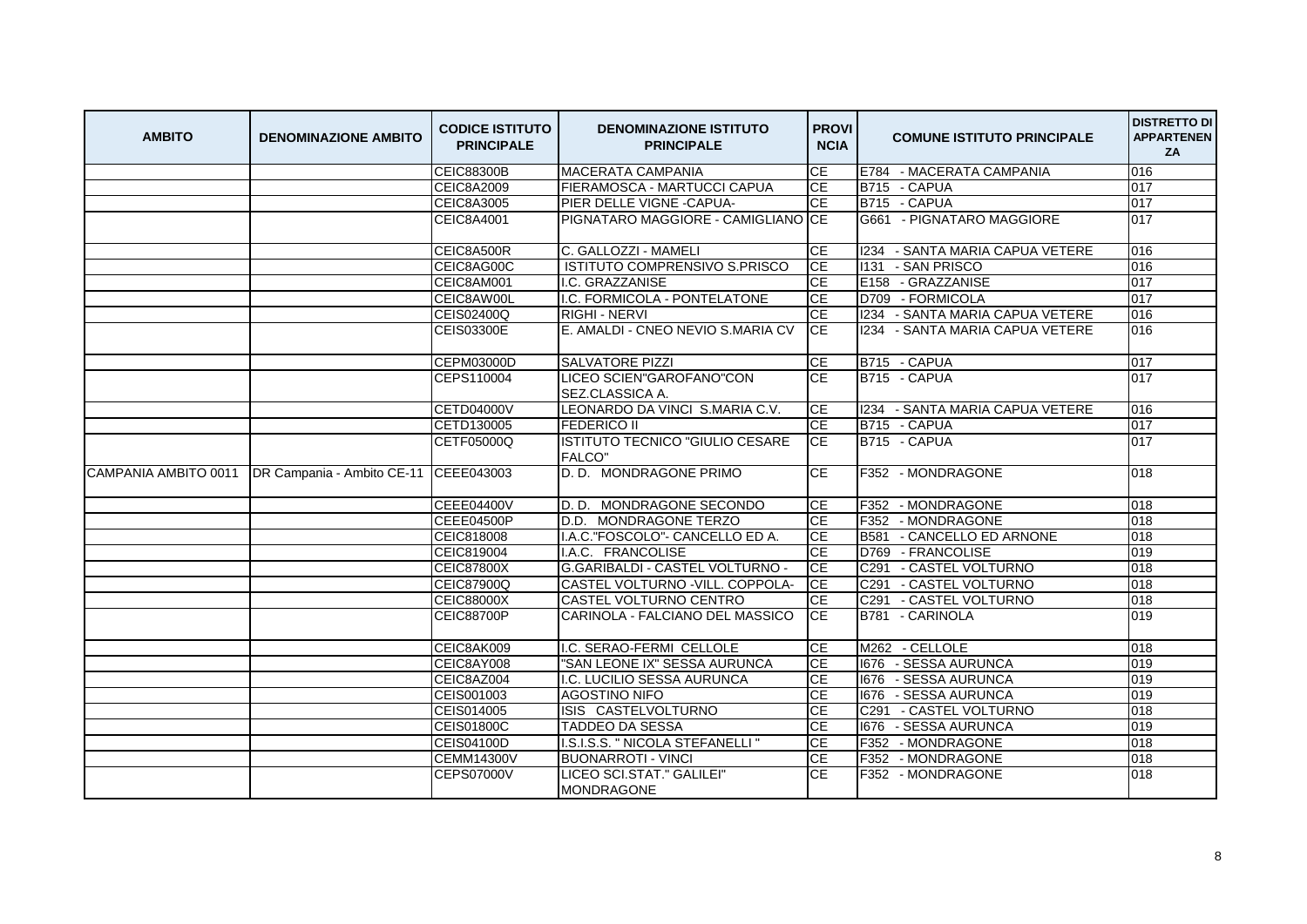| AMBITO | DENOMINAZIONE AMBITO | CODICE ISTITUTO PRINCIPALE | DENOMINAZIONE ISTITUTO PRINCIPALE | PROVINCIA | COMUNE ISTITUTO PRINCIPALE | DISTRETTO DI APPARTENENZA |
|---|---|---|---|---|---|---|
| | | CEIC88300B | MACERATA CAMPANIA | CE | E784 - MACERATA CAMPANIA | 016 |
| | | CEIC8A2009 | FIERAMOSCA - MARTUCCI CAPUA | CE | B715 - CAPUA | 017 |
| | | CEIC8A3005 | PIER DELLE VIGNE -CAPUA- | CE | B715 - CAPUA | 017 |
| | | CEIC8A4001 | PIGNATARO MAGGIORE - CAMIGLIANO | CE | G661 - PIGNATARO MAGGIORE | 017 |
| | | CEIC8A500R | C. GALLOZZI - MAMELI | CE | I234 - SANTA MARIA CAPUA VETERE | 016 |
| | | CEIC8AG00C | ISTITUTO COMPRENSIVO S.PRISCO | CE | I131 - SAN PRISCO | 016 |
| | | CEIC8AM001 | I.C. GRAZZANISE | CE | E158 - GRAZZANISE | 017 |
| | | CEIC8AW00L | I.C. FORMICOLA - PONTELATONE | CE | D709 - FORMICOLA | 017 |
| | | CEIS02400Q | RIGHI - NERVI | CE | I234 - SANTA MARIA CAPUA VETERE | 016 |
| | | CEIS03300E | E. AMALDI - CNEO NEVIO S.MARIA CV | CE | I234 - SANTA MARIA CAPUA VETERE | 016 |
| | | CEPM03000D | SALVATORE PIZZI | CE | B715 - CAPUA | 017 |
| | | CEPS110004 | LICEO SCIEN"GAROFANO"CON SEZ.CLASSICA A. | CE | B715 - CAPUA | 017 |
| | | CETD04000V | LEONARDO DA VINCI S.MARIA C.V. | CE | I234 - SANTA MARIA CAPUA VETERE | 016 |
| | | CETD130005 | FEDERICO II | CE | B715 - CAPUA | 017 |
| | | CETF05000Q | ISTITUTO TECNICO "GIULIO CESARE FALCO" | CE | B715 - CAPUA | 017 |
| CAMPANIA AMBITO 0011 | DR Campania - Ambito CE-11 | CEEE043003 | D. D. MONDRAGONE PRIMO | CE | F352 - MONDRAGONE | 018 |
| | | CEEE04400V | D. D. MONDRAGONE SECONDO | CE | F352 - MONDRAGONE | 018 |
| | | CEEE04500P | D.D. MONDRAGONE TERZO | CE | F352 - MONDRAGONE | 018 |
| | | CEIC818008 | I.A.C."FOSCOLO"- CANCELLO ED A. | CE | B581 - CANCELLO ED ARNONE | 018 |
| | | CEIC819004 | I.A.C. FRANCOLISE | CE | D769 - FRANCOLISE | 019 |
| | | CEIC87800X | G.GARIBALDI - CASTEL VOLTURNO - | CE | C291 - CASTEL VOLTURNO | 018 |
| | | CEIC87900Q | CASTEL VOLTURNO -VILL. COPPOLA- | CE | C291 - CASTEL VOLTURNO | 018 |
| | | CEIC88000X | CASTEL VOLTURNO CENTRO | CE | C291 - CASTEL VOLTURNO | 018 |
| | | CEIC88700P | CARINOLA - FALCIANO DEL MASSICO | CE | B781 - CARINOLA | 019 |
| | | CEIC8AK009 | I.C. SERAO-FERMI CELLOLE | CE | M262 - CELLOLE | 018 |
| | | CEIC8AY008 | "SAN LEONE IX" SESSA AURUNCA | CE | I676 - SESSA AURUNCA | 019 |
| | | CEIC8AZ004 | I.C. LUCILIO SESSA AURUNCA | CE | I676 - SESSA AURUNCA | 019 |
| | | CEIS001003 | AGOSTINO NIFO | CE | I676 - SESSA AURUNCA | 019 |
| | | CEIS014005 | ISIS CASTELVOLTURNO | CE | C291 - CASTEL VOLTURNO | 018 |
| | | CEIS01800C | TADDEO DA SESSA | CE | I676 - SESSA AURUNCA | 019 |
| | | CEIS04100D | I.S.I.S.S. " NICOLA STEFANELLI " | CE | F352 - MONDRAGONE | 018 |
| | | CEMM14300V | BUONARROTI - VINCI | CE | F352 - MONDRAGONE | 018 |
| | | CEPS07000V | LICEO SCI.STAT." GALILEI" MONDRAGONE | CE | F352 - MONDRAGONE | 018 |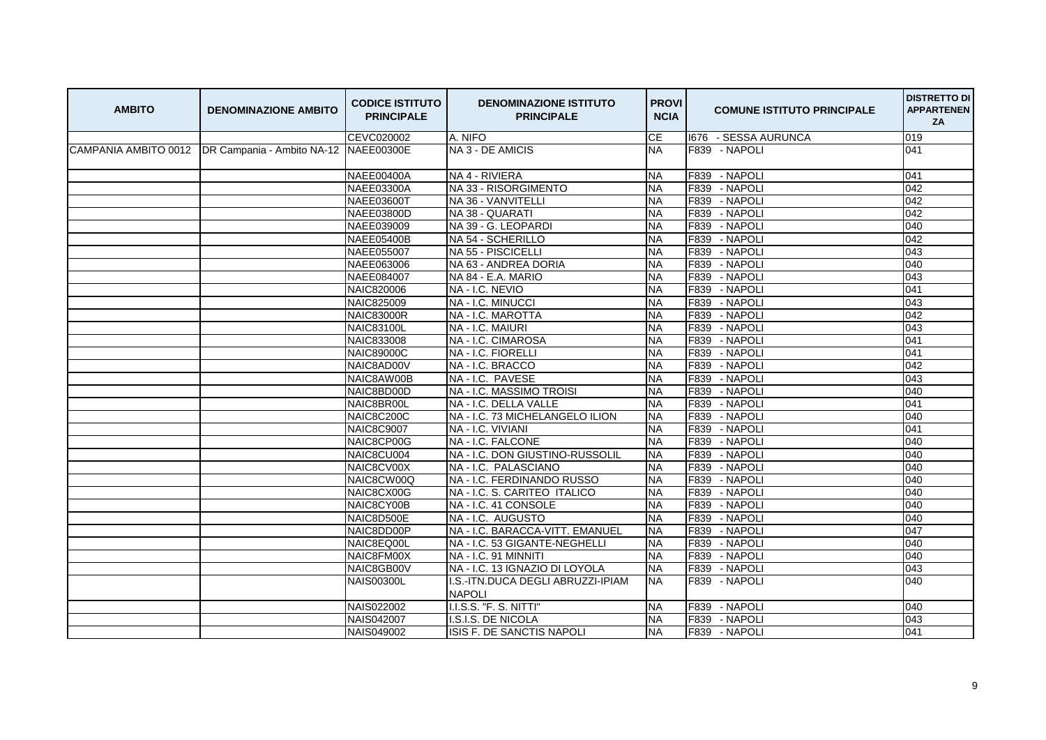| AMBITO | DENOMINAZIONE AMBITO | CODICE ISTITUTO PRINCIPALE | DENOMINAZIONE ISTITUTO PRINCIPALE | PROVINCIA | COMUNE ISTITUTO PRINCIPALE | DISTRETTO DI APPARTENENZA |
|---|---|---|---|---|---|---|
| | | CEVC020002 | A. NIFO | CE | I676 - SESSA AURUNCA | 019 |
| CAMPANIA AMBITO 0012 | DR Campania - Ambito NA-12 | NAEE00300E | NA 3 - DE AMICIS | NA | F839 - NAPOLI | 041 |
| | | NAEE00400A | NA 4 - RIVIERA | NA | F839 - NAPOLI | 041 |
| | | NAEE03300A | NA 33 - RISORGIMENTO | NA | F839 - NAPOLI | 042 |
| | | NAEE03600T | NA 36 - VANVITELLI | NA | F839 - NAPOLI | 042 |
| | | NAEE03800D | NA 38 - QUARATI | NA | F839 - NAPOLI | 042 |
| | | NAEE039009 | NA 39 - G. LEOPARDI | NA | F839 - NAPOLI | 040 |
| | | NAEE05400B | NA 54 - SCHERILLO | NA | F839 - NAPOLI | 042 |
| | | NAEE055007 | NA 55 - PISCICELLI | NA | F839 - NAPOLI | 043 |
| | | NAEE063006 | NA 63 - ANDREA DORIA | NA | F839 - NAPOLI | 040 |
| | | NAEE084007 | NA 84 - E.A. MARIO | NA | F839 - NAPOLI | 043 |
| | | NAIC820006 | NA - I.C. NEVIO | NA | F839 - NAPOLI | 041 |
| | | NAIC825009 | NA - I.C. MINUCCI | NA | F839 - NAPOLI | 043 |
| | | NAIC83000R | NA - I.C. MAROTTA | NA | F839 - NAPOLI | 042 |
| | | NAIC83100L | NA - I.C. MAIURI | NA | F839 - NAPOLI | 043 |
| | | NAIC833008 | NA - I.C. CIMAROSA | NA | F839 - NAPOLI | 041 |
| | | NAIC89000C | NA - I.C. FIORELLI | NA | F839 - NAPOLI | 041 |
| | | NAIC8AD00V | NA - I.C. BRACCO | NA | F839 - NAPOLI | 042 |
| | | NAIC8AW00B | NA - I.C. PAVESE | NA | F839 - NAPOLI | 043 |
| | | NAIC8BD00D | NA - I.C. MASSIMO TROISI | NA | F839 - NAPOLI | 040 |
| | | NAIC8BR00L | NA - I.C. DELLA VALLE | NA | F839 - NAPOLI | 041 |
| | | NAIC8C200C | NA - I.C. 73 MICHELANGELO ILION | NA | F839 - NAPOLI | 040 |
| | | NAIC8C9007 | NA - I.C. VIVIANI | NA | F839 - NAPOLI | 041 |
| | | NAIC8CP00G | NA - I.C. FALCONE | NA | F839 - NAPOLI | 040 |
| | | NAIC8CU004 | NA - I.C. DON GIUSTINO-RUSSOLIL | NA | F839 - NAPOLI | 040 |
| | | NAIC8CV00X | NA - I.C. PALASCIANO | NA | F839 - NAPOLI | 040 |
| | | NAIC8CW00Q | NA - I.C. FERDINANDO RUSSO | NA | F839 - NAPOLI | 040 |
| | | NAIC8CX00G | NA - I.C. S. CARITEO ITALICO | NA | F839 - NAPOLI | 040 |
| | | NAIC8CY00B | NA - I.C. 41 CONSOLE | NA | F839 - NAPOLI | 040 |
| | | NAIC8D500E | NA - I.C. AUGUSTO | NA | F839 - NAPOLI | 040 |
| | | NAIC8DD00P | NA - I.C. BARACCA-VITT. EMANUEL | NA | F839 - NAPOLI | 047 |
| | | NAIC8EQ00L | NA - I.C. 53 GIGANTE-NEGHELLI | NA | F839 - NAPOLI | 040 |
| | | NAIC8FM00X | NA - I.C. 91 MINNITI | NA | F839 - NAPOLI | 040 |
| | | NAIC8GB00V | NA - I.C. 13 IGNAZIO DI LOYOLA | NA | F839 - NAPOLI | 043 |
| | | NAIS00300L | I.S.-ITN.DUCA DEGLI ABRUZZI-IPIAM NAPOLI | NA | F839 - NAPOLI | 040 |
| | | NAIS022002 | I.I.S.S. "F. S. NITTI" | NA | F839 - NAPOLI | 040 |
| | | NAIS042007 | I.S.I.S. DE NICOLA | NA | F839 - NAPOLI | 043 |
| | | NAIS049002 | ISIS F. DE SANCTIS NAPOLI | NA | F839 - NAPOLI | 041 |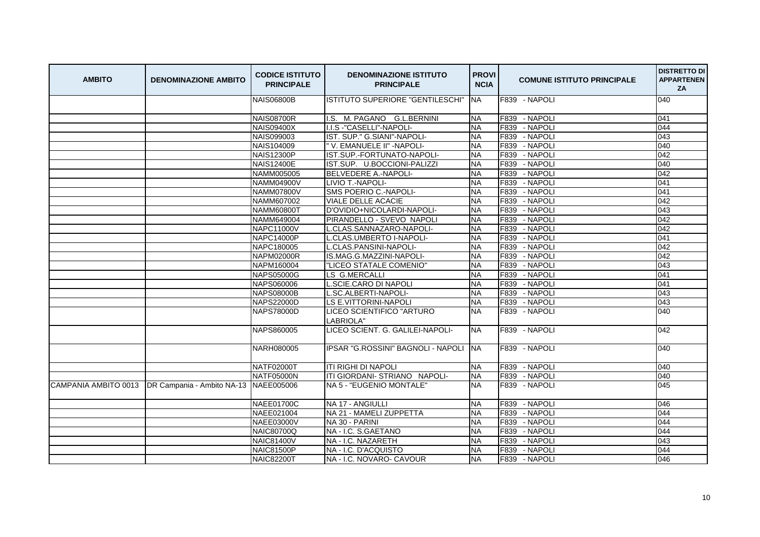| AMBITO | DENOMINAZIONE AMBITO | CODICE ISTITUTO PRINCIPALE | DENOMINAZIONE ISTITUTO PRINCIPALE | PROVINCIA | COMUNE ISTITUTO PRINCIPALE | DISTRETTO DI APPARTENENZA |
|---|---|---|---|---|---|---|
| | | NAIS06800B | ISTITUTO SUPERIORE "GENTILESCHI" | NA | F839 - NAPOLI | 040 |
| | | NAIS08700R | I.S. M. PAGANO G.L.BERNINI | NA | F839 - NAPOLI | 041 |
| | | NAIS09400X | I.I.S -"CASELLI"-NAPOLI- | NA | F839 - NAPOLI | 044 |
| | | NAIS099003 | IST. SUP." G.SIANI"-NAPOLI- | NA | F839 - NAPOLI | 043 |
| | | NAIS104009 | " V. EMANUELE II" -NAPOLI- | NA | F839 - NAPOLI | 040 |
| | | NAIS12300P | IST.SUP.-FORTUNATO-NAPOLI- | NA | F839 - NAPOLI | 042 |
| | | NAIS12400E | IST.SUP. U.BOCCIONI-PALIZZI | NA | F839 - NAPOLI | 040 |
| | | NAMM005005 | BELVEDERE A.-NAPOLI- | NA | F839 - NAPOLI | 042 |
| | | NAMM04900V | LIVIO T.-NAPOLI- | NA | F839 - NAPOLI | 041 |
| | | NAMM07800V | SMS POERIO C.-NAPOLI- | NA | F839 - NAPOLI | 041 |
| | | NAMM607002 | VIALE DELLE ACACIE | NA | F839 - NAPOLI | 042 |
| | | NAMM60800T | D'OVIDIO+NICOLARDI-NAPOLI- | NA | F839 - NAPOLI | 043 |
| | | NAMM649004 | PIRANDELLO - SVEVO NAPOLI | NA | F839 - NAPOLI | 042 |
| | | NAPC11000V | L.CLAS.SANNAZARO-NAPOLI- | NA | F839 - NAPOLI | 042 |
| | | NAPC14000P | L.CLAS.UMBERTO I-NAPOLI- | NA | F839 - NAPOLI | 041 |
| | | NAPC180005 | L.CLAS.PANSINI-NAPOLI- | NA | F839 - NAPOLI | 042 |
| | | NAPM02000R | IS.MAG.G.MAZZINI-NAPOLI- | NA | F839 - NAPOLI | 042 |
| | | NAPM160004 | "LICEO STATALE COMENIO" | NA | F839 - NAPOLI | 043 |
| | | NAPS05000G | LS G.MERCALLI | NA | F839 - NAPOLI | 041 |
| | | NAPS060006 | L.SCIE.CARO DI NAPOLI | NA | F839 - NAPOLI | 041 |
| | | NAPS08000B | L.SC.ALBERTI-NAPOLI- | NA | F839 - NAPOLI | 043 |
| | | NAPS22000D | LS E.VITTORINI-NAPOLI | NA | F839 - NAPOLI | 043 |
| | | NAPS78000D | LICEO SCIENTIFICO "ARTURO LABRIOLA" | NA | F839 - NAPOLI | 040 |
| | | NAPS860005 | LICEO SCIENT. G. GALILEI-NAPOLI- | NA | F839 - NAPOLI | 042 |
| | | NARH080005 | IPSAR "G.ROSSINI" BAGNOLI - NAPOLI | NA | F839 - NAPOLI | 040 |
| | | NATF02000T | ITI RIGHI DI NAPOLI | NA | F839 - NAPOLI | 040 |
| | | NATF05000N | ITI GIORDANI- STRIANO NAPOLI- | NA | F839 - NAPOLI | 040 |
| CAMPANIA AMBITO 0013 | DR Campania - Ambito NA-13 | NAEE005006 | NA 5 - "EUGENIO MONTALE" | NA | F839 - NAPOLI | 045 |
| | | NAEE01700C | NA 17 - ANGIULLI | NA | F839 - NAPOLI | 046 |
| | | NAEE021004 | NA 21 - MAMELI ZUPPETTA | NA | F839 - NAPOLI | 044 |
| | | NAEE03000V | NA 30 - PARINI | NA | F839 - NAPOLI | 044 |
| | | NAIC80700Q | NA - I.C. S.GAETANO | NA | F839 - NAPOLI | 044 |
| | | NAIC81400V | NA - I.C. NAZARETH | NA | F839 - NAPOLI | 043 |
| | | NAIC81500P | NA - I.C. D'ACQUISTO | NA | F839 - NAPOLI | 044 |
| | | NAIC82200T | NA - I.C. NOVARO- CAVOUR | NA | F839 - NAPOLI | 046 |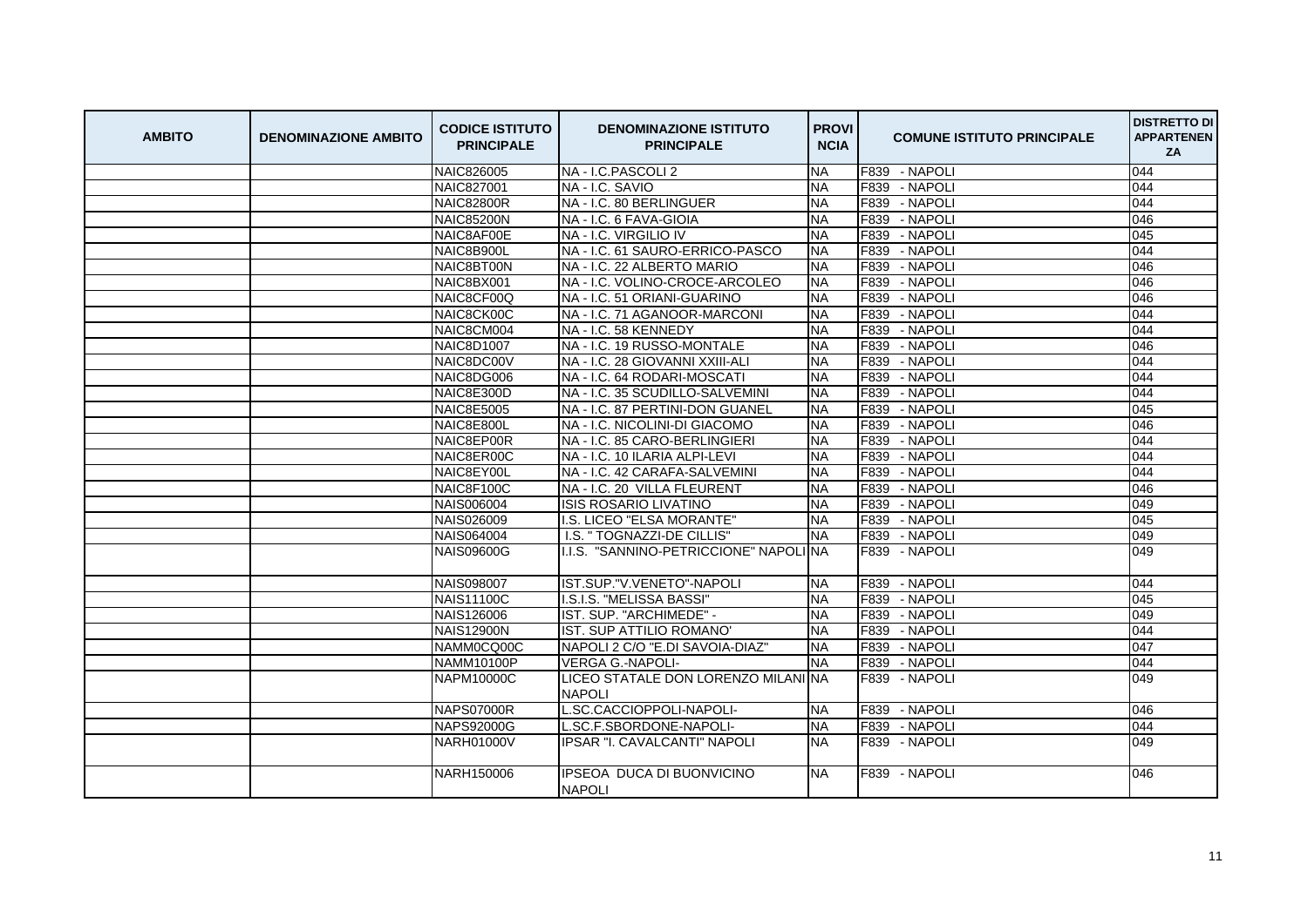| AMBITO | DENOMINAZIONE AMBITO | CODICE ISTITUTO PRINCIPALE | DENOMINAZIONE ISTITUTO PRINCIPALE | PROVINCIA | COMUNE ISTITUTO PRINCIPALE | DISTRETTO DI APPARTENENZA |
|---|---|---|---|---|---|---|
| | | NAIC826005 | NA - I.C.PASCOLI 2 | NA | F839 - NAPOLI | 044 |
| | | NAIC827001 | NA - I.C. SAVIO | NA | F839 - NAPOLI | 044 |
| | | NAIC82800R | NA - I.C. 80 BERLINGUER | NA | F839 - NAPOLI | 044 |
| | | NAIC85200N | NA - I.C. 6 FAVA-GIOIA | NA | F839 - NAPOLI | 046 |
| | | NAIC8AF00E | NA - I.C. VIRGILIO IV | NA | F839 - NAPOLI | 045 |
| | | NAIC8B900L | NA - I.C. 61 SAURO-ERRICO-PASCO | NA | F839 - NAPOLI | 044 |
| | | NAIC8BT00N | NA - I.C. 22 ALBERTO MARIO | NA | F839 - NAPOLI | 046 |
| | | NAIC8BX001 | NA - I.C. VOLINO-CROCE-ARCOLEO | NA | F839 - NAPOLI | 046 |
| | | NAIC8CF00Q | NA - I.C. 51 ORIANI-GUARINO | NA | F839 - NAPOLI | 046 |
| | | NAIC8CK00C | NA - I.C. 71 AGANOOR-MARCONI | NA | F839 - NAPOLI | 044 |
| | | NAIC8CM004 | NA - I.C. 58 KENNEDY | NA | F839 - NAPOLI | 044 |
| | | NAIC8D1007 | NA - I.C. 19 RUSSO-MONTALE | NA | F839 - NAPOLI | 046 |
| | | NAIC8DC00V | NA - I.C. 28 GIOVANNI XXIII-ALI | NA | F839 - NAPOLI | 044 |
| | | NAIC8DG006 | NA - I.C. 64 RODARI-MOSCATI | NA | F839 - NAPOLI | 044 |
| | | NAIC8E300D | NA - I.C. 35 SCUDILLO-SALVEMINI | NA | F839 - NAPOLI | 044 |
| | | NAIC8E5005 | NA - I.C. 87 PERTINI-DON GUANEL | NA | F839 - NAPOLI | 045 |
| | | NAIC8E800L | NA - I.C. NICOLINI-DI GIACOMO | NA | F839 - NAPOLI | 046 |
| | | NAIC8EP00R | NA - I.C. 85 CARO-BERLINGIERI | NA | F839 - NAPOLI | 044 |
| | | NAIC8ER00C | NA - I.C. 10 ILARIA ALPI-LEVI | NA | F839 - NAPOLI | 044 |
| | | NAIC8EY00L | NA - I.C. 42 CARAFA-SALVEMINI | NA | F839 - NAPOLI | 044 |
| | | NAIC8F100C | NA - I.C. 20 VILLA FLEURENT | NA | F839 - NAPOLI | 046 |
| | | NAIS006004 | ISIS ROSARIO LIVATINO | NA | F839 - NAPOLI | 049 |
| | | NAIS026009 | I.S. LICEO "ELSA MORANTE" | NA | F839 - NAPOLI | 045 |
| | | NAIS064004 | I.S. " TOGNAZZI-DE CILLIS" | NA | F839 - NAPOLI | 049 |
| | | NAIS09600G | I.I.S. "SANNINO-PETRICCIONE" NAPOLI | NA | F839 - NAPOLI | 049 |
| | | NAIS098007 | IST.SUP."V.VENETO"-NAPOLI | NA | F839 - NAPOLI | 044 |
| | | NAIS11100C | I.S.I.S. "MELISSA BASSI" | NA | F839 - NAPOLI | 045 |
| | | NAIS126006 | IST. SUP. "ARCHIMEDE" - | NA | F839 - NAPOLI | 049 |
| | | NAIS12900N | IST. SUP ATTILIO ROMANO' | NA | F839 - NAPOLI | 044 |
| | | NAMM0CQ00C | NAPOLI 2 C/O "E.DI SAVOIA-DIAZ" | NA | F839 - NAPOLI | 047 |
| | | NAMM10100P | VERGA G.-NAPOLI- | NA | F839 - NAPOLI | 044 |
| | | NAPM10000C | LICEO STATALE DON LORENZO MILANI NAPOLI | NA | F839 - NAPOLI | 049 |
| | | NAPS07000R | L.SC.CACCIOPPOLI-NAPOLI- | NA | F839 - NAPOLI | 046 |
| | | NAPS92000G | L.SC.F.SBORDONE-NAPOLI- | NA | F839 - NAPOLI | 044 |
| | | NARH01000V | IPSAR "I. CAVALCANTI" NAPOLI | NA | F839 - NAPOLI | 049 |
| | | NARH150006 | IPSEOA DUCA DI BUONVICINO NAPOLI | NA | F839 - NAPOLI | 046 |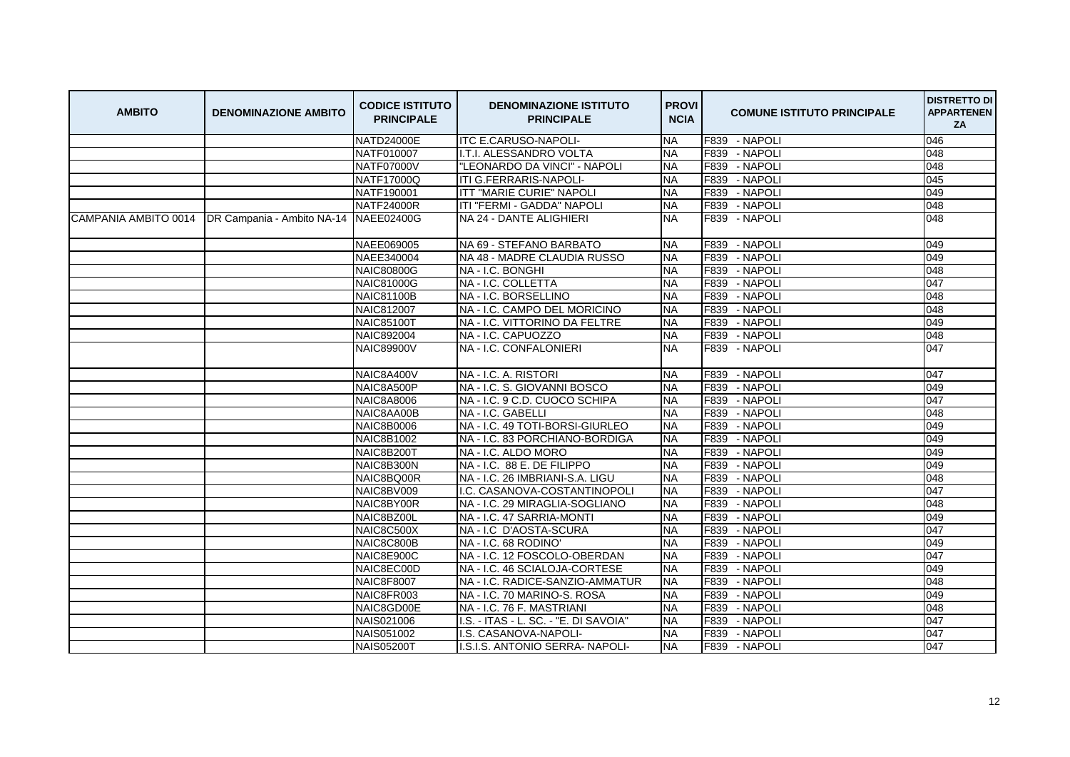| AMBITO | DENOMINAZIONE AMBITO | CODICE ISTITUTO PRINCIPALE | DENOMINAZIONE ISTITUTO PRINCIPALE | PROVINCIA | COMUNE ISTITUTO PRINCIPALE | DISTRETTO DI APPARTENENZA |
|---|---|---|---|---|---|---|
| | | NATD24000E | ITC E.CARUSO-NAPOLI- | NA | F839 - NAPOLI | 046 |
| | | NATF010007 | I.T.I. ALESSANDRO VOLTA | NA | F839 - NAPOLI | 048 |
| | | NATF07000V | "LEONARDO DA VINCI" - NAPOLI | NA | F839 - NAPOLI | 048 |
| | | NATF17000Q | ITI G.FERRARIS-NAPOLI- | NA | F839 - NAPOLI | 045 |
| | | NATF190001 | ITT "MARIE CURIE" NAPOLI | NA | F839 - NAPOLI | 049 |
| | | NATF24000R | ITI "FERMI - GADDA" NAPOLI | NA | F839 - NAPOLI | 048 |
| CAMPANIA AMBITO 0014 | DR Campania - Ambito NA-14 | NAEE02400G | NA 24 - DANTE ALIGHIERI | NA | F839 - NAPOLI | 048 |
| | | NAEE069005 | NA 69 - STEFANO BARBATO | NA | F839 - NAPOLI | 049 |
| | | NAEE340004 | NA 48 - MADRE CLAUDIA RUSSO | NA | F839 - NAPOLI | 049 |
| | | NAIC80800G | NA - I.C. BONGHI | NA | F839 - NAPOLI | 048 |
| | | NAIC81000G | NA - I.C. COLLETTA | NA | F839 - NAPOLI | 047 |
| | | NAIC81100B | NA - I.C. BORSELLINO | NA | F839 - NAPOLI | 048 |
| | | NAIC812007 | NA - I.C. CAMPO DEL MORICINO | NA | F839 - NAPOLI | 048 |
| | | NAIC85100T | NA - I.C. VITTORINO DA FELTRE | NA | F839 - NAPOLI | 049 |
| | | NAIC892004 | NA - I.C. CAPUOZZO | NA | F839 - NAPOLI | 048 |
| | | NAIC89900V | NA - I.C. CONFALONIERI | NA | F839 - NAPOLI | 047 |
| | | NAIC8A400V | NA - I.C. A. RISTORI | NA | F839 - NAPOLI | 047 |
| | | NAIC8A500P | NA - I.C. S. GIOVANNI BOSCO | NA | F839 - NAPOLI | 049 |
| | | NAIC8A8006 | NA - I.C. 9 C.D. CUOCO SCHIPA | NA | F839 - NAPOLI | 047 |
| | | NAIC8AA00B | NA - I.C. GABELLI | NA | F839 - NAPOLI | 048 |
| | | NAIC8B0006 | NA - I.C. 49 TOTI-BORSI-GIURLEO | NA | F839 - NAPOLI | 049 |
| | | NAIC8B1002 | NA - I.C. 83 PORCHIANO-BORDIGA | NA | F839 - NAPOLI | 049 |
| | | NAIC8B200T | NA - I.C. ALDO MORO | NA | F839 - NAPOLI | 049 |
| | | NAIC8B300N | NA - I.C. 88 E. DE FILIPPO | NA | F839 - NAPOLI | 049 |
| | | NAIC8BQ00R | NA - I.C. 26 IMBRIANI-S.A. LIGU | NA | F839 - NAPOLI | 048 |
| | | NAIC8BV009 | I.C. CASANOVA-COSTANTINOPOLI | NA | F839 - NAPOLI | 047 |
| | | NAIC8BY00R | NA - I.C. 29 MIRAGLIA-SOGLIANO | NA | F839 - NAPOLI | 048 |
| | | NAIC8BZ00L | NA - I.C. 47 SARRIA-MONTI | NA | F839 - NAPOLI | 049 |
| | | NAIC8C500X | NA - I.C D'AOSTA-SCURA | NA | F839 - NAPOLI | 047 |
| | | NAIC8C800B | NA - I.C. 68 RODINO' | NA | F839 - NAPOLI | 049 |
| | | NAIC8E900C | NA - I.C. 12 FOSCOLO-OBERDAN | NA | F839 - NAPOLI | 047 |
| | | NAIC8EC00D | NA - I.C. 46 SCIALOJA-CORTESE | NA | F839 - NAPOLI | 049 |
| | | NAIC8F8007 | NA - I.C. RADICE-SANZIO-AMMATUR | NA | F839 - NAPOLI | 048 |
| | | NAIC8FR003 | NA - I.C. 70 MARINO-S. ROSA | NA | F839 - NAPOLI | 049 |
| | | NAIC8GD00E | NA - I.C. 76 F. MASTRIANI | NA | F839 - NAPOLI | 048 |
| | | NAIS021006 | I.S. - ITAS - L. SC. - "E. DI SAVOIA" | NA | F839 - NAPOLI | 047 |
| | | NAIS051002 | I.S. CASANOVA-NAPOLI- | NA | F839 - NAPOLI | 047 |
| | | NAIS05200T | I.S.I.S. ANTONIO SERRA- NAPOLI- | NA | F839 - NAPOLI | 047 |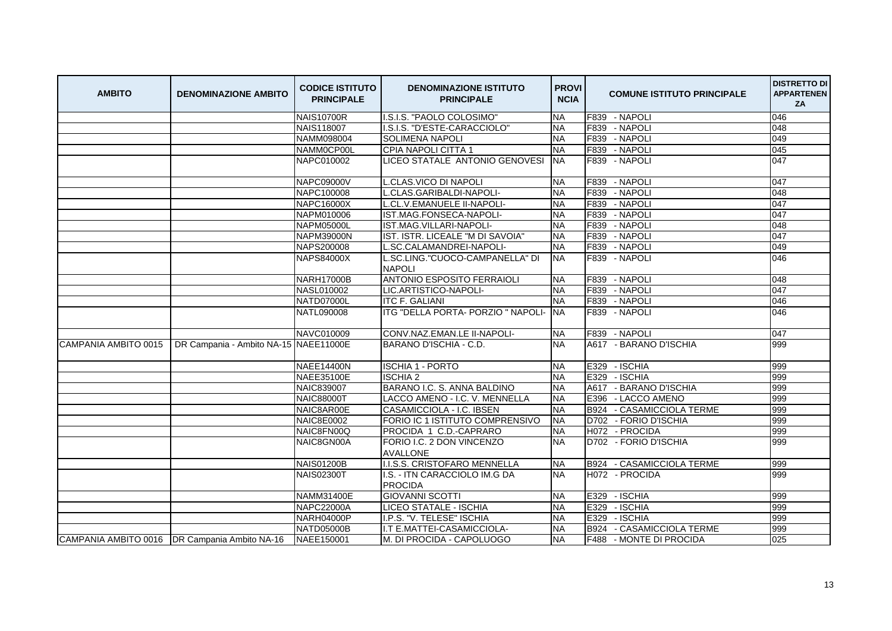| AMBITO | DENOMINAZIONE AMBITO | CODICE ISTITUTO PRINCIPALE | DENOMINAZIONE ISTITUTO PRINCIPALE | PROVINCIA | COMUNE ISTITUTO PRINCIPALE | DISTRETTO DI APPARTENENZA |
|---|---|---|---|---|---|---|
| | | NAIS10700R | I.S.I.S. "PAOLO COLOSIMO" | NA | F839 - NAPOLI | 046 |
| | | NAIS118007 | I.S.I.S. "D'ESTE-CARACCIOLO" | NA | F839 - NAPOLI | 048 |
| | | NAMM098004 | SOLIMENA NAPOLI | NA | F839 - NAPOLI | 049 |
| | | NAMM0CP00L | CPIA NAPOLI CITTA 1 | NA | F839 - NAPOLI | 045 |
| | | NAPC010002 | LICEO STATALE ANTONIO GENOVESI | NA | F839 - NAPOLI | 047 |
| | | NAPC09000V | L.CLAS.VICO DI NAPOLI | NA | F839 - NAPOLI | 047 |
| | | NAPC100008 | L.CLAS.GARIBALDI-NAPOLI- | NA | F839 - NAPOLI | 048 |
| | | NAPC16000X | L.CL.V.EMANUELE II-NAPOLI- | NA | F839 - NAPOLI | 047 |
| | | NAPM010006 | IST.MAG.FONSECA-NAPOLI- | NA | F839 - NAPOLI | 047 |
| | | NAPM05000L | IST.MAG.VILLARI-NAPOLI- | NA | F839 - NAPOLI | 048 |
| | | NAPM39000N | IST. ISTR. LICEALE "M DI SAVOIA" | NA | F839 - NAPOLI | 047 |
| | | NAPS200008 | L.SC.CALAMANDREI-NAPOLI- | NA | F839 - NAPOLI | 049 |
| | | NAPS84000X | L.SC.LING."CUOCO-CAMPANELLA" DI NAPOLI | NA | F839 - NAPOLI | 046 |
| | | NARH17000B | ANTONIO ESPOSITO FERRAIOLI | NA | F839 - NAPOLI | 048 |
| | | NASL010002 | LIC.ARTISTICO-NAPOLI- | NA | F839 - NAPOLI | 047 |
| | | NATD07000L | ITC F. GALIANI | NA | F839 - NAPOLI | 046 |
| | | NATL090008 | ITG "DELLA PORTA- PORZIO " NAPOLI- | NA | F839 - NAPOLI | 046 |
| | | NAVC010009 | CONV.NAZ.EMAN.LE II-NAPOLI- | NA | F839 - NAPOLI | 047 |
| CAMPANIA AMBITO 0015 | DR Campania - Ambito NA-15 | NAEE11000E | BARANO D'ISCHIA - C.D. | NA | A617 - BARANO D'ISCHIA | 999 |
| | | NAEE14400N | ISCHIA 1 - PORTO | NA | E329 - ISCHIA | 999 |
| | | NAEE35100E | ISCHIA 2 | NA | E329 - ISCHIA | 999 |
| | | NAIC839007 | BARANO I.C. S. ANNA BALDINO | NA | A617 - BARANO D'ISCHIA | 999 |
| | | NAIC88000T | LACCO AMENO - I.C. V. MENNELLA | NA | E396 - LACCO AMENO | 999 |
| | | NAIC8AR00E | CASAMICCIOLA - I.C. IBSEN | NA | B924 - CASAMICCIOLA TERME | 999 |
| | | NAIC8E0002 | FORIO IC 1 ISTITUTO COMPRENSIVO | NA | D702 - FORIO D'ISCHIA | 999 |
| | | NAIC8FN00Q | PROCIDA 1 C.D.-CAPRARO | NA | H072 - PROCIDA | 999 |
| | | NAIC8GN00A | FORIO I.C. 2 DON VINCENZO AVALLONE | NA | D702 - FORIO D'ISCHIA | 999 |
| | | NAIS01200B | I.I.S.S. CRISTOFARO MENNELLA | NA | B924 - CASAMICCIOLA TERME | 999 |
| | | NAIS02300T | I.S. - ITN CARACCIOLO IM.G DA PROCIDA | NA | H072 - PROCIDA | 999 |
| | | NAMM31400E | GIOVANNI SCOTTI | NA | E329 - ISCHIA | 999 |
| | | NAPC22000A | LICEO STATALE - ISCHIA | NA | E329 - ISCHIA | 999 |
| | | NARH04000P | I.P.S. "V. TELESE" ISCHIA | NA | E329 - ISCHIA | 999 |
| | | NATD05000B | I.T E.MATTEI-CASAMICCIOLA- | NA | B924 - CASAMICCIOLA TERME | 999 |
| CAMPANIA AMBITO 0016 | DR Campania Ambito NA-16 | NAEE150001 | M. DI PROCIDA - CAPOLUOGO | NA | F488 - MONTE DI PROCIDA | 025 |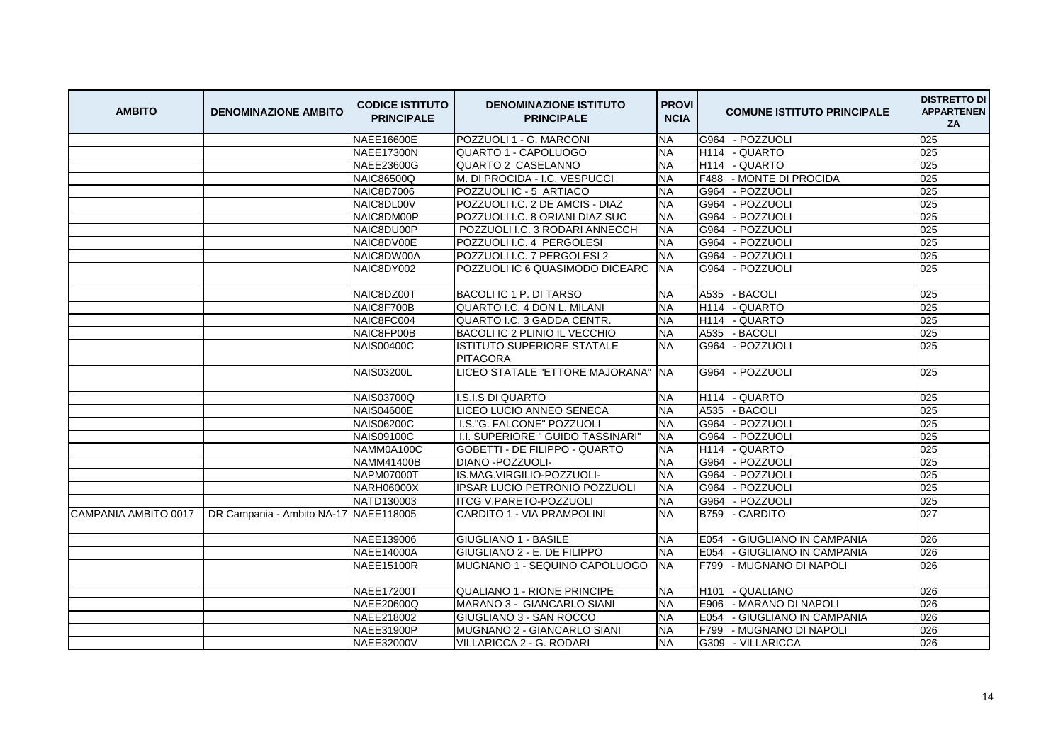| AMBITO | DENOMINAZIONE AMBITO | CODICE ISTITUTO PRINCIPALE | DENOMINAZIONE ISTITUTO PRINCIPALE | PROVINCIA | COMUNE ISTITUTO PRINCIPALE | DISTRETTO DI APPARTENENZA |
|---|---|---|---|---|---|---|
| | | NAEE16600E | POZZUOLI 1 - G. MARCONI | NA | G964 - POZZUOLI | 025 |
| | | NAEE17300N | QUARTO 1 - CAPOLUOGO | NA | H114 - QUARTO | 025 |
| | | NAEE23600G | QUARTO 2 CASELANNO | NA | H114 - QUARTO | 025 |
| | | NAIC86500Q | M. DI PROCIDA - I.C. VESPUCCI | NA | F488 - MONTE DI PROCIDA | 025 |
| | | NAIC8D7006 | POZZUOLI IC - 5 ARTIACO | NA | G964 - POZZUOLI | 025 |
| | | NAIC8DL00V | POZZUOLI I.C. 2 DE AMCIS - DIAZ | NA | G964 - POZZUOLI | 025 |
| | | NAIC8DM00P | POZZUOLI I.C. 8 ORIANI DIAZ SUC | NA | G964 - POZZUOLI | 025 |
| | | NAIC8DU00P | POZZUOLI I.C. 3 RODARI ANNECCH | NA | G964 - POZZUOLI | 025 |
| | | NAIC8DV00E | POZZUOLI I.C. 4 PERGOLESI | NA | G964 - POZZUOLI | 025 |
| | | NAIC8DW00A | POZZUOLI I.C. 7 PERGOLESI 2 | NA | G964 - POZZUOLI | 025 |
| | | NAIC8DY002 | POZZUOLI IC 6 QUASIMODO DICEARC | NA | G964 - POZZUOLI | 025 |
| | | NAIC8DZ00T | BACOLI IC 1 P. DI TARSO | NA | A535 - BACOLI | 025 |
| | | NAIC8F700B | QUARTO I.C. 4 DON L. MILANI | NA | H114 - QUARTO | 025 |
| | | NAIC8FC004 | QUARTO I.C. 3 GADDA CENTR. | NA | H114 - QUARTO | 025 |
| | | NAIC8FP00B | BACOLI IC 2 PLINIO IL VECCHIO | NA | A535 - BACOLI | 025 |
| | | NAIS00400C | ISTITUTO SUPERIORE STATALE PITAGORA | NA | G964 - POZZUOLI | 025 |
| | | NAIS03200L | LICEO STATALE "ETTORE MAJORANA" | NA | G964 - POZZUOLI | 025 |
| | | NAIS03700Q | I.S.I.S DI QUARTO | NA | H114 - QUARTO | 025 |
| | | NAIS04600E | LICEO LUCIO ANNEO SENECA | NA | A535 - BACOLI | 025 |
| | | NAIS06200C | I.S."G. FALCONE" POZZUOLI | NA | G964 - POZZUOLI | 025 |
| | | NAIS09100C | I.I. SUPERIORE " GUIDO TASSINARI" | NA | G964 - POZZUOLI | 025 |
| | | NAMM0A100C | GOBETTI - DE FILIPPO - QUARTO | NA | H114 - QUARTO | 025 |
| | | NAMM41400B | DIANO -POZZUOLI- | NA | G964 - POZZUOLI | 025 |
| | | NAPM07000T | IS.MAG.VIRGILIO-POZZUOLI- | NA | G964 - POZZUOLI | 025 |
| | | NARH06000X | IPSAR LUCIO PETRONIO POZZUOLI | NA | G964 - POZZUOLI | 025 |
| | | NATD130003 | ITCG V.PARETO-POZZUOLI | NA | G964 - POZZUOLI | 025 |
| CAMPANIA AMBITO 0017 | DR Campania - Ambito NA-17 | NAEE118005 | CARDITO 1 - VIA PRAMPOLINI | NA | B759 - CARDITO | 027 |
| | | NAEE139006 | GIUGLIANO 1 - BASILE | NA | E054 - GIUGLIANO IN CAMPANIA | 026 |
| | | NAEE14000A | GIUGLIANO 2 - E. DE FILIPPO | NA | E054 - GIUGLIANO IN CAMPANIA | 026 |
| | | NAEE15100R | MUGNANO 1 - SEQUINO CAPOLUOGO | NA | F799 - MUGNANO DI NAPOLI | 026 |
| | | NAEE17200T | QUALIANO 1 - RIONE PRINCIPE | NA | H101 - QUALIANO | 026 |
| | | NAEE20600Q | MARANO 3 - GIANCARLO SIANI | NA | E906 - MARANO DI NAPOLI | 026 |
| | | NAEE218002 | GIUGLIANO 3 - SAN ROCCO | NA | E054 - GIUGLIANO IN CAMPANIA | 026 |
| | | NAEE31900P | MUGNANO 2 - GIANCARLO SIANI | NA | F799 - MUGNANO DI NAPOLI | 026 |
| | | NAEE32000V | VILLARICCA 2 - G. RODARI | NA | G309 - VILLARICCA | 026 |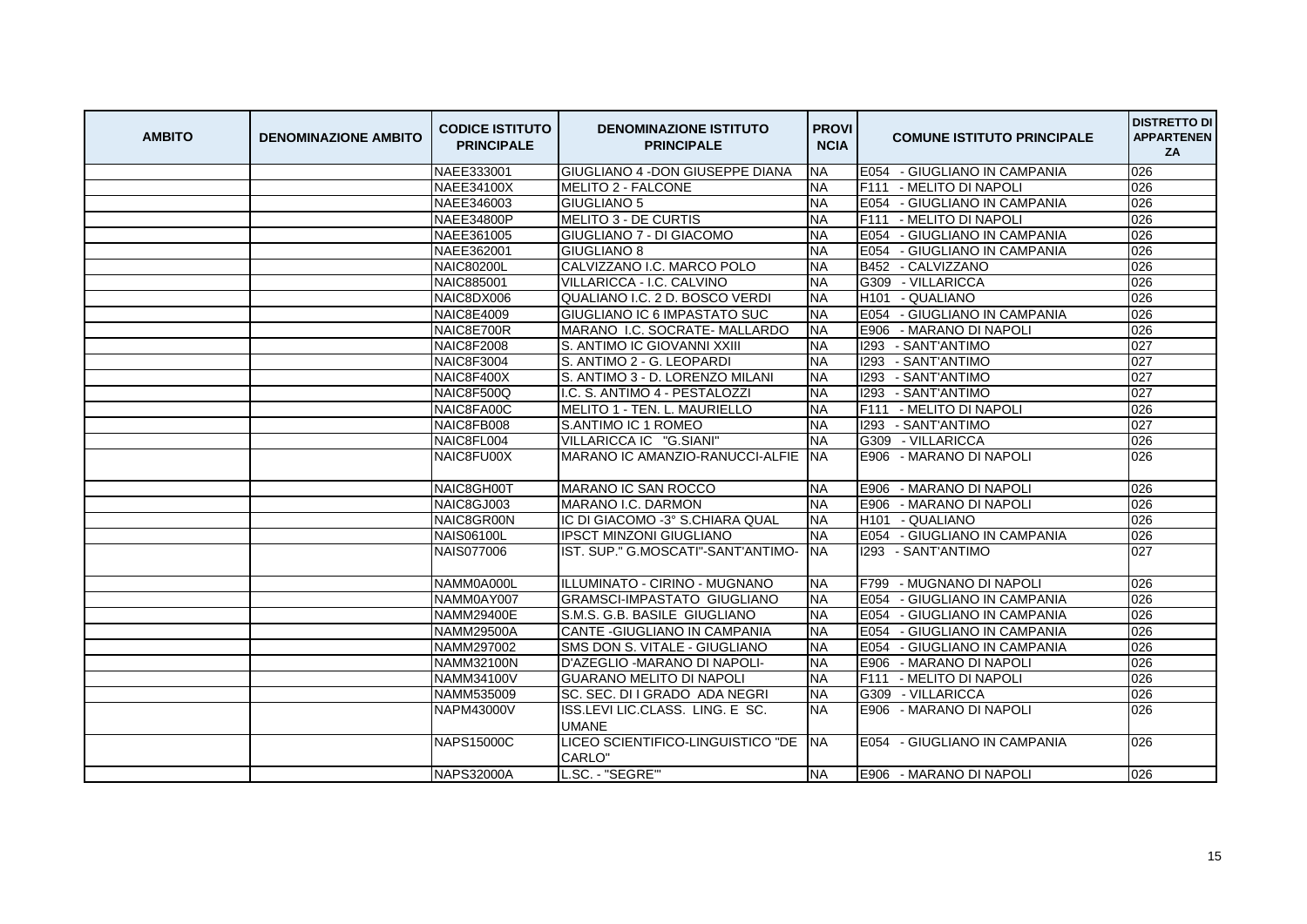| AMBITO | DENOMINAZIONE AMBITO | CODICE ISTITUTO PRINCIPALE | DENOMINAZIONE ISTITUTO PRINCIPALE | PROVINCIA | COMUNE ISTITUTO PRINCIPALE | DISTRETTO DI APPARTENENZA |
|---|---|---|---|---|---|---|
| | | NAEE333001 | GIUGLIANO 4 -DON GIUSEPPE DIANA | NA | E054 - GIUGLIANO IN CAMPANIA | 026 |
| | | NAEE34100X | MELITO 2 - FALCONE | NA | F111 - MELITO DI NAPOLI | 026 |
| | | NAEE346003 | GIUGLIANO 5 | NA | E054 - GIUGLIANO IN CAMPANIA | 026 |
| | | NAEE34800P | MELITO 3 - DE CURTIS | NA | F111 - MELITO DI NAPOLI | 026 |
| | | NAEE361005 | GIUGLIANO 7 - DI GIACOMO | NA | E054 - GIUGLIANO IN CAMPANIA | 026 |
| | | NAEE362001 | GIUGLIANO 8 | NA | E054 - GIUGLIANO IN CAMPANIA | 026 |
| | | NAIC80200L | CALVIZZANO I.C. MARCO POLO | NA | B452 - CALVIZZANO | 026 |
| | | NAIC885001 | VILLARICCA - I.C. CALVINO | NA | G309 - VILLARICCA | 026 |
| | | NAIC8DX006 | QUALIANO I.C. 2 D. BOSCO VERDI | NA | H101 - QUALIANO | 026 |
| | | NAIC8E4009 | GIUGLIANO IC 6 IMPASTATO SUC | NA | E054 - GIUGLIANO IN CAMPANIA | 026 |
| | | NAIC8E700R | MARANO I.C. SOCRATE- MALLARDO | NA | E906 - MARANO DI NAPOLI | 026 |
| | | NAIC8F2008 | S. ANTIMO IC GIOVANNI XXIII | NA | I293 - SANT'ANTIMO | 027 |
| | | NAIC8F3004 | S. ANTIMO 2 - G. LEOPARDI | NA | I293 - SANT'ANTIMO | 027 |
| | | NAIC8F400X | S. ANTIMO 3 - D. LORENZO MILANI | NA | I293 - SANT'ANTIMO | 027 |
| | | NAIC8F500Q | I.C. S. ANTIMO 4 - PESTALOZZI | NA | I293 - SANT'ANTIMO | 027 |
| | | NAIC8FA00C | MELITO 1 - TEN. L. MAURIELLO | NA | F111 - MELITO DI NAPOLI | 026 |
| | | NAIC8FB008 | S.ANTIMO IC 1 ROMEO | NA | I293 - SANT'ANTIMO | 027 |
| | | NAIC8FL004 | VILLARICCA IC "G.SIANI" | NA | G309 - VILLARICCA | 026 |
| | | NAIC8FU00X | MARANO IC AMANZIO-RANUCCI-ALFIE | NA | E906 - MARANO DI NAPOLI | 026 |
| | | NAIC8GH00T | MARANO IC SAN ROCCO | NA | E906 - MARANO DI NAPOLI | 026 |
| | | NAIC8GJ003 | MARANO I.C. DARMON | NA | E906 - MARANO DI NAPOLI | 026 |
| | | NAIC8GR00N | IC DI GIACOMO -3° S.CHIARA QUAL | NA | H101 - QUALIANO | 026 |
| | | NAIS06100L | IPSCT MINZONI GIUGLIANO | NA | E054 - GIUGLIANO IN CAMPANIA | 026 |
| | | NAIS077006 | IST. SUP." G.MOSCATI"-SANT'ANTIMO- | NA | I293 - SANT'ANTIMO | 027 |
| | | NAMM0A000L | ILLUMINATO - CIRINO - MUGNANO | NA | F799 - MUGNANO DI NAPOLI | 026 |
| | | NAMM0AY007 | GRAMSCI-IMPASTATO GIUGLIANO | NA | E054 - GIUGLIANO IN CAMPANIA | 026 |
| | | NAMM29400E | S.M.S. G.B. BASILE GIUGLIANO | NA | E054 - GIUGLIANO IN CAMPANIA | 026 |
| | | NAMM29500A | CANTE -GIUGLIANO IN CAMPANIA | NA | E054 - GIUGLIANO IN CAMPANIA | 026 |
| | | NAMM297002 | SMS DON S. VITALE - GIUGLIANO | NA | E054 - GIUGLIANO IN CAMPANIA | 026 |
| | | NAMM32100N | D'AZEGLIO -MARANO DI NAPOLI- | NA | E906 - MARANO DI NAPOLI | 026 |
| | | NAMM34100V | GUARANO MELITO DI NAPOLI | NA | F111 - MELITO DI NAPOLI | 026 |
| | | NAMM535009 | SC. SEC. DI I GRADO ADA NEGRI | NA | G309 - VILLARICCA | 026 |
| | | NAPM43000V | ISS.LEVI LIC.CLASS. LING. E SC. UMANE | NA | E906 - MARANO DI NAPOLI | 026 |
| | | NAPS15000C | LICEO SCIENTIFICO-LINGUISTICO "DE CARLO" | NA | E054 - GIUGLIANO IN CAMPANIA | 026 |
| | | NAPS32000A | L.SC. - "SEGRE"' | NA | E906 - MARANO DI NAPOLI | 026 |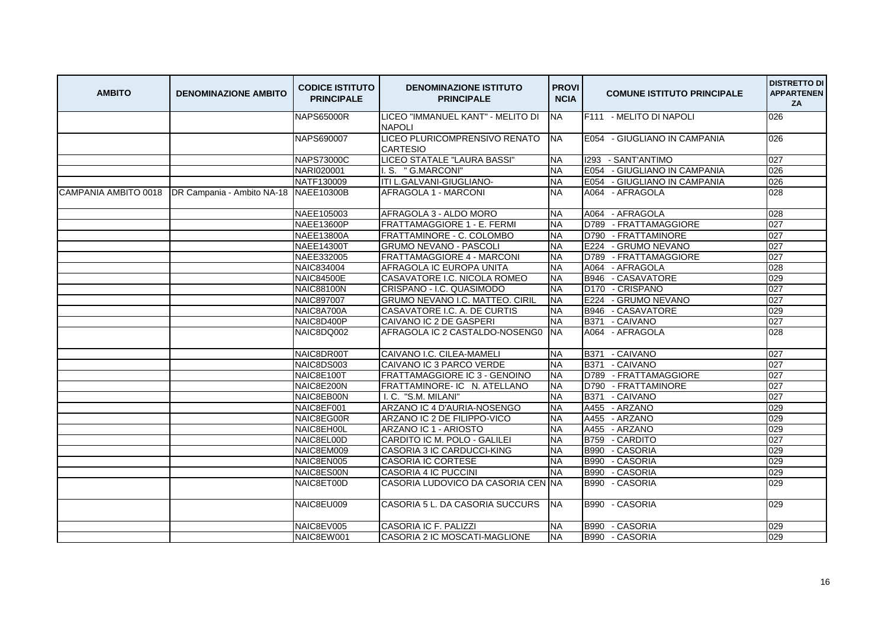| AMBITO | DENOMINAZIONE AMBITO | CODICE ISTITUTO PRINCIPALE | DENOMINAZIONE ISTITUTO PRINCIPALE | PROVINCIA | COMUNE ISTITUTO PRINCIPALE | DISTRETTO DI APPARTENENZA |
|---|---|---|---|---|---|---|
| | | NAPS65000R | LICEO "IMMANUEL KANT" - MELITO DI NAPOLI | NA | F111 - MELITO DI NAPOLI | 026 |
| | | NAPS690007 | LICEO PLURICOMPRENSIVO RENATO CARTESIO | NA | E054 - GIUGLIANO IN CAMPANIA | 026 |
| | | NAPS73000C | LICEO STATALE "LAURA BASSI" | NA | I293 - SANT'ANTIMO | 027 |
| | | NARI020001 | I. S. " G.MARCONI" | NA | E054 - GIUGLIANO IN CAMPANIA | 026 |
| | | NATF130009 | ITI L.GALVANI-GIUGLIANO- | NA | E054 - GIUGLIANO IN CAMPANIA | 026 |
| CAMPANIA AMBITO 0018 | DR Campania - Ambito NA-18 | NAEE10300B | AFRAGOLA 1 - MARCONI | NA | A064 - AFRAGOLA | 028 |
| | | NAEE105003 | AFRAGOLA 3 - ALDO MORO | NA | A064 - AFRAGOLA | 028 |
| | | NAEE13600P | FRATTAMAGGIORE 1 - E. FERMI | NA | D789 - FRATTAMAGGIORE | 027 |
| | | NAEE13800A | FRATTAMINORE - C. COLOMBO | NA | D790 - FRATTAMINORE | 027 |
| | | NAEE14300T | GRUMO NEVANO - PASCOLI | NA | E224 - GRUMO NEVANO | 027 |
| | | NAEE332005 | FRATTAMAGGIORE 4 - MARCONI | NA | D789 - FRATTAMAGGIORE | 027 |
| | | NAIC834004 | AFRAGOLA IC EUROPA UNITA | NA | A064 - AFRAGOLA | 028 |
| | | NAIC84500E | CASAVATORE I.C. NICOLA ROMEO | NA | B946 - CASAVATORE | 029 |
| | | NAIC88100N | CRISPANO - I.C. QUASIMODO | NA | D170 - CRISPANO | 027 |
| | | NAIC897007 | GRUMO NEVANO I.C. MATTEO. CIRIL | NA | E224 - GRUMO NEVANO | 027 |
| | | NAIC8A700A | CASAVATORE I.C. A. DE CURTIS | NA | B946 - CASAVATORE | 029 |
| | | NAIC8D400P | CAIVANO IC 2 DE GASPERI | NA | B371 - CAIVANO | 027 |
| | | NAIC8DQ002 | AFRAGOLA IC 2 CASTALDO-NOSENG0 | NA | A064 - AFRAGOLA | 028 |
| | | NAIC8DR00T | CAIVANO I.C. CILEA-MAMELI | NA | B371 - CAIVANO | 027 |
| | | NAIC8DS003 | CAIVANO IC 3 PARCO VERDE | NA | B371 - CAIVANO | 027 |
| | | NAIC8E100T | FRATTAMAGGIORE IC 3 - GENOINO | NA | D789 - FRATTAMAGGIORE | 027 |
| | | NAIC8E200N | FRATTAMINORE- IC N. ATELLANO | NA | D790 - FRATTAMINORE | 027 |
| | | NAIC8EB00N | I. C. "S.M. MILANI" | NA | B371 - CAIVANO | 027 |
| | | NAIC8EF001 | ARZANO IC 4 D'AURIA-NOSENGO | NA | A455 - ARZANO | 029 |
| | | NAIC8EG00R | ARZANO IC 2 DE FILIPPO-VICO | NA | A455 - ARZANO | 029 |
| | | NAIC8EH00L | ARZANO IC 1 - ARIOSTO | NA | A455 - ARZANO | 029 |
| | | NAIC8EL00D | CARDITO IC M. POLO - GALILEI | NA | B759 - CARDITO | 027 |
| | | NAIC8EM009 | CASORIA 3 IC CARDUCCI-KING | NA | B990 - CASORIA | 029 |
| | | NAIC8EN005 | CASORIA IC CORTESE | NA | B990 - CASORIA | 029 |
| | | NAIC8ES00N | CASORIA 4 IC PUCCINI | NA | B990 - CASORIA | 029 |
| | | NAIC8ET00D | CASORIA LUDOVICO DA CASORIA CEN | NA | B990 - CASORIA | 029 |
| | | NAIC8EU009 | CASORIA 5 L. DA CASORIA SUCCURS | NA | B990 - CASORIA | 029 |
| | | NAIC8EV005 | CASORIA IC F. PALIZZI | NA | B990 - CASORIA | 029 |
| | | NAIC8EW001 | CASORIA 2 IC MOSCATI-MAGLIONE | NA | B990 - CASORIA | 029 |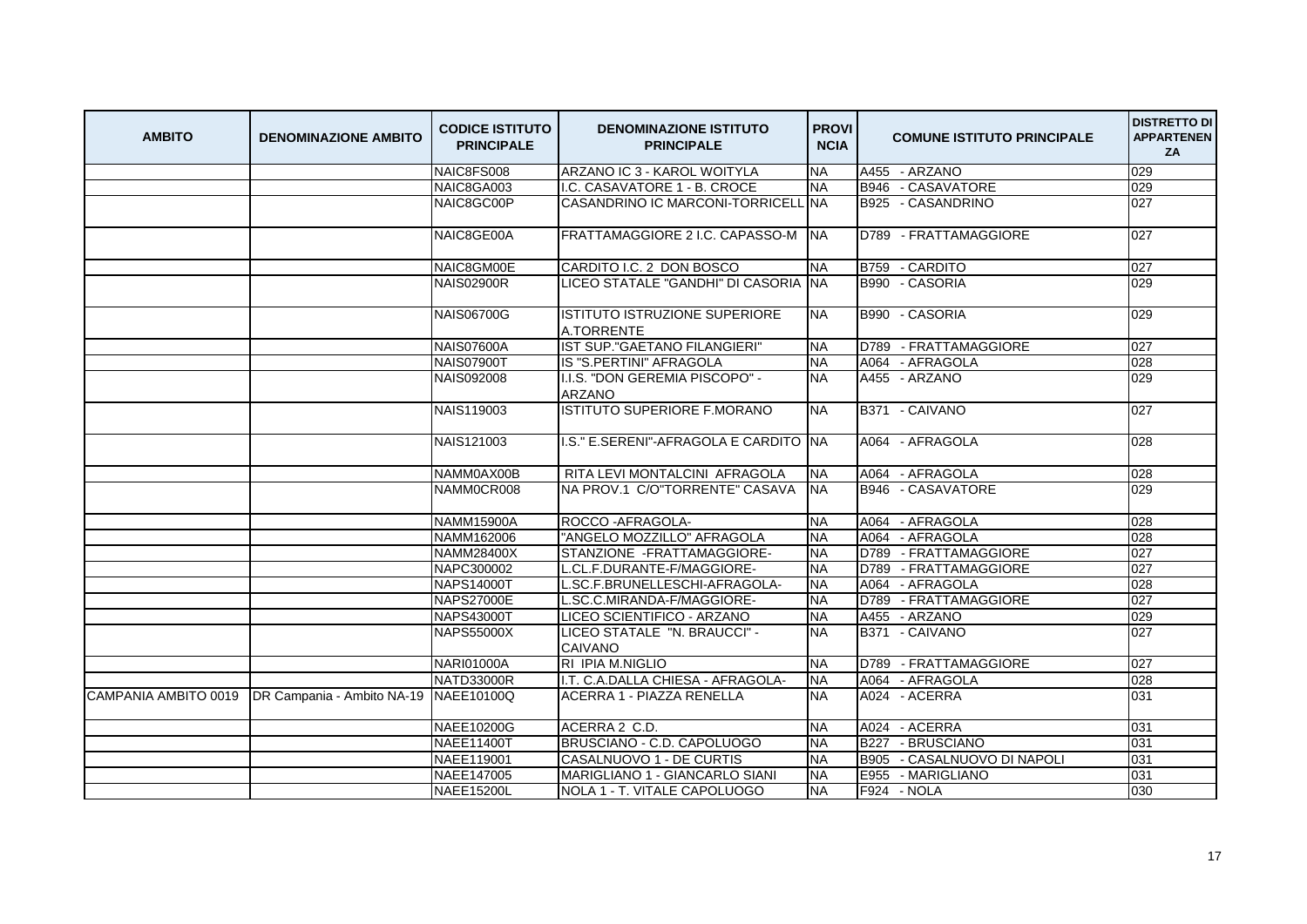| AMBITO | DENOMINAZIONE AMBITO | CODICE ISTITUTO PRINCIPALE | DENOMINAZIONE ISTITUTO PRINCIPALE | PROVINCIA | COMUNE ISTITUTO PRINCIPALE | DISTRETTO DI APPARTENENZA |
|---|---|---|---|---|---|---|
| | | NAIC8FS008 | ARZANO IC 3 - KAROL WOITYLA | NA | A455 - ARZANO | 029 |
| | | NAIC8GA003 | I.C. CASAVATORE 1 - B. CROCE | NA | B946 - CASAVATORE | 029 |
| | | NAIC8GC00P | CASANDRINO IC MARCONI-TORRICELL | NA | B925 - CASANDRINO | 027 |
| | | NAIC8GE00A | FRATTAMAGGIORE 2 I.C. CAPASSO-M | NA | D789 - FRATTAMAGGIORE | 027 |
| | | NAIC8GM00E | CARDITO I.C. 2 DON BOSCO | NA | B759 - CARDITO | 027 |
| | | NAIS02900R | LICEO STATALE "GANDHI" DI CASORIA | NA | B990 - CASORIA | 029 |
| | | NAIS06700G | ISTITUTO ISTRUZIONE SUPERIORE A.TORRENTE | NA | B990 - CASORIA | 029 |
| | | NAIS07600A | IST SUP."GAETANO FILANGIERI" | NA | D789 - FRATTAMAGGIORE | 027 |
| | | NAIS07900T | IS "S.PERTINI" AFRAGOLA | NA | A064 - AFRAGOLA | 028 |
| | | NAIS092008 | I.I.S. "DON GEREMIA PISCOPO" - ARZANO | NA | A455 - ARZANO | 029 |
| | | NAIS119003 | ISTITUTO SUPERIORE F.MORANO | NA | B371 - CAIVANO | 027 |
| | | NAIS121003 | I.S." E.SERENI"-AFRAGOLA E CARDITO | NA | A064 - AFRAGOLA | 028 |
| | | NAMM0AX00B | RITA LEVI MONTALCINI AFRAGOLA | NA | A064 - AFRAGOLA | 028 |
| | | NAMM0CR008 | NA PROV.1 C/O"TORRENTE" CASAVA | NA | B946 - CASAVATORE | 029 |
| | | NAMM15900A | ROCCO -AFRAGOLA- | NA | A064 - AFRAGOLA | 028 |
| | | NAMM162006 | "ANGELO MOZZILLO" AFRAGOLA | NA | A064 - AFRAGOLA | 028 |
| | | NAMM28400X | STANZIONE -FRATTAMAGGIORE- | NA | D789 - FRATTAMAGGIORE | 027 |
| | | NAPC300002 | L.CL.F.DURANTE-F/MAGGIORE- | NA | D789 - FRATTAMAGGIORE | 027 |
| | | NAPS14000T | L.SC.F.BRUNELLESCHI-AFRAGOLA- | NA | A064 - AFRAGOLA | 028 |
| | | NAPS27000E | L.SC.C.MIRANDA-F/MAGGIORE- | NA | D789 - FRATTAMAGGIORE | 027 |
| | | NAPS43000T | LICEO SCIENTIFICO - ARZANO | NA | A455 - ARZANO | 029 |
| | | NAPS55000X | LICEO STATALE "N. BRAUCCI" - CAIVANO | NA | B371 - CAIVANO | 027 |
| | | NARI01000A | RI IPIA M.NIGLIO | NA | D789 - FRATTAMAGGIORE | 027 |
| | | NATD33000R | I.T. C.A.DALLA CHIESA - AFRAGOLA- | NA | A064 - AFRAGOLA | 028 |
| CAMPANIA AMBITO 0019 | DR Campania - Ambito NA-19 | NAEE10100Q | ACERRA 1 - PIAZZA RENELLA | NA | A024 - ACERRA | 031 |
| | | NAEE10200G | ACERRA 2 C.D. | NA | A024 - ACERRA | 031 |
| | | NAEE11400T | BRUSCIANO - C.D. CAPOLUOGO | NA | B227 - BRUSCIANO | 031 |
| | | NAEE119001 | CASALNUOVO 1 - DE CURTIS | NA | B905 - CASALNUOVO DI NAPOLI | 031 |
| | | NAEE147005 | MARIGLIANO 1 - GIANCARLO SIANI | NA | E955 - MARIGLIANO | 031 |
| | | NAEE15200L | NOLA 1 - T. VITALE CAPOLUOGO | NA | F924 - NOLA | 030 |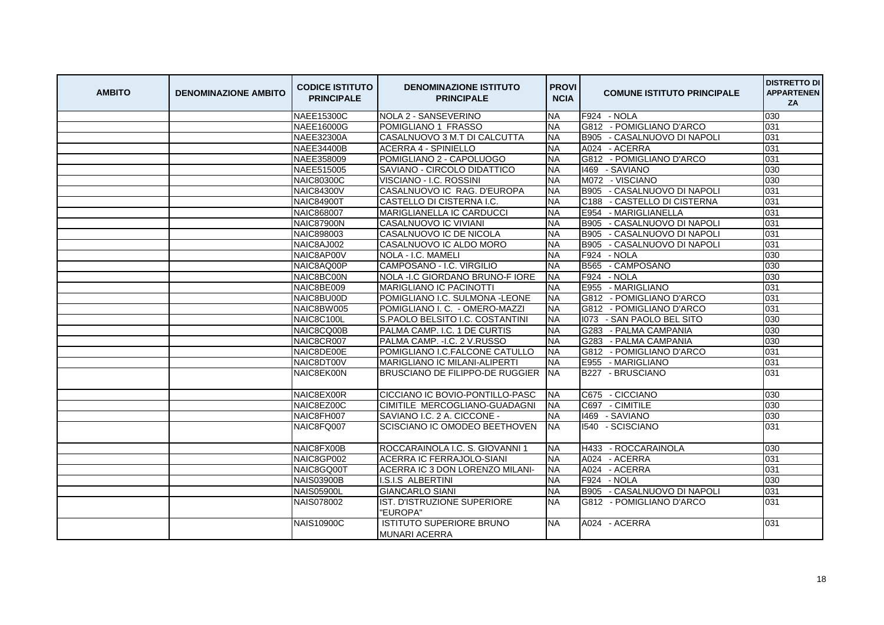| AMBITO | DENOMINAZIONE AMBITO | CODICE ISTITUTO PRINCIPALE | DENOMINAZIONE ISTITUTO PRINCIPALE | PROVINCIA | COMUNE ISTITUTO PRINCIPALE | DISTRETTO DI APPARTENENZA |
|---|---|---|---|---|---|---|
| | | NAEE15300C | NOLA 2 - SANSEVERINO | NA | F924 - NOLA | 030 |
| | | NAEE16000G | POMIGLIANO 1 FRASSO | NA | G812 - POMIGLIANO D'ARCO | 031 |
| | | NAEE32300A | CASALNUOVO 3 M.T DI CALCUTTA | NA | B905 - CASALNUOVO DI NAPOLI | 031 |
| | | NAEE34400B | ACERRA 4 - SPINIELLO | NA | A024 - ACERRA | 031 |
| | | NAEE358009 | POMIGLIANO 2 - CAPOLUOGO | NA | G812 - POMIGLIANO D'ARCO | 031 |
| | | NAEE515005 | SAVIANO - CIRCOLO DIDATTICO | NA | I469 - SAVIANO | 030 |
| | | NAIC80300C | VISCIANO - I.C. ROSSINI | NA | M072 - VISCIANO | 030 |
| | | NAIC84300V | CASALNUOVO IC RAG. D'EUROPA | NA | B905 - CASALNUOVO DI NAPOLI | 031 |
| | | NAIC84900T | CASTELLO DI CISTERNA I.C. | NA | C188 - CASTELLO DI CISTERNA | 031 |
| | | NAIC868007 | MARIGLIANELLA IC CARDUCCI | NA | E954 - MARIGLIANELLA | 031 |
| | | NAIC87900N | CASALNUOVO IC VIVIANI | NA | B905 - CASALNUOVO DI NAPOLI | 031 |
| | | NAIC898003 | CASALNUOVO IC DE NICOLA | NA | B905 - CASALNUOVO DI NAPOLI | 031 |
| | | NAIC8AJ002 | CASALNUOVO IC ALDO MORO | NA | B905 - CASALNUOVO DI NAPOLI | 031 |
| | | NAIC8AP00V | NOLA - I.C. MAMELI | NA | F924 - NOLA | 030 |
| | | NAIC8AQ00P | CAMPOSANO - I.C. VIRGILIO | NA | B565 - CAMPOSANO | 030 |
| | | NAIC8BC00N | NOLA -I.C GIORDANO BRUNO-F IORE | NA | F924 - NOLA | 030 |
| | | NAIC8BE009 | MARIGLIANO IC PACINOTTI | NA | E955 - MARIGLIANO | 031 |
| | | NAIC8BU00D | POMIGLIANO I.C. SULMONA -LEONE | NA | G812 - POMIGLIANO D'ARCO | 031 |
| | | NAIC8BW005 | POMIGLIANO I. C. - OMERO-MAZZI | NA | G812 - POMIGLIANO D'ARCO | 031 |
| | | NAIC8C100L | S.PAOLO BELSITO I.C. COSTANTINI | NA | I073 - SAN PAOLO BEL SITO | 030 |
| | | NAIC8CQ00B | PALMA CAMP. I.C. 1 DE CURTIS | NA | G283 - PALMA CAMPANIA | 030 |
| | | NAIC8CR007 | PALMA CAMP. -I.C. 2 V.RUSSO | NA | G283 - PALMA CAMPANIA | 030 |
| | | NAIC8DE00E | POMIGLIANO I.C.FALCONE CATULLO | NA | G812 - POMIGLIANO D'ARCO | 031 |
| | | NAIC8DT00V | MARIGLIANO IC MILANI-ALIPERTI | NA | E955 - MARIGLIANO | 031 |
| | | NAIC8EK00N | BRUSCIANO DE FILIPPO-DE RUGGIER | NA | B227 - BRUSCIANO | 031 |
| | | NAIC8EX00R | CICCIANO IC BOVIO-PONTILLO-PASC | NA | C675 - CICCIANO | 030 |
| | | NAIC8EZ00C | CIMITILE MERCOGLIANO-GUADAGNI | NA | C697 - CIMITILE | 030 |
| | | NAIC8FH007 | SAVIANO I.C. 2 A. CICCONE - | NA | I469 - SAVIANO | 030 |
| | | NAIC8FQ007 | SCISCIANO IC OMODEO BEETHOVEN | NA | I540 - SCISCIANO | 031 |
| | | NAIC8FX00B | ROCCARAINOLA I.C. S. GIOVANNI 1 | NA | H433 - ROCCARAINOLA | 030 |
| | | NAIC8GP002 | ACERRA IC FERRAJOLO-SIANI | NA | A024 - ACERRA | 031 |
| | | NAIC8GQ00T | ACERRA IC 3 DON LORENZO MILANI- | NA | A024 - ACERRA | 031 |
| | | NAIS03900B | I.S.I.S ALBERTINI | NA | F924 - NOLA | 030 |
| | | NAIS05900L | GIANCARLO SIANI | NA | B905 - CASALNUOVO DI NAPOLI | 031 |
| | | NAIS078002 | IST. D'ISTRUZIONE SUPERIORE "EUROPA" | NA | G812 - POMIGLIANO D'ARCO | 031 |
| | | NAIS10900C | ISTITUTO SUPERIORE BRUNO MUNARI ACERRA | NA | A024 - ACERRA | 031 |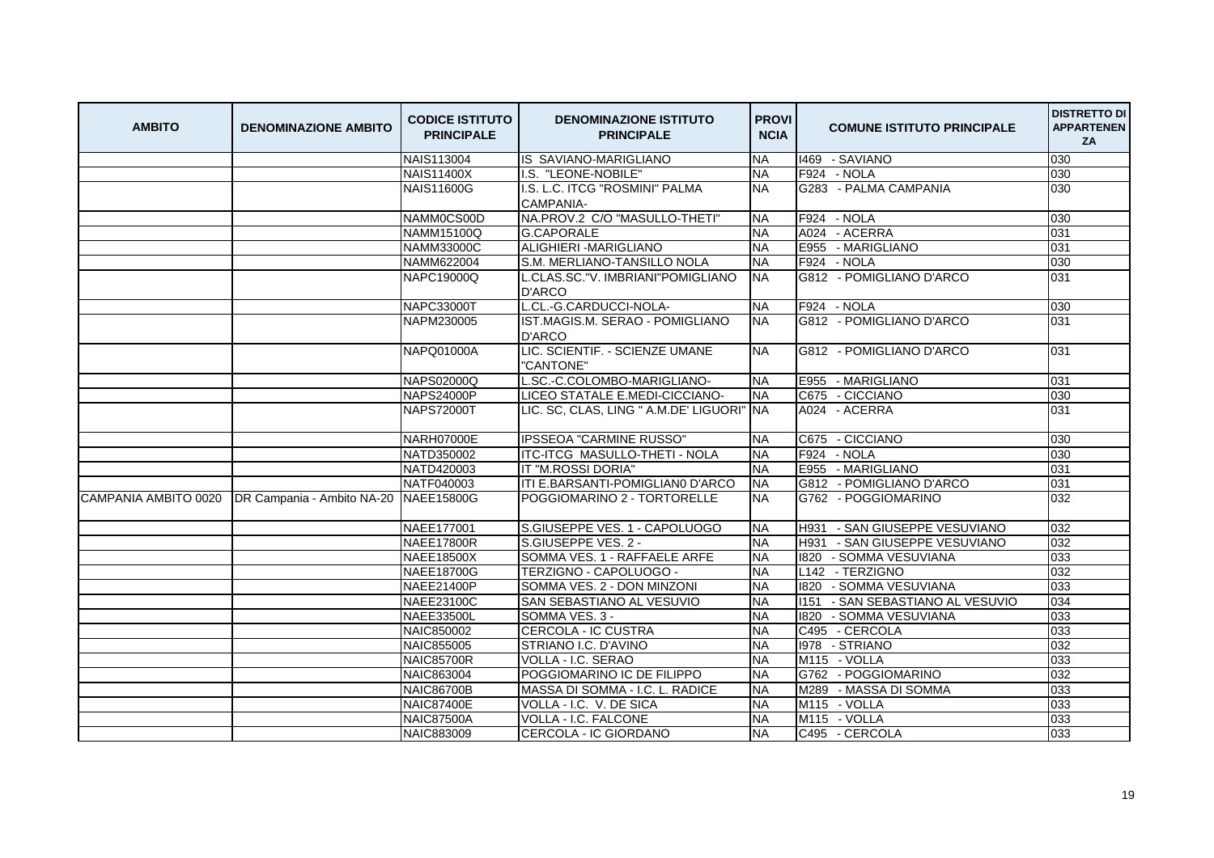| AMBITO | DENOMINAZIONE AMBITO | CODICE ISTITUTO PRINCIPALE | DENOMINAZIONE ISTITUTO PRINCIPALE | PROVINCIA | COMUNE ISTITUTO PRINCIPALE | DISTRETTO DI APPARTENENZA |
|---|---|---|---|---|---|---|
| | | NAIS113004 | IS SAVIANO-MARIGLIANO | NA | I469 - SAVIANO | 030 |
| | | NAIS11400X | I.S. "LEONE-NOBILE" | NA | F924 - NOLA | 030 |
| | | NAIS11600G | I.S. L.C. ITCG "ROSMINI" PALMA CAMPANIA- | NA | G283 - PALMA CAMPANIA | 030 |
| | | NAMM0CS00D | NA.PROV.2 C/O "MASULLO-THETI" | NA | F924 - NOLA | 030 |
| | | NAMM15100Q | G.CAPORALE | NA | A024 - ACERRA | 031 |
| | | NAMM33000C | ALIGHIERI -MARIGLIANO | NA | E955 - MARIGLIANO | 031 |
| | | NAMM622004 | S.M. MERLIANO-TANSILLO NOLA | NA | F924 - NOLA | 030 |
| | | NAPC19000Q | L.CLAS.SC."V. IMBRIANI"POMIGLIANO D'ARCO | NA | G812 - POMIGLIANO D'ARCO | 031 |
| | | NAPC33000T | L.CL.-G.CARDUCCI-NOLA- | NA | F924 - NOLA | 030 |
| | | NAPM230005 | IST.MAGIS.M. SERAO - POMIGLIANO D'ARCO | NA | G812 - POMIGLIANO D'ARCO | 031 |
| | | NAPQ01000A | LIC. SCIENTIF. - SCIENZE UMANE "CANTONE" | NA | G812 - POMIGLIANO D'ARCO | 031 |
| | | NAPS02000Q | L.SC.-C.COLOMBO-MARIGLIANO- | NA | E955 - MARIGLIANO | 031 |
| | | NAPS24000P | LICEO STATALE E.MEDI-CICCIANO- | NA | C675 - CICCIANO | 030 |
| | | NAPS72000T | LIC. SC, CLAS, LING " A.M.DE' LIGUORI" | NA | A024 - ACERRA | 031 |
| | | NARH07000E | IPSSEOA "CARMINE RUSSO" | NA | C675 - CICCIANO | 030 |
| | | NATD350002 | ITC-ITCG MASULLO-THETI - NOLA | NA | F924 - NOLA | 030 |
| | | NATD420003 | IT "M.ROSSI DORIA" | NA | E955 - MARIGLIANO | 031 |
| | | NATF040003 | ITI E.BARSANTI-POMIGLIAN0 D'ARCO | NA | G812 - POMIGLIANO D'ARCO | 031 |
| CAMPANIA AMBITO 0020 | DR Campania - Ambito NA-20 | NAEE15800G | POGGIOMARINO 2 - TORTORELLE | NA | G762 - POGGIOMARINO | 032 |
| | | NAEE177001 | S.GIUSEPPE VES. 1 - CAPOLUOGO | NA | H931 - SAN GIUSEPPE VESUVIANO | 032 |
| | | NAEE17800R | S.GIUSEPPE VES. 2 - | NA | H931 - SAN GIUSEPPE VESUVIANO | 032 |
| | | NAEE18500X | SOMMA VES. 1 - RAFFAELE ARFE | NA | I820 - SOMMA VESUVIANA | 033 |
| | | NAEE18700G | TERZIGNO - CAPOLUOGO - | NA | L142 - TERZIGNO | 032 |
| | | NAEE21400P | SOMMA VES. 2 - DON MINZONI | NA | I820 - SOMMA VESUVIANA | 033 |
| | | NAEE23100C | SAN SEBASTIANO AL VESUVIO | NA | I151 - SAN SEBASTIANO AL VESUVIO | 034 |
| | | NAEE33500L | SOMMA VES. 3 - | NA | I820 - SOMMA VESUVIANA | 033 |
| | | NAIC850002 | CERCOLA - IC CUSTRA | NA | C495 - CERCOLA | 033 |
| | | NAIC855005 | STRIANO I.C. D'AVINO | NA | I978 - STRIANO | 032 |
| | | NAIC85700R | VOLLA - I.C. SERAO | NA | M115 - VOLLA | 033 |
| | | NAIC863004 | POGGIOMARINO IC DE FILIPPO | NA | G762 - POGGIOMARINO | 032 |
| | | NAIC86700B | MASSA DI SOMMA - I.C. L. RADICE | NA | M289 - MASSA DI SOMMA | 033 |
| | | NAIC87400E | VOLLA - I.C. V. DE SICA | NA | M115 - VOLLA | 033 |
| | | NAIC87500A | VOLLA - I.C. FALCONE | NA | M115 - VOLLA | 033 |
| | | NAIC883009 | CERCOLA - IC GIORDANO | NA | C495 - CERCOLA | 033 |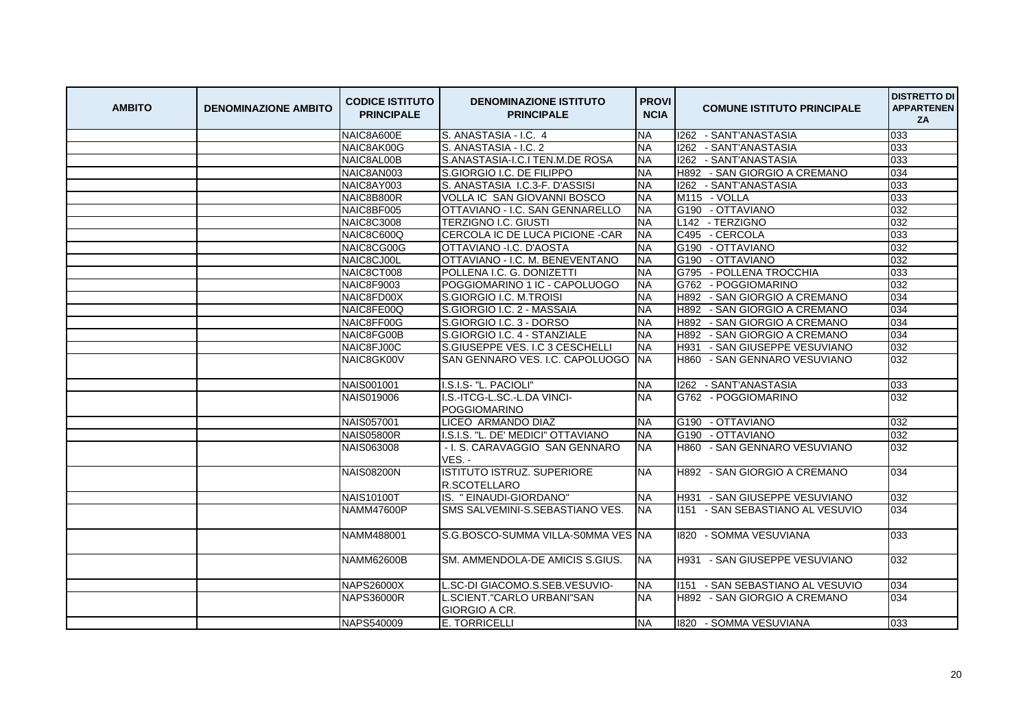| AMBITO | DENOMINAZIONE AMBITO | CODICE ISTITUTO PRINCIPALE | DENOMINAZIONE ISTITUTO PRINCIPALE | PROVINCIA | COMUNE ISTITUTO PRINCIPALE | DISTRETTO DI APPARTENENZA |
|---|---|---|---|---|---|---|
| | | NAIC8A600E | S. ANASTASIA - I.C. 4 | NA | I262 - SANT'ANASTASIA | 033 |
| | | NAIC8AK00G | S. ANASTASIA - I.C. 2 | NA | I262 - SANT'ANASTASIA | 033 |
| | | NAIC8AL00B | S.ANASTASIA-I.C.I TEN.M.DE ROSA | NA | I262 - SANT'ANASTASIA | 033 |
| | | NAIC8AN003 | S.GIORGIO I.C. DE FILIPPO | NA | H892 - SAN GIORGIO A CREMANO | 034 |
| | | NAIC8AY003 | S. ANASTASIA I.C.3-F. D'ASSISI | NA | I262 - SANT'ANASTASIA | 033 |
| | | NAIC8B800R | VOLLA IC SAN GIOVANNI BOSCO | NA | M115 - VOLLA | 033 |
| | | NAIC8BF005 | OTTAVIANO - I.C. SAN GENNARELLO | NA | G190 - OTTAVIANO | 032 |
| | | NAIC8C3008 | TERZIGNO I.C. GIUSTI | NA | L142 - TERZIGNO | 032 |
| | | NAIC8C600Q | CERCOLA IC DE LUCA PICIONE -CAR | NA | C495 - CERCOLA | 033 |
| | | NAIC8CG00G | OTTAVIANO -I.C. D'AOSTA | NA | G190 - OTTAVIANO | 032 |
| | | NAIC8CJ00L | OTTAVIANO - I.C. M. BENEVENTANO | NA | G190 - OTTAVIANO | 032 |
| | | NAIC8CT008 | POLLENA I.C. G. DONIZETTI | NA | G795 - POLLENA TROCCHIA | 033 |
| | | NAIC8F9003 | POGGIOMARINO 1 IC - CAPOLUOGO | NA | G762 - POGGIOMARINO | 032 |
| | | NAIC8FD00X | S.GIORGIO I.C. M.TROISI | NA | H892 - SAN GIORGIO A CREMANO | 034 |
| | | NAIC8FE00Q | S.GIORGIO I.C. 2 - MASSAIA | NA | H892 - SAN GIORGIO A CREMANO | 034 |
| | | NAIC8FF00G | S.GIORGIO I.C. 3 - DORSO | NA | H892 - SAN GIORGIO A CREMANO | 034 |
| | | NAIC8FG00B | S.GIORGIO I.C. 4 - STANZIALE | NA | H892 - SAN GIORGIO A CREMANO | 034 |
| | | NAIC8FJ00C | S.GIUSEPPE VES. I.C 3 CESCHELLI | NA | H931 - SAN GIUSEPPE VESUVIANO | 032 |
| | | NAIC8GK00V | SAN GENNARO VES. I.C. CAPOLUOGO | NA | H860 - SAN GENNARO VESUVIANO | 032 |
| | | NAIS001001 | I.S.I.S- "L. PACIOLI" | NA | I262 - SANT'ANASTASIA | 033 |
| | | NAIS019006 | I.S.-ITCG-L.SC.-L.DA VINCI-POGGIOMARINO | NA | G762 - POGGIOMARINO | 032 |
| | | NAIS057001 | LICEO ARMANDO DIAZ | NA | G190 - OTTAVIANO | 032 |
| | | NAIS05800R | I.S.I.S. "L. DE' MEDICI" OTTAVIANO | NA | G190 - OTTAVIANO | 032 |
| | | NAIS063008 | - I. S. CARAVAGGIO SAN GENNARO VES. - | NA | H860 - SAN GENNARO VESUVIANO | 032 |
| | | NAIS08200N | ISTITUTO ISTRUZ. SUPERIORE R.SCOTELLARO | NA | H892 - SAN GIORGIO A CREMANO | 034 |
| | | NAIS10100T | IS. " EINAUDI-GIORDANO" | NA | H931 - SAN GIUSEPPE VESUVIANO | 032 |
| | | NAMM47600P | SMS SALVEMINI-S.SEBASTIANO VES. | NA | I151 - SAN SEBASTIANO AL VESUVIO | 034 |
| | | NAMM488001 | S.G.BOSCO-SUMMA VILLA-S0MMA VES | NA | I820 - SOMMA VESUVIANA | 033 |
| | | NAMM62600B | SM. AMMENDOLA-DE AMICIS S.GIUS. | NA | H931 - SAN GIUSEPPE VESUVIANO | 032 |
| | | NAPS26000X | L.SC-DI GIACOMO.S.SEB.VESUVIO- | NA | I151 - SAN SEBASTIANO AL VESUVIO | 034 |
| | | NAPS36000R | L.SCIENT."CARLO URBANI"SAN GIORGIO A CR. | NA | H892 - SAN GIORGIO A CREMANO | 034 |
| | | NAPS540009 | E. TORRICELLI | NA | I820 - SOMMA VESUVIANA | 033 |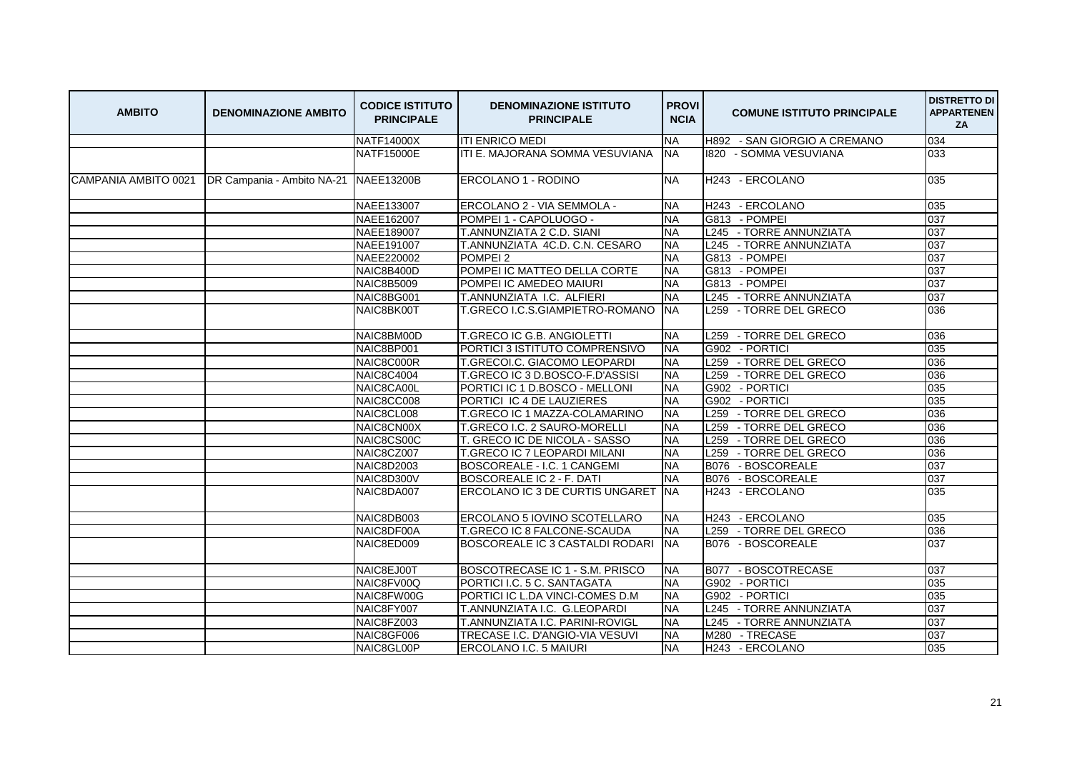| AMBITO | DENOMINAZIONE AMBITO | CODICE ISTITUTO PRINCIPALE | DENOMINAZIONE ISTITUTO PRINCIPALE | PROVINCIA | COMUNE ISTITUTO PRINCIPALE | DISTRETTO DI APPARTENENZA |
|---|---|---|---|---|---|---|
| | | NATF14000X | ITI ENRICO MEDI | NA | H892 - SAN GIORGIO A CREMANO | 034 |
| | | NATF15000E | ITI E. MAJORANA SOMMA VESUVIANA | NA | I820 - SOMMA VESUVIANA | 033 |
| CAMPANIA AMBITO 0021 | DR Campania - Ambito NA-21 | NAEE13200B | ERCOLANO 1 - RODINO | NA | H243 - ERCOLANO | 035 |
| | | NAEE133007 | ERCOLANO 2 - VIA SEMMOLA - | NA | H243 - ERCOLANO | 035 |
| | | NAEE162007 | POMPEI 1 - CAPOLUOGO - | NA | G813 - POMPEI | 037 |
| | | NAEE189007 | T.ANNUNZIATA 2 C.D. SIANI | NA | L245 - TORRE ANNUNZIATA | 037 |
| | | NAEE191007 | T.ANNUNZIATA 4C.D. C.N. CESARO | NA | L245 - TORRE ANNUNZIATA | 037 |
| | | NAEE220002 | POMPEI 2 | NA | G813 - POMPEI | 037 |
| | | NAIC8B400D | POMPEI IC MATTEO DELLA CORTE | NA | G813 - POMPEI | 037 |
| | | NAIC8B5009 | POMPEI IC AMEDEO MAIURI | NA | G813 - POMPEI | 037 |
| | | NAIC8BG001 | T.ANNUNZIATA I.C. ALFIERI | NA | L245 - TORRE ANNUNZIATA | 037 |
| | | NAIC8BK00T | T.GRECO I.C.S.GIAMPIETRO-ROMANO | NA | L259 - TORRE DEL GRECO | 036 |
| | | NAIC8BM00D | T.GRECO IC G.B. ANGIOLETTI | NA | L259 - TORRE DEL GRECO | 036 |
| | | NAIC8BP001 | PORTICI 3 ISTITUTO COMPRENSIVO | NA | G902 - PORTICI | 035 |
| | | NAIC8C000R | T.GRECOI.C. GIACOMO LEOPARDI | NA | L259 - TORRE DEL GRECO | 036 |
| | | NAIC8C4004 | T.GRECO IC 3 D.BOSCO-F.D'ASSISI | NA | L259 - TORRE DEL GRECO | 036 |
| | | NAIC8CA00L | PORTICI IC 1 D.BOSCO - MELLONI | NA | G902 - PORTICI | 035 |
| | | NAIC8CC008 | PORTICI IC 4 DE LAUZIERES | NA | G902 - PORTICI | 035 |
| | | NAIC8CL008 | T.GRECO IC 1 MAZZA-COLAMARINO | NA | L259 - TORRE DEL GRECO | 036 |
| | | NAIC8CN00X | T.GRECO I.C. 2 SAURO-MORELLI | NA | L259 - TORRE DEL GRECO | 036 |
| | | NAIC8CS00C | T. GRECO IC DE NICOLA - SASSO | NA | L259 - TORRE DEL GRECO | 036 |
| | | NAIC8CZ007 | T.GRECO IC 7 LEOPARDI MILANI | NA | L259 - TORRE DEL GRECO | 036 |
| | | NAIC8D2003 | BOSCOREALE - I.C. 1 CANGEMI | NA | B076 - BOSCOREALE | 037 |
| | | NAIC8D300V | BOSCOREALE IC 2 - F. DATI | NA | B076 - BOSCOREALE | 037 |
| | | NAIC8DA007 | ERCOLANO IC 3 DE CURTIS UNGARET | NA | H243 - ERCOLANO | 035 |
| | | NAIC8DB003 | ERCOLANO 5 IOVINO SCOTELLARO | NA | H243 - ERCOLANO | 035 |
| | | NAIC8DF00A | T.GRECO IC 8 FALCONE-SCAUDA | NA | L259 - TORRE DEL GRECO | 036 |
| | | NAIC8ED009 | BOSCOREALE IC 3 CASTALDI RODARI | NA | B076 - BOSCOREALE | 037 |
| | | NAIC8EJ00T | BOSCOTRECASE IC 1 - S.M. PRISCO | NA | B077 - BOSCOTRECASE | 037 |
| | | NAIC8FV00Q | PORTICI I.C. 5 C. SANTAGATA | NA | G902 - PORTICI | 035 |
| | | NAIC8FW00G | PORTICI IC L.DA VINCI-COMES D.M | NA | G902 - PORTICI | 035 |
| | | NAIC8FY007 | T.ANNUNZIATA I.C. G.LEOPARDI | NA | L245 - TORRE ANNUNZIATA | 037 |
| | | NAIC8FZ003 | T.ANNUNZIATA I.C. PARINI-ROVIGL | NA | L245 - TORRE ANNUNZIATA | 037 |
| | | NAIC8GF006 | TRECASE I.C. D'ANGIO-VIA VESUVI | NA | M280 - TRECASE | 037 |
| | | NAIC8GL00P | ERCOLANO I.C. 5 MAIURI | NA | H243 - ERCOLANO | 035 |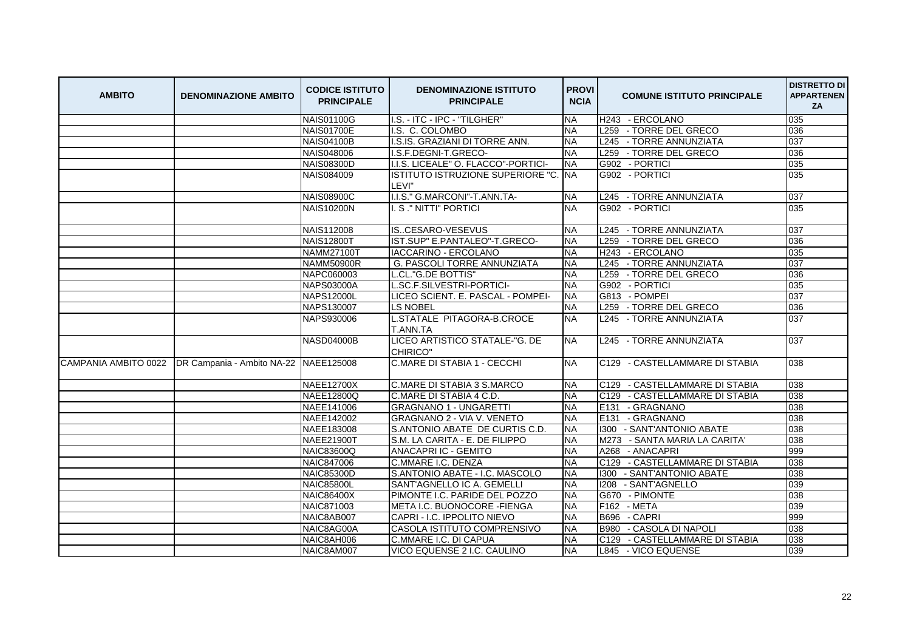| AMBITO | DENOMINAZIONE AMBITO | CODICE ISTITUTO PRINCIPALE | DENOMINAZIONE ISTITUTO PRINCIPALE | PROVINCIA | COMUNE ISTITUTO PRINCIPALE | DISTRETTO DI APPARTENENZA |
|---|---|---|---|---|---|---|
| | | NAIS01100G | I.S. - ITC - IPC - "TILGHER" | NA | H243 - ERCOLANO | 035 |
| | | NAIS01700E | I.S. C. COLOMBO | NA | L259 - TORRE DEL GRECO | 036 |
| | | NAIS04100B | I.S.IS. GRAZIANI DI TORRE ANN. | NA | L245 - TORRE ANNUNZIATA | 037 |
| | | NAIS048006 | I.S.F.DEGNI-T.GRECO- | NA | L259 - TORRE DEL GRECO | 036 |
| | | NAIS08300D | I.I.S. LICEALE" O. FLACCO"-PORTICI- | NA | G902 - PORTICI | 035 |
| | | NAIS084009 | ISTITUTO ISTRUZIONE SUPERIORE "C. LEVI" | NA | G902 - PORTICI | 035 |
| | | NAIS08900C | I.I.S." G.MARCONI"-T.ANN.TA- | NA | L245 - TORRE ANNUNZIATA | 037 |
| | | NAIS10200N | I. S ." NITTI" PORTICI | NA | G902 - PORTICI | 035 |
| | | NAIS112008 | IS..CESARO-VESEVUS | NA | L245 - TORRE ANNUNZIATA | 037 |
| | | NAIS12800T | IST.SUP" E.PANTALEO"-T.GRECO- | NA | L259 - TORRE DEL GRECO | 036 |
| | | NAMM27100T | IACCARINO - ERCOLANO | NA | H243 - ERCOLANO | 035 |
| | | NAMM50900R | G. PASCOLI TORRE ANNUNZIATA | NA | L245 - TORRE ANNUNZIATA | 037 |
| | | NAPC060003 | L.CL."G.DE BOTTIS" | NA | L259 - TORRE DEL GRECO | 036 |
| | | NAPS03000A | L.SC.F.SILVESTRI-PORTICI- | NA | G902 - PORTICI | 035 |
| | | NAPS12000L | LICEO SCIENT. E. PASCAL - POMPEI- | NA | G813 - POMPEI | 037 |
| | | NAPS130007 | LS NOBEL | NA | L259 - TORRE DEL GRECO | 036 |
| | | NAPS930006 | L.STATALE PITAGORA-B.CROCE T.ANN.TA | NA | L245 - TORRE ANNUNZIATA | 037 |
| | | NASD04000B | LICEO ARTISTICO STATALE-"G. DE CHIRICO" | NA | L245 - TORRE ANNUNZIATA | 037 |
| CAMPANIA AMBITO 0022 | DR Campania - Ambito NA-22 | NAEE125008 | C.MARE DI STABIA 1 - CECCHI | NA | C129 - CASTELLAMMARE DI STABIA | 038 |
| | | NAEE12700X | C.MARE DI STABIA 3 S.MARCO | NA | C129 - CASTELLAMMARE DI STABIA | 038 |
| | | NAEE12800Q | C.MARE DI STABIA 4 C.D. | NA | C129 - CASTELLAMMARE DI STABIA | 038 |
| | | NAEE141006 | GRAGNANO 1 - UNGARETTI | NA | E131 - GRAGNANO | 038 |
| | | NAEE142002 | GRAGNANO 2 - VIA V. VENETO | NA | E131 - GRAGNANO | 038 |
| | | NAEE183008 | S.ANTONIO ABATE DE CURTIS C.D. | NA | I300 - SANT'ANTONIO ABATE | 038 |
| | | NAEE21900T | S.M. LA CARITA - E. DE FILIPPO | NA | M273 - SANTA MARIA LA CARITA' | 038 |
| | | NAIC83600Q | ANACAPRI IC - GEMITO | NA | A268 - ANACAPRI | 999 |
| | | NAIC847006 | C.MMARE I.C. DENZA | NA | C129 - CASTELLAMMARE DI STABIA | 038 |
| | | NAIC85300D | S.ANTONIO ABATE - I.C. MASCOLO | NA | I300 - SANT'ANTONIO ABATE | 038 |
| | | NAIC85800L | SANT'AGNELLO IC A. GEMELLI | NA | I208 - SANT'AGNELLO | 039 |
| | | NAIC86400X | PIMONTE I.C. PARIDE DEL POZZO | NA | G670 - PIMONTE | 038 |
| | | NAIC871003 | META I.C. BUONOCORE -FIENGA | NA | F162 - META | 039 |
| | | NAIC8AB007 | CAPRI - I.C. IPPOLITO NIEVO | NA | B696 - CAPRI | 999 |
| | | NAIC8AG00A | CASOLA ISTITUTO COMPRENSIVO | NA | B980 - CASOLA DI NAPOLI | 038 |
| | | NAIC8AH006 | C.MMARE I.C. DI CAPUA | NA | C129 - CASTELLAMMARE DI STABIA | 038 |
| | | NAIC8AM007 | VICO EQUENSE 2 I.C. CAULINO | NA | L845 - VICO EQUENSE | 039 |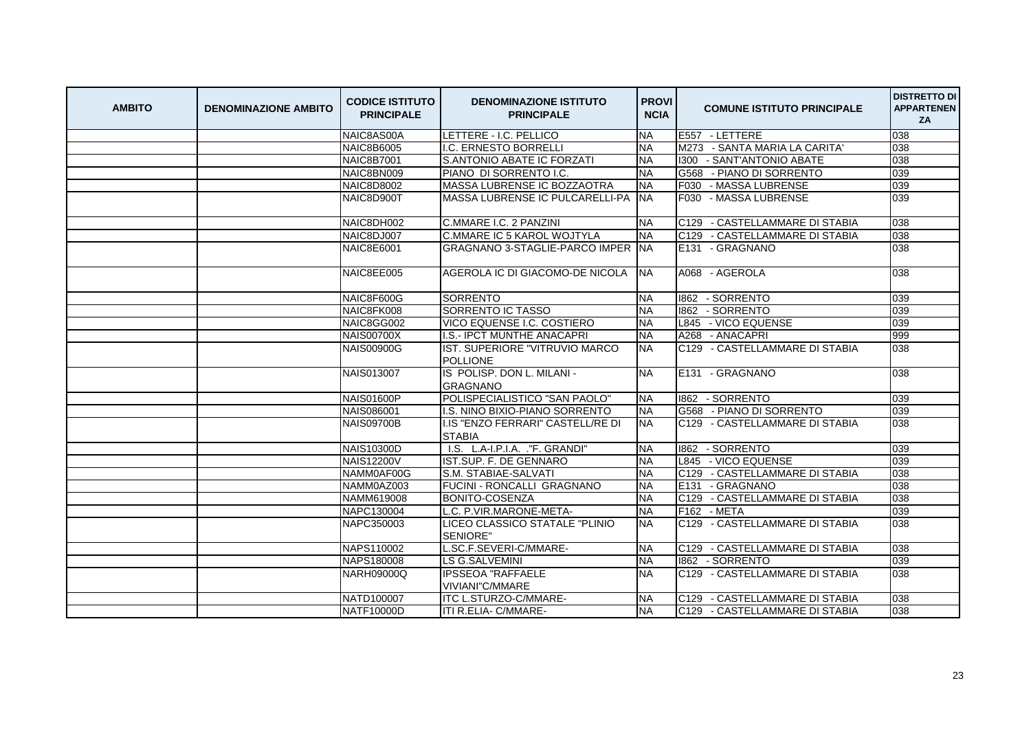| AMBITO | DENOMINAZIONE AMBITO | CODICE ISTITUTO PRINCIPALE | DENOMINAZIONE ISTITUTO PRINCIPALE | PROVINCIA | COMUNE ISTITUTO PRINCIPALE | DISTRETTO DI APPARTENENZA |
|---|---|---|---|---|---|---|
| | | NAIC8AS00A | LETTERE - I.C. PELLICO | NA | E557 - LETTERE | 038 |
| | | NAIC8B6005 | I.C. ERNESTO BORRELLI | NA | M273 - SANTA MARIA LA CARITA' | 038 |
| | | NAIC8B7001 | S.ANTONIO ABATE IC FORZATI | NA | I300 - SANT'ANTONIO ABATE | 038 |
| | | NAIC8BN009 | PIANO DI SORRENTO I.C. | NA | G568 - PIANO DI SORRENTO | 039 |
| | | NAIC8D8002 | MASSA LUBRENSE IC BOZZAOTRA | NA | F030 - MASSA LUBRENSE | 039 |
| | | NAIC8D900T | MASSA LUBRENSE IC PULCARELLI-PA | NA | F030 - MASSA LUBRENSE | 039 |
| | | NAIC8DH002 | C.MMARE I.C. 2 PANZINI | NA | C129 - CASTELLAMMARE DI STABIA | 038 |
| | | NAIC8DJ007 | C.MMARE IC 5 KAROL WOJTYLA | NA | C129 - CASTELLAMMARE DI STABIA | 038 |
| | | NAIC8E6001 | GRAGNANO 3-STAGLIE-PARCO IMPER | NA | E131 - GRAGNANO | 038 |
| | | NAIC8EE005 | AGEROLA IC DI GIACOMO-DE NICOLA | NA | A068 - AGEROLA | 038 |
| | | NAIC8F600G | SORRENTO | NA | I862 - SORRENTO | 039 |
| | | NAIC8FK008 | SORRENTO IC TASSO | NA | I862 - SORRENTO | 039 |
| | | NAIC8GG002 | VICO EQUENSE I.C. COSTIERO | NA | L845 - VICO EQUENSE | 039 |
| | | NAIS00700X | I.S.- IPCT MUNTHE ANACAPRI | NA | A268 - ANACAPRI | 999 |
| | | NAIS00900G | IST. SUPERIORE "VITRUVIO MARCO POLLIONE | NA | C129 - CASTELLAMMARE DI STABIA | 038 |
| | | NAIS013007 | IS POLISP. DON L. MILANI - GRAGNANO | NA | E131 - GRAGNANO | 038 |
| | | NAIS01600P | POLISPECIALISTICO "SAN PAOLO" | NA | I862 - SORRENTO | 039 |
| | | NAIS086001 | I.S. NINO BIXIO-PIANO SORRENTO | NA | G568 - PIANO DI SORRENTO | 039 |
| | | NAIS09700B | I.IS "ENZO FERRARI" CASTELL/RE DI STABIA | NA | C129 - CASTELLAMMARE DI STABIA | 038 |
| | | NAIS10300D | I.S. L.A-I.P.I.A. ."F. GRANDI" | NA | I862 - SORRENTO | 039 |
| | | NAIS12200V | IST.SUP. F. DE GENNARO | NA | L845 - VICO EQUENSE | 039 |
| | | NAMM0AF00G | S.M. STABIAE-SALVATI | NA | C129 - CASTELLAMMARE DI STABIA | 038 |
| | | NAMM0AZ003 | FUCINI - RONCALLI GRAGNANO | NA | E131 - GRAGNANO | 038 |
| | | NAMM619008 | BONITO-COSENZA | NA | C129 - CASTELLAMMARE DI STABIA | 038 |
| | | NAPC130004 | L.C. P.VIR.MARONE-META- | NA | F162 - META | 039 |
| | | NAPC350003 | LICEO CLASSICO STATALE "PLINIO SENIORE" | NA | C129 - CASTELLAMMARE DI STABIA | 038 |
| | | NAPS110002 | L.SC.F.SEVERI-C/MMARE- | NA | C129 - CASTELLAMMARE DI STABIA | 038 |
| | | NAPS180008 | LS G.SALVEMINI | NA | I862 - SORRENTO | 039 |
| | | NARH09000Q | IPSSEOA "RAFFAELE VIVIANI"C/MMARE | NA | C129 - CASTELLAMMARE DI STABIA | 038 |
| | | NATD100007 | ITC L.STURZO-C/MMARE- | NA | C129 - CASTELLAMMARE DI STABIA | 038 |
| | | NATF10000D | ITI R.ELIA- C/MMARE- | NA | C129 - CASTELLAMMARE DI STABIA | 038 |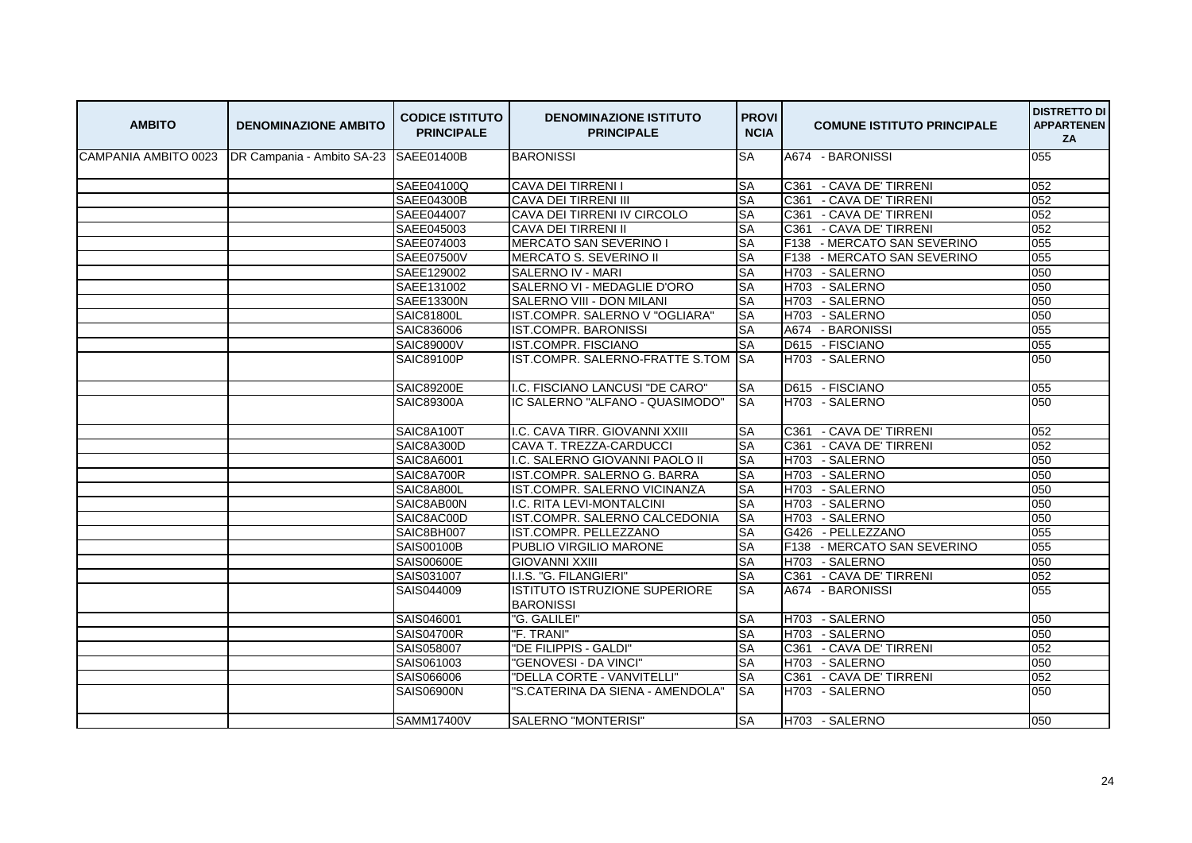| AMBITO | DENOMINAZIONE AMBITO | CODICE ISTITUTO PRINCIPALE | DENOMINAZIONE ISTITUTO PRINCIPALE | PROVINCIA | COMUNE ISTITUTO PRINCIPALE | DISTRETTO DI APPARTENENZA |
|---|---|---|---|---|---|---|
| CAMPANIA AMBITO 0023 | DR Campania - Ambito SA-23 | SAEE01400B | BARONISSI | SA | A674 - BARONISSI | 055 |
| | | SAEE04100Q | CAVA DEI TIRRENI I | SA | C361 - CAVA DE' TIRRENI | 052 |
| | | SAEE04300B | CAVA DEI TIRRENI III | SA | C361 - CAVA DE' TIRRENI | 052 |
| | | SAEE044007 | CAVA DEI TIRRENI IV CIRCOLO | SA | C361 - CAVA DE' TIRRENI | 052 |
| | | SAEE045003 | CAVA DEI TIRRENI II | SA | C361 - CAVA DE' TIRRENI | 052 |
| | | SAEE074003 | MERCATO SAN SEVERINO I | SA | F138 - MERCATO SAN SEVERINO | 055 |
| | | SAEE07500V | MERCATO S. SEVERINO II | SA | F138 - MERCATO SAN SEVERINO | 055 |
| | | SAEE129002 | SALERNO IV - MARI | SA | H703 - SALERNO | 050 |
| | | SAEE131002 | SALERNO VI - MEDAGLIE D'ORO | SA | H703 - SALERNO | 050 |
| | | SAEE13300N | SALERNO VIII - DON MILANI | SA | H703 - SALERNO | 050 |
| | | SAIC81800L | IST.COMPR. SALERNO V "OGLIARA" | SA | H703 - SALERNO | 050 |
| | | SAIC836006 | IST.COMPR. BARONISSI | SA | A674 - BARONISSI | 055 |
| | | SAIC89000V | IST.COMPR. FISCIANO | SA | D615 - FISCIANO | 055 |
| | | SAIC89100P | IST.COMPR. SALERNO-FRATTE S.TOM | SA | H703 - SALERNO | 050 |
| | | SAIC89200E | I.C. FISCIANO LANCUSI "DE CARO" | SA | D615 - FISCIANO | 055 |
| | | SAIC89300A | IC SALERNO "ALFANO - QUASIMODO" | SA | H703 - SALERNO | 050 |
| | | SAIC8A100T | I.C. CAVA TIRR. GIOVANNI XXIII | SA | C361 - CAVA DE' TIRRENI | 052 |
| | | SAIC8A300D | CAVA T. TREZZA-CARDUCCI | SA | C361 - CAVA DE' TIRRENI | 052 |
| | | SAIC8A6001 | I.C. SALERNO GIOVANNI PAOLO II | SA | H703 - SALERNO | 050 |
| | | SAIC8A700R | IST.COMPR. SALERNO G. BARRA | SA | H703 - SALERNO | 050 |
| | | SAIC8A800L | IST.COMPR. SALERNO VICINANZA | SA | H703 - SALERNO | 050 |
| | | SAIC8AB00N | I.C. RITA LEVI-MONTALCINI | SA | H703 - SALERNO | 050 |
| | | SAIC8AC00D | IST.COMPR. SALERNO CALCEDONIA | SA | H703 - SALERNO | 050 |
| | | SAIC8BH007 | IST.COMPR. PELLEZZANO | SA | G426 - PELLEZZANO | 055 |
| | | SAIS00100B | PUBLIO VIRGILIO MARONE | SA | F138 - MERCATO SAN SEVERINO | 055 |
| | | SAIS00600E | GIOVANNI XXIII | SA | H703 - SALERNO | 050 |
| | | SAIS031007 | I.I.S. "G. FILANGIERI" | SA | C361 - CAVA DE' TIRRENI | 052 |
| | | SAIS044009 | ISTITUTO ISTRUZIONE SUPERIORE BARONISSI | SA | A674 - BARONISSI | 055 |
| | | SAIS046001 | "G. GALILEI" | SA | H703 - SALERNO | 050 |
| | | SAIS04700R | "F. TRANI" | SA | H703 - SALERNO | 050 |
| | | SAIS058007 | "DE FILIPPIS - GALDI" | SA | C361 - CAVA DE' TIRRENI | 052 |
| | | SAIS061003 | "GENOVESI - DA VINCI" | SA | H703 - SALERNO | 050 |
| | | SAIS066006 | "DELLA CORTE - VANVITELLI" | SA | C361 - CAVA DE' TIRRENI | 052 |
| | | SAIS06900N | "S.CATERINA DA SIENA - AMENDOLA" | SA | H703 - SALERNO | 050 |
| | | SAMM17400V | SALERNO "MONTERISI" | SA | H703 - SALERNO | 050 |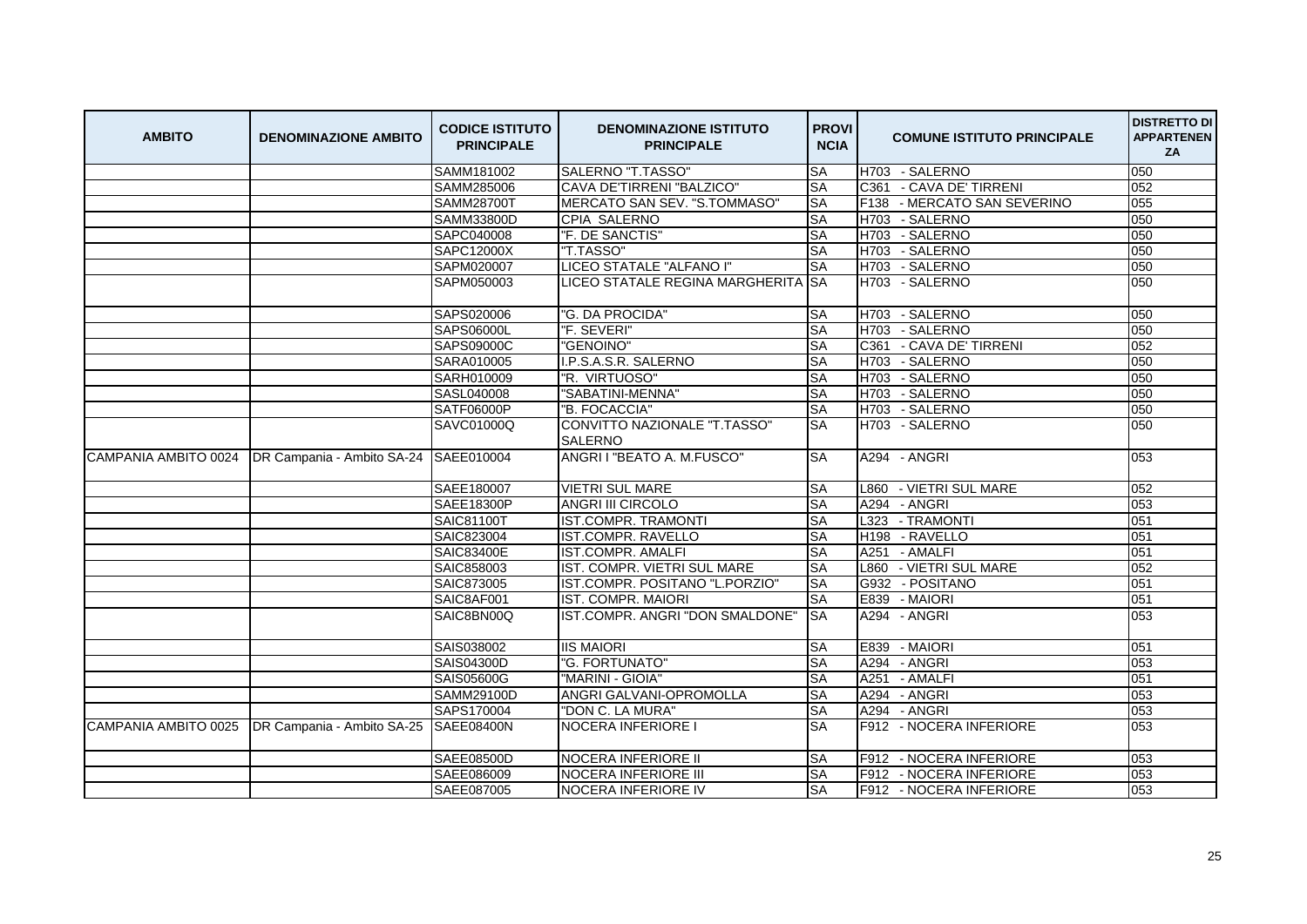| AMBITO | DENOMINAZIONE AMBITO | CODICE ISTITUTO PRINCIPALE | DENOMINAZIONE ISTITUTO PRINCIPALE | PROVINCIA | COMUNE ISTITUTO PRINCIPALE | DISTRETTO DI APPARTENENZA |
|---|---|---|---|---|---|---|
| | | SAMM181002 | SALERNO "T.TASSO" | SA | H703 - SALERNO | 050 |
| | | SAMM285006 | CAVA DE'TIRRENI "BALZICO" | SA | C361 - CAVA DE' TIRRENI | 052 |
| | | SAMM28700T | MERCATO SAN SEV. "S.TOMMASO" | SA | F138 - MERCATO SAN SEVERINO | 055 |
| | | SAMM33800D | CPIA SALERNO | SA | H703 - SALERNO | 050 |
| | | SAPC040008 | "F. DE SANCTIS" | SA | H703 - SALERNO | 050 |
| | | SAPC12000X | "T.TASSO" | SA | H703 - SALERNO | 050 |
| | | SAPM020007 | LICEO STATALE "ALFANO I" | SA | H703 - SALERNO | 050 |
| | | SAPM050003 | LICEO STATALE REGINA MARGHERITA | SA | H703 - SALERNO | 050 |
| | | SAPS020006 | "G. DA PROCIDA" | SA | H703 - SALERNO | 050 |
| | | SAPS06000L | "F. SEVERI" | SA | H703 - SALERNO | 050 |
| | | SAPS09000C | "GENOINO" | SA | C361 - CAVA DE' TIRRENI | 052 |
| | | SARA010005 | I.P.S.A.S.R. SALERNO | SA | H703 - SALERNO | 050 |
| | | SARH010009 | "R. VIRTUOSO" | SA | H703 - SALERNO | 050 |
| | | SASL040008 | "SABATINI-MENNA" | SA | H703 - SALERNO | 050 |
| | | SATF06000P | "B. FOCACCIA" | SA | H703 - SALERNO | 050 |
| | | SAVC01000Q | CONVITTO NAZIONALE "T.TASSO" SALERNO | SA | H703 - SALERNO | 050 |
| CAMPANIA AMBITO 0024 | DR Campania - Ambito SA-24 | SAEE010004 | ANGRI I "BEATO A. M.FUSCO" | SA | A294 - ANGRI | 053 |
| | | SAEE180007 | VIETRI SUL MARE | SA | L860 - VIETRI SUL MARE | 052 |
| | | SAEE18300P | ANGRI III CIRCOLO | SA | A294 - ANGRI | 053 |
| | | SAIC81100T | IST.COMPR. TRAMONTI | SA | L323 - TRAMONTI | 051 |
| | | SAIC823004 | IST.COMPR. RAVELLO | SA | H198 - RAVELLO | 051 |
| | | SAIC83400E | IST.COMPR. AMALFI | SA | A251 - AMALFI | 051 |
| | | SAIC858003 | IST. COMPR. VIETRI SUL MARE | SA | L860 - VIETRI SUL MARE | 052 |
| | | SAIC873005 | IST.COMPR. POSITANO "L.PORZIO" | SA | G932 - POSITANO | 051 |
| | | SAIC8AF001 | IST. COMPR. MAIORI | SA | E839 - MAIORI | 051 |
| | | SAIC8BN00Q | IST.COMPR. ANGRI "DON SMALDONE" | SA | A294 - ANGRI | 053 |
| | | SAIS038002 | IIS MAIORI | SA | E839 - MAIORI | 051 |
| | | SAIS04300D | "G. FORTUNATO" | SA | A294 - ANGRI | 053 |
| | | SAIS05600G | "MARINI - GIOIA" | SA | A251 - AMALFI | 051 |
| | | SAMM29100D | ANGRI GALVANI-OPROMOLLA | SA | A294 - ANGRI | 053 |
| | | SAPS170004 | "DON C. LA MURA" | SA | A294 - ANGRI | 053 |
| CAMPANIA AMBITO 0025 | DR Campania - Ambito SA-25 | SAEE08400N | NOCERA INFERIORE I | SA | F912 - NOCERA INFERIORE | 053 |
| | | SAEE08500D | NOCERA INFERIORE II | SA | F912 - NOCERA INFERIORE | 053 |
| | | SAEE086009 | NOCERA INFERIORE III | SA | F912 - NOCERA INFERIORE | 053 |
| | | SAEE087005 | NOCERA INFERIORE IV | SA | F912 - NOCERA INFERIORE | 053 |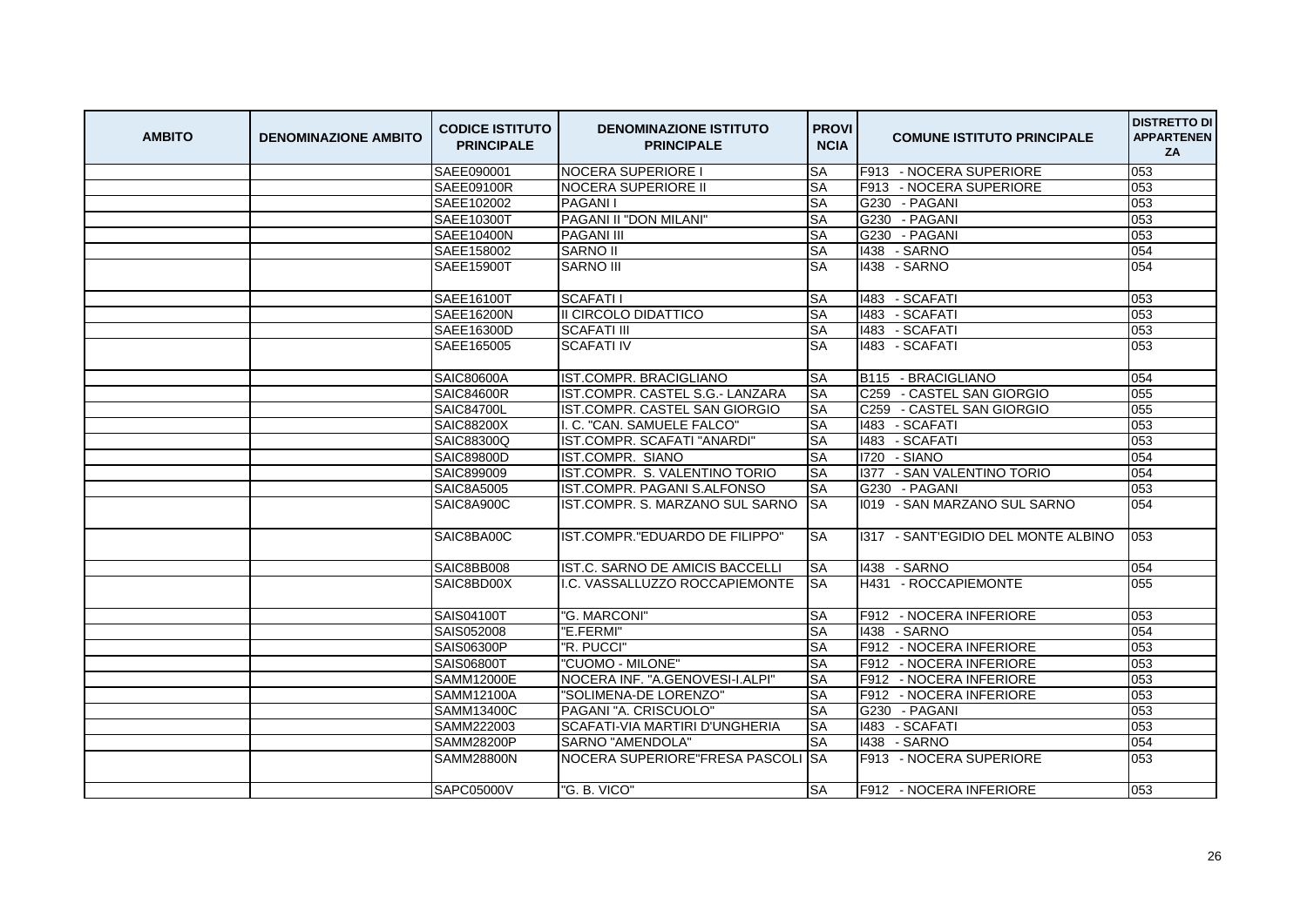| AMBITO | DENOMINAZIONE AMBITO | CODICE ISTITUTO PRINCIPALE | DENOMINAZIONE ISTITUTO PRINCIPALE | PROVINCIA | COMUNE ISTITUTO PRINCIPALE | DISTRETTO DI APPARTENENZA |
|---|---|---|---|---|---|---|
| | | SAEE090001 | NOCERA SUPERIORE I | SA | F913 - NOCERA SUPERIORE | 053 |
| | | SAEE09100R | NOCERA SUPERIORE II | SA | F913 - NOCERA SUPERIORE | 053 |
| | | SAEE102002 | PAGANI I | SA | G230 - PAGANI | 053 |
| | | SAEE10300T | PAGANI II "DON MILANI" | SA | G230 - PAGANI | 053 |
| | | SAEE10400N | PAGANI III | SA | G230 - PAGANI | 053 |
| | | SAEE158002 | SARNO II | SA | I438 - SARNO | 054 |
| | | SAEE15900T | SARNO III | SA | I438 - SARNO | 054 |
| | | SAEE16100T | SCAFATI I | SA | I483 - SCAFATI | 053 |
| | | SAEE16200N | II CIRCOLO DIDATTICO | SA | I483 - SCAFATI | 053 |
| | | SAEE16300D | SCAFATI III | SA | I483 - SCAFATI | 053 |
| | | SAEE165005 | SCAFATI IV | SA | I483 - SCAFATI | 053 |
| | | SAIC80600A | IST.COMPR. BRACIGLIANO | SA | B115 - BRACIGLIANO | 054 |
| | | SAIC84600R | IST.COMPR. CASTEL S.G.- LANZARA | SA | C259 - CASTEL SAN GIORGIO | 055 |
| | | SAIC84700L | IST.COMPR. CASTEL SAN GIORGIO | SA | C259 - CASTEL SAN GIORGIO | 055 |
| | | SAIC88200X | I. C. "CAN. SAMUELE FALCO" | SA | I483 - SCAFATI | 053 |
| | | SAIC88300Q | IST.COMPR. SCAFATI "ANARDI" | SA | I483 - SCAFATI | 053 |
| | | SAIC89800D | IST.COMPR. SIANO | SA | I720 - SIANO | 054 |
| | | SAIC899009 | IST.COMPR. S. VALENTINO TORIO | SA | I377 - SAN VALENTINO TORIO | 054 |
| | | SAIC8A5005 | IST.COMPR. PAGANI S.ALFONSO | SA | G230 - PAGANI | 053 |
| | | SAIC8A900C | IST.COMPR. S. MARZANO SUL SARNO | SA | I019 - SAN MARZANO SUL SARNO | 054 |
| | | SAIC8BA00C | IST.COMPR."EDUARDO DE FILIPPO" | SA | I317 - SANT'EGIDIO DEL MONTE ALBINO | 053 |
| | | SAIC8BB008 | IST.C. SARNO DE AMICIS BACCELLI | SA | I438 - SARNO | 054 |
| | | SAIC8BD00X | I.C. VASSALLUZZO ROCCAPIEMONTE | SA | H431 - ROCCAPIEMONTE | 055 |
| | | SAIS04100T | "G. MARCONI" | SA | F912 - NOCERA INFERIORE | 053 |
| | | SAIS052008 | "E.FERMI" | SA | I438 - SARNO | 054 |
| | | SAIS06300P | "R. PUCCI" | SA | F912 - NOCERA INFERIORE | 053 |
| | | SAIS06800T | "CUOMO - MILONE" | SA | F912 - NOCERA INFERIORE | 053 |
| | | SAMM12000E | NOCERA INF. "A.GENOVESI-I.ALPI" | SA | F912 - NOCERA INFERIORE | 053 |
| | | SAMM12100A | "SOLIMENA-DE LORENZO" | SA | F912 - NOCERA INFERIORE | 053 |
| | | SAMM13400C | PAGANI "A. CRISCUOLO" | SA | G230 - PAGANI | 053 |
| | | SAMM222003 | SCAFATI-VIA MARTIRI D'UNGHERIA | SA | I483 - SCAFATI | 053 |
| | | SAMM28200P | SARNO "AMENDOLA" | SA | I438 - SARNO | 054 |
| | | SAMM28800N | NOCERA SUPERIORE"FRESA PASCOLI | SA | F913 - NOCERA SUPERIORE | 053 |
| | | SAPC05000V | "G. B. VICO" | SA | F912 - NOCERA INFERIORE | 053 |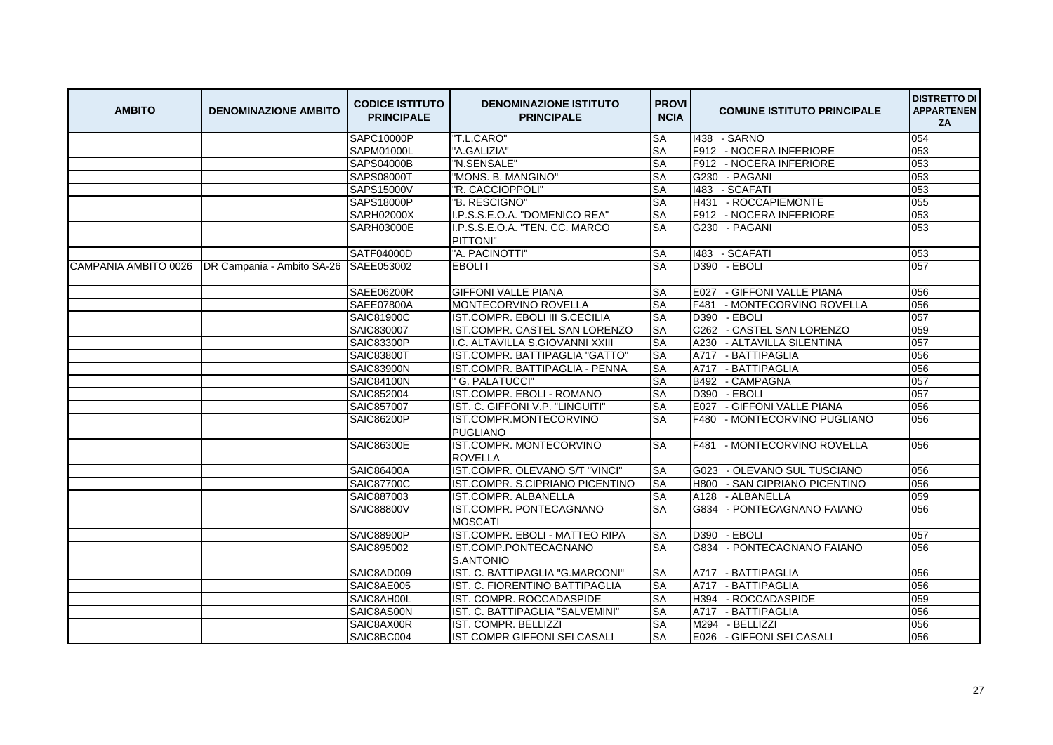| AMBITO | DENOMINAZIONE AMBITO | CODICE ISTITUTO PRINCIPALE | DENOMINAZIONE ISTITUTO PRINCIPALE | PROVINCIA | COMUNE ISTITUTO PRINCIPALE | DISTRETTO DI APPARTENENZA |
|---|---|---|---|---|---|---|
| | | SAPC10000P | "T.L.CARO" | SA | I438 - SARNO | 054 |
| | | SAPM01000L | "A.GALIZIA" | SA | F912 - NOCERA INFERIORE | 053 |
| | | SAPS04000B | "N.SENSALE" | SA | F912 - NOCERA INFERIORE | 053 |
| | | SAPS08000T | "MONS. B. MANGINO" | SA | G230 - PAGANI | 053 |
| | | SAPS15000V | "R. CACCIOPPOLI" | SA | I483 - SCAFATI | 053 |
| | | SAPS18000P | "B. RESCIGNO" | SA | H431 - ROCCAPIEMONTE | 055 |
| | | SARH02000X | I.P.S.S.E.O.A. "DOMENICO REA" | SA | F912 - NOCERA INFERIORE | 053 |
| | | SARH03000E | I.P.S.S.E.O.A. "TEN. CC. MARCO PITTONI" | SA | G230 - PAGANI | 053 |
| | | SATF04000D | "A. PACINOTTI" | SA | I483 - SCAFATI | 053 |
| CAMPANIA AMBITO 0026 | DR Campania - Ambito SA-26 | SAEE053002 | EBOLI I | SA | D390 - EBOLI | 057 |
| | | SAEE06200R | GIFFONI VALLE PIANA | SA | E027 - GIFFONI VALLE PIANA | 056 |
| | | SAEE07800A | MONTECORVINO ROVELLA | SA | F481 - MONTECORVINO ROVELLA | 056 |
| | | SAIC81900C | IST.COMPR. EBOLI III S.CECILIA | SA | D390 - EBOLI | 057 |
| | | SAIC830007 | IST.COMPR. CASTEL SAN LORENZO | SA | C262 - CASTEL SAN LORENZO | 059 |
| | | SAIC83300P | I.C. ALTAVILLA S.GIOVANNI XXIII | SA | A230 - ALTAVILLA SILENTINA | 057 |
| | | SAIC83800T | IST.COMPR. BATTIPAGLIA "GATTO" | SA | A717 - BATTIPAGLIA | 056 |
| | | SAIC83900N | IST.COMPR. BATTIPAGLIA - PENNA | SA | A717 - BATTIPAGLIA | 056 |
| | | SAIC84100N | " G. PALATUCCI" | SA | B492 - CAMPAGNA | 057 |
| | | SAIC852004 | IST.COMPR. EBOLI - ROMANO | SA | D390 - EBOLI | 057 |
| | | SAIC857007 | IST. C. GIFFONI V.P. "LINGUITI" | SA | E027 - GIFFONI VALLE PIANA | 056 |
| | | SAIC86200P | IST.COMPR.MONTECORVINO PUGLIANO | SA | F480 - MONTECORVINO PUGLIANO | 056 |
| | | SAIC86300E | IST.COMPR. MONTECORVINO ROVELLA | SA | F481 - MONTECORVINO ROVELLA | 056 |
| | | SAIC86400A | IST.COMPR. OLEVANO S/T "VINCI" | SA | G023 - OLEVANO SUL TUSCIANO | 056 |
| | | SAIC87700C | IST.COMPR. S.CIPRIANO PICENTINO | SA | H800 - SAN CIPRIANO PICENTINO | 056 |
| | | SAIC887003 | IST.COMPR. ALBANELLA | SA | A128 - ALBANELLA | 059 |
| | | SAIC88800V | IST.COMPR. PONTECAGNANO MOSCATI | SA | G834 - PONTECAGNANO FAIANO | 056 |
| | | SAIC88900P | IST.COMPR. EBOLI - MATTEO RIPA | SA | D390 - EBOLI | 057 |
| | | SAIC895002 | IST.COMP.PONTECAGNANO S.ANTONIO | SA | G834 - PONTECAGNANO FAIANO | 056 |
| | | SAIC8AD009 | IST. C. BATTIPAGLIA "G.MARCONI" | SA | A717 - BATTIPAGLIA | 056 |
| | | SAIC8AE005 | IST. C. FIORENTINO BATTIPAGLIA | SA | A717 - BATTIPAGLIA | 056 |
| | | SAIC8AH00L | IST. COMPR. ROCCADASPIDE | SA | H394 - ROCCADASPIDE | 059 |
| | | SAIC8AS00N | IST. C. BATTIPAGLIA "SALVEMINI" | SA | A717 - BATTIPAGLIA | 056 |
| | | SAIC8AX00R | IST. COMPR. BELLIZZI | SA | M294 - BELLIZZI | 056 |
| | | SAIC8BC004 | IST COMPR GIFFONI SEI CASALI | SA | E026 - GIFFONI SEI CASALI | 056 |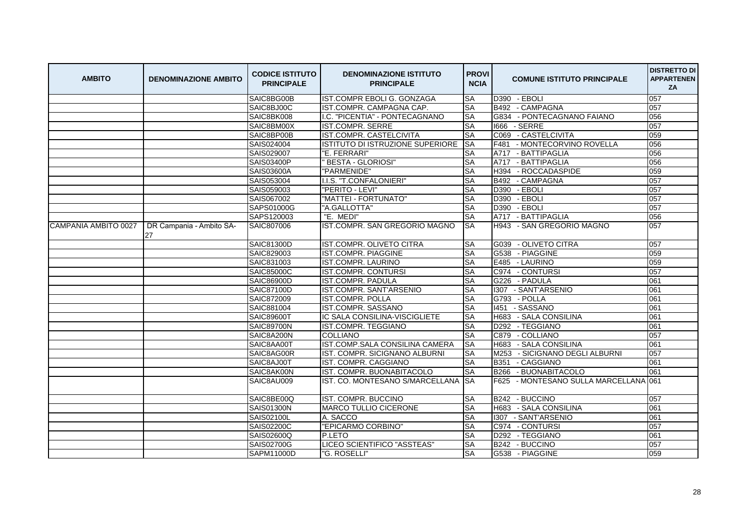| AMBITO | DENOMINAZIONE AMBITO | CODICE ISTITUTO PRINCIPALE | DENOMINAZIONE ISTITUTO PRINCIPALE | PROVINCIA | COMUNE ISTITUTO PRINCIPALE | DISTRETTO DI APPARTENENZA |
|---|---|---|---|---|---|---|
| | | SAIC8BG00B | IST.COMPR EBOLI G. GONZAGA | SA | D390 - EBOLI | 057 |
| | | SAIC8BJ00C | IST.COMPR. CAMPAGNA CAP. | SA | B492 - CAMPAGNA | 057 |
| | | SAIC8BK008 | I.C. "PICENTIA" - PONTECAGNANO | SA | G834 - PONTECAGNANO FAIANO | 056 |
| | | SAIC8BM00X | IST.COMPR. SERRE | SA | I666 - SERRE | 057 |
| | | SAIC8BP00B | IST.COMPR. CASTELCIVITA | SA | C069 - CASTELCIVITA | 059 |
| | | SAIS024004 | ISTITUTO DI ISTRUZIONE SUPERIORE | SA | F481 - MONTECORVINO ROVELLA | 056 |
| | | SAIS029007 | "E. FERRARI" | SA | A717 - BATTIPAGLIA | 056 |
| | | SAIS03400P | " BESTA - GLORIOSI" | SA | A717 - BATTIPAGLIA | 056 |
| | | SAIS03600A | "PARMENIDE" | SA | H394 - ROCCADASPIDE | 059 |
| | | SAIS053004 | I.I.S. "T.CONFALONIERI" | SA | B492 - CAMPAGNA | 057 |
| | | SAIS059003 | "PERITO - LEVI" | SA | D390 - EBOLI | 057 |
| | | SAIS067002 | "MATTEI - FORTUNATO" | SA | D390 - EBOLI | 057 |
| | | SAPS01000G | "A.GALLOTTA" | SA | D390 - EBOLI | 057 |
| | | SAPS120003 | "E. MEDI" | SA | A717 - BATTIPAGLIA | 056 |
| CAMPANIA AMBITO 0027 | DR Campania - Ambito SA-27 | SAIC807006 | IST.COMPR. SAN GREGORIO MAGNO | SA | H943 - SAN GREGORIO MAGNO | 057 |
| | | SAIC81300D | IST.COMPR. OLIVETO CITRA | SA | G039 - OLIVETO CITRA | 057 |
| | | SAIC829003 | IST.COMPR. PIAGGINE | SA | G538 - PIAGGINE | 059 |
| | | SAIC831003 | IST.COMPR. LAURINO | SA | E485 - LAURINO | 059 |
| | | SAIC85000C | IST.COMPR. CONTURSI | SA | C974 - CONTURSI | 057 |
| | | SAIC86900D | IST.COMPR. PADULA | SA | G226 - PADULA | 061 |
| | | SAIC87100D | IST.COMPR. SANT'ARSENIO | SA | I307 - SANT'ARSENIO | 061 |
| | | SAIC872009 | IST.COMPR. POLLA | SA | G793 - POLLA | 061 |
| | | SAIC881004 | IST.COMPR. SASSANO | SA | I451 - SASSANO | 061 |
| | | SAIC89600T | IC SALA CONSILINA-VISCIGLIETE | SA | H683 - SALA CONSILINA | 061 |
| | | SAIC89700N | IST.COMPR. TEGGIANO | SA | D292 - TEGGIANO | 061 |
| | | SAIC8A200N | COLLIANO | SA | C879 - COLLIANO | 057 |
| | | SAIC8AA00T | IST.COMP.SALA CONSILINA CAMERA | SA | H683 - SALA CONSILINA | 061 |
| | | SAIC8AG00R | IST. COMPR. SICIGNANO ALBURNI | SA | M253 - SICIGNANO DEGLI ALBURNI | 057 |
| | | SAIC8AJ00T | IST. COMPR. CAGGIANO | SA | B351 - CAGGIANO | 061 |
| | | SAIC8AK00N | IST. COMPR. BUONABITACOLO | SA | B266 - BUONABITACOLO | 061 |
| | | SAIC8AU009 | IST. CO. MONTESANO S/MARCELLANA | SA | F625 - MONTESANO SULLA MARCELLANA | 061 |
| | | SAIC8BE00Q | IST. COMPR. BUCCINO | SA | B242 - BUCCINO | 057 |
| | | SAIS01300N | MARCO TULLIO CICERONE | SA | H683 - SALA CONSILINA | 061 |
| | | SAIS02100L | A. SACCO | SA | I307 - SANT'ARSENIO | 061 |
| | | SAIS02200C | "EPICARMO CORBINO" | SA | C974 - CONTURSI | 057 |
| | | SAIS02600Q | P.LETO | SA | D292 - TEGGIANO | 061 |
| | | SAIS02700G | LICEO SCIENTIFICO "ASSTEAS" | SA | B242 - BUCCINO | 057 |
| | | SAPM11000D | "G. ROSELLI" | SA | G538 - PIAGGINE | 059 |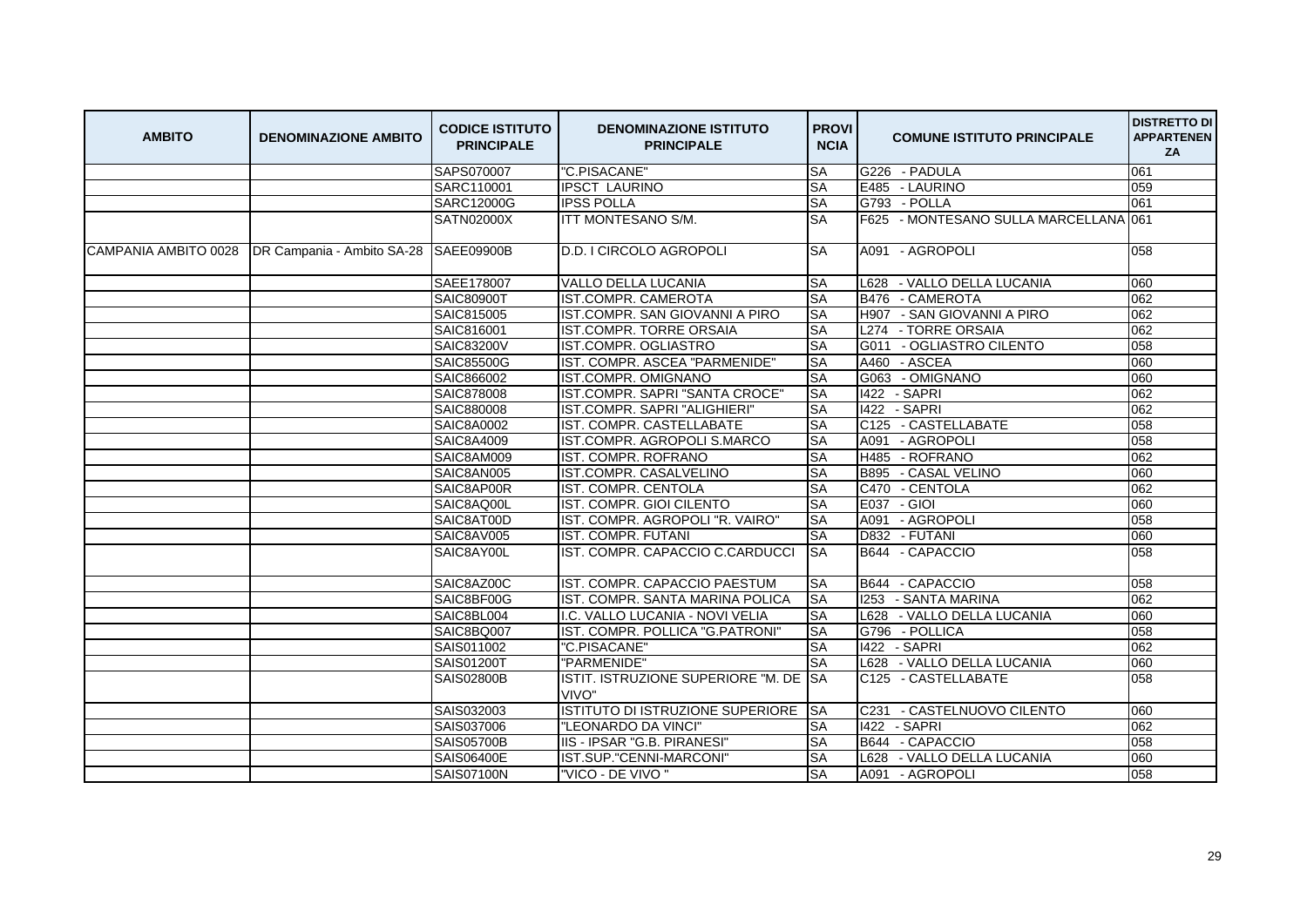| AMBITO | DENOMINAZIONE AMBITO | CODICE ISTITUTO PRINCIPALE | DENOMINAZIONE ISTITUTO PRINCIPALE | PROVINCIA | COMUNE ISTITUTO PRINCIPALE | DISTRETTO DI APPARTENENZA |
|---|---|---|---|---|---|---|
| | | SAPS070007 | "C.PISACANE" | SA | G226 - PADULA | 061 |
| | | SARC110001 | IPSCT LAURINO | SA | E485 - LAURINO | 059 |
| | | SARC12000G | IPSS POLLA | SA | G793 - POLLA | 061 |
| | | SATN02000X | ITT MONTESANO S/M. | SA | F625 - MONTESANO SULLA MARCELLANA | 061 |
| CAMPANIA AMBITO 0028 | DR Campania - Ambito SA-28 | SAEE09900B | D.D. I CIRCOLO AGROPOLI | SA | A091 - AGROPOLI | 058 |
| | | SAEE178007 | VALLO DELLA LUCANIA | SA | L628 - VALLO DELLA LUCANIA | 060 |
| | | SAIC80900T | IST.COMPR. CAMEROTA | SA | B476 - CAMEROTA | 062 |
| | | SAIC815005 | IST.COMPR. SAN GIOVANNI A PIRO | SA | H907 - SAN GIOVANNI A PIRO | 062 |
| | | SAIC816001 | IST.COMPR. TORRE ORSAIA | SA | L274 - TORRE ORSAIA | 062 |
| | | SAIC83200V | IST.COMPR. OGLIASTRO | SA | G011 - OGLIASTRO CILENTO | 058 |
| | | SAIC85500G | IST. COMPR. ASCEA "PARMENIDE" | SA | A460 - ASCEA | 060 |
| | | SAIC866002 | IST.COMPR. OMIGNANO | SA | G063 - OMIGNANO | 060 |
| | | SAIC878008 | IST.COMPR. SAPRI "SANTA CROCE" | SA | I422 - SAPRI | 062 |
| | | SAIC880008 | IST.COMPR. SAPRI "ALIGHIERI" | SA | I422 - SAPRI | 062 |
| | | SAIC8A0002 | IST. COMPR. CASTELLABATE | SA | C125 - CASTELLABATE | 058 |
| | | SAIC8A4009 | IST.COMPR. AGROPOLI S.MARCO | SA | A091 - AGROPOLI | 058 |
| | | SAIC8AM009 | IST. COMPR. ROFRANO | SA | H485 - ROFRANO | 062 |
| | | SAIC8AN005 | IST.COMPR. CASALVELINO | SA | B895 - CASAL VELINO | 060 |
| | | SAIC8AP00R | IST. COMPR. CENTOLA | SA | C470 - CENTOLA | 062 |
| | | SAIC8AQ00L | IST. COMPR. GIOI CILENTO | SA | E037 - GIOI | 060 |
| | | SAIC8AT00D | IST. COMPR. AGROPOLI "R. VAIRO" | SA | A091 - AGROPOLI | 058 |
| | | SAIC8AV005 | IST. COMPR. FUTANI | SA | D832 - FUTANI | 060 |
| | | SAIC8AY00L | IST. COMPR. CAPACCIO C.CARDUCCI | SA | B644 - CAPACCIO | 058 |
| | | SAIC8AZ00C | IST. COMPR. CAPACCIO PAESTUM | SA | B644 - CAPACCIO | 058 |
| | | SAIC8BF00G | IST. COMPR. SANTA MARINA POLICA | SA | I253 - SANTA MARINA | 062 |
| | | SAIC8BL004 | I.C. VALLO LUCANIA - NOVI VELIA | SA | L628 - VALLO DELLA LUCANIA | 060 |
| | | SAIC8BQ007 | IST. COMPR. POLLICA "G.PATRONI" | SA | G796 - POLLICA | 058 |
| | | SAIS011002 | "C.PISACANE" | SA | I422 - SAPRI | 062 |
| | | SAIS01200T | "PARMENIDE" | SA | L628 - VALLO DELLA LUCANIA | 060 |
| | | SAIS02800B | ISTIT. ISTRUZIONE SUPERIORE "M. DE VIVO" | SA | C125 - CASTELLABATE | 058 |
| | | SAIS032003 | ISTITUTO DI ISTRUZIONE SUPERIORE | SA | C231 - CASTELNUOVO CILENTO | 060 |
| | | SAIS037006 | "LEONARDO DA VINCI" | SA | I422 - SAPRI | 062 |
| | | SAIS05700B | IIS - IPSAR "G.B. PIRANESI" | SA | B644 - CAPACCIO | 058 |
| | | SAIS06400E | IST.SUP."CENNI-MARCONI" | SA | L628 - VALLO DELLA LUCANIA | 060 |
| | | SAIS07100N | "VICO - DE VIVO " | SA | A091 - AGROPOLI | 058 |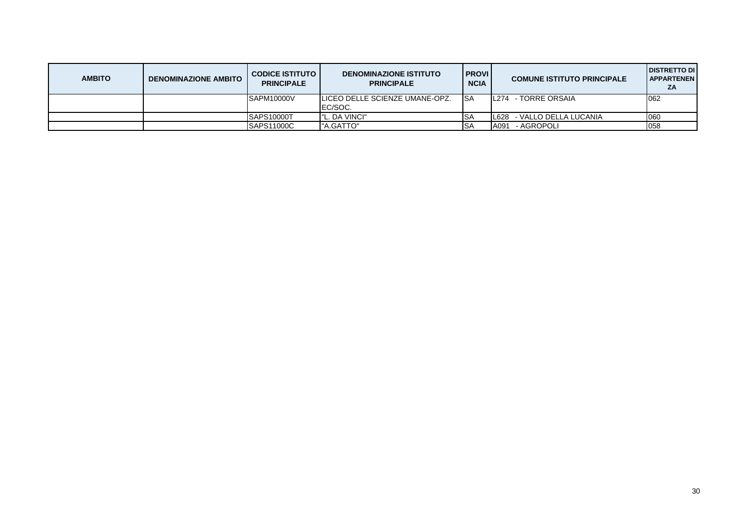| AMBITO | DENOMINAZIONE AMBITO | CODICE ISTITUTO PRINCIPALE | DENOMINAZIONE ISTITUTO PRINCIPALE | PROVINCIA | COMUNE ISTITUTO PRINCIPALE | DISTRETTO DI APPARTENENZA |
|---|---|---|---|---|---|---|
| | | SAPM10000V | LICEO DELLE SCIENZE UMANE-OPZ. EC/SOC. | SA | L274 - TORRE ORSAIA | 062 |
| | | SAPS10000T | "L. DA VINCI" | SA | L628 - VALLO DELLA LUCANIA | 060 |
| | | SAPS11000C | "A.GATTO" | SA | A091 - AGROPOLI | 058 |